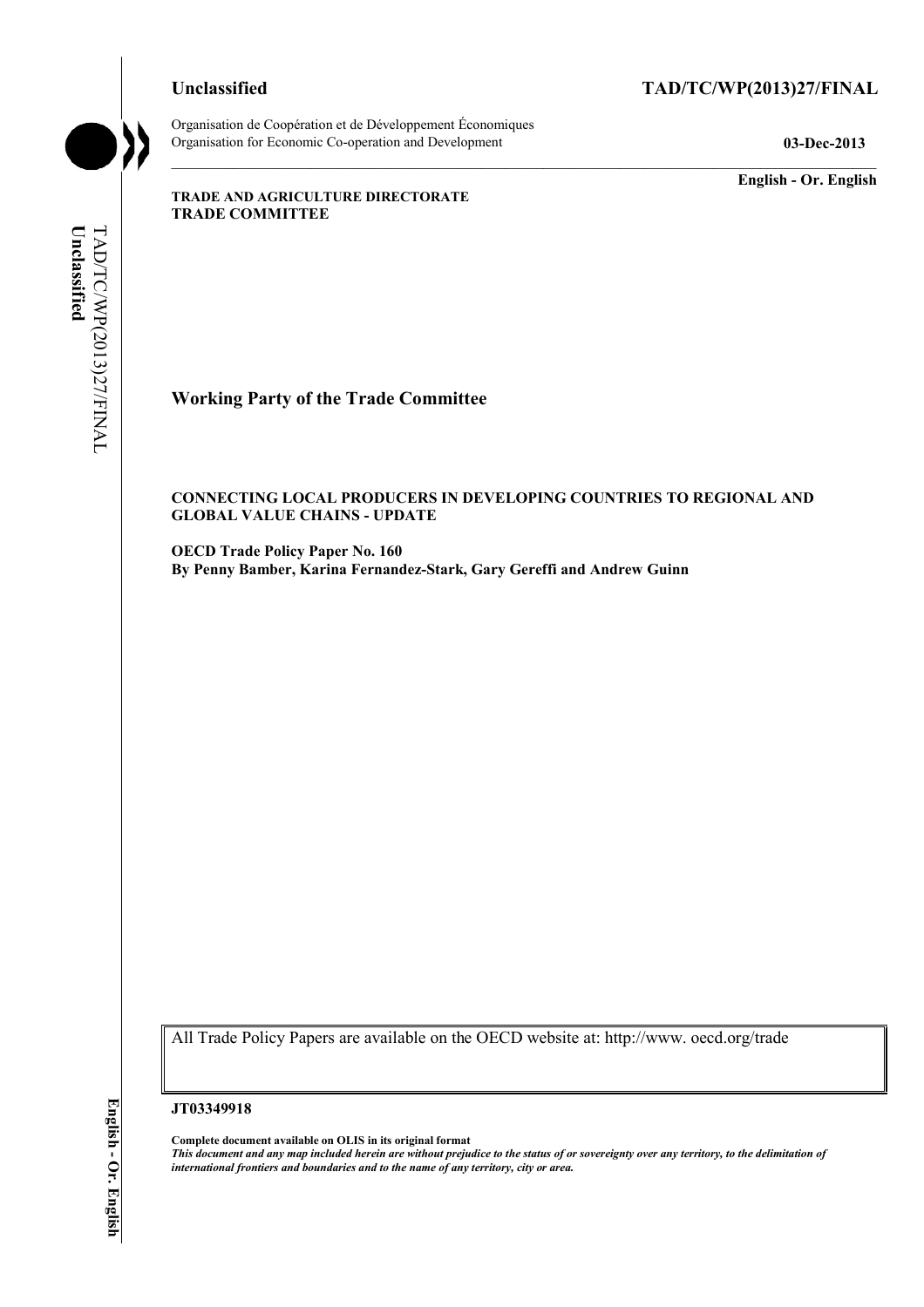**Unclassified** **TAD/TC/WP(2013)27/FINAL**

Organisation de Coopération et de Développement Économiques
Organisation for Economic Co-operation and Development **03-Dec-2013**

**English - Or. English**

**TRADE AND AGRICULTURE DIRECTORATE**
**TRADE COMMITTEE**

## Working Party of the Trade Committee

**CONNECTING LOCAL PRODUCERS IN DEVELOPING COUNTRIES TO REGIONAL AND GLOBAL VALUE CHAINS - UPDATE**

**OECD Trade Policy Paper No. 160**
**By Penny Bamber, Karina Fernandez-Stark, Gary Gereffi and Andrew Guinn**

All Trade Policy Papers are available on the OECD website at: http://www. oecd.org/trade

**JT03349918**

**Complete document available on OLIS in its original format**
***This document and any map included herein are without prejudice to the status of or sovereignty over any territory, to the delimitation of international frontiers and boundaries and to the name of any territory, city or area.***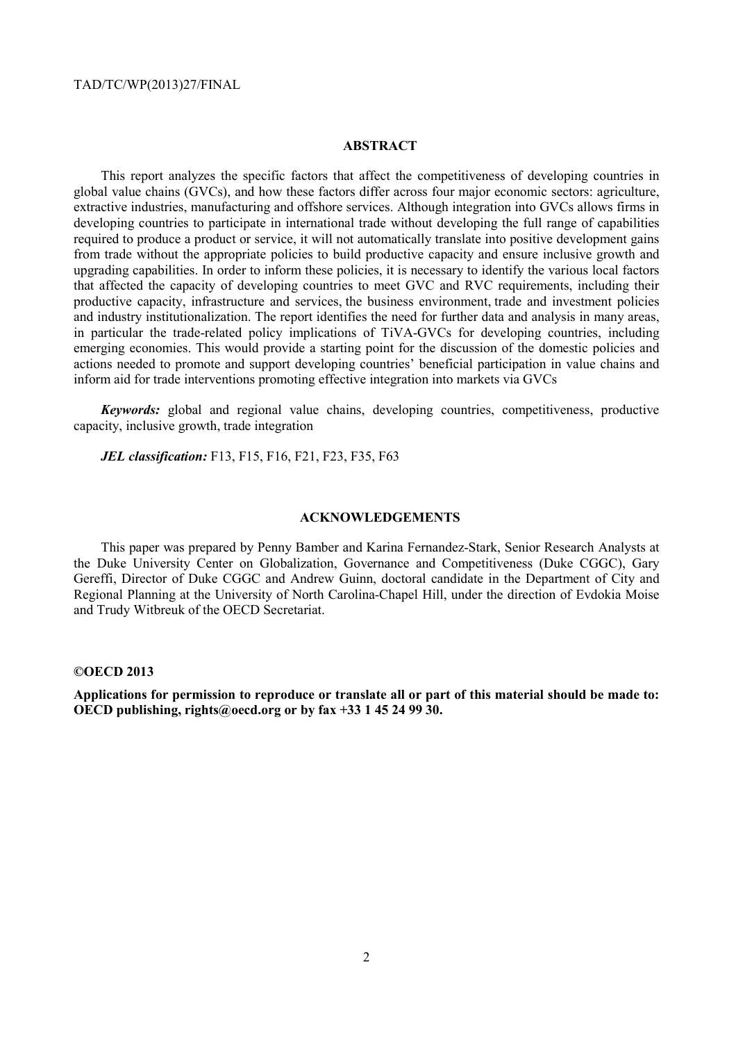## ABSTRACT

This report analyzes the specific factors that affect the competitiveness of developing countries in global value chains (GVCs), and how these factors differ across four major economic sectors: agriculture, extractive industries, manufacturing and offshore services. Although integration into GVCs allows firms in developing countries to participate in international trade without developing the full range of capabilities required to produce a product or service, it will not automatically translate into positive development gains from trade without the appropriate policies to build productive capacity and ensure inclusive growth and upgrading capabilities. In order to inform these policies, it is necessary to identify the various local factors that affected the capacity of developing countries to meet GVC and RVC requirements, including their productive capacity, infrastructure and services, the business environment, trade and investment policies and industry institutionalization. The report identifies the need for further data and analysis in many areas, in particular the trade-related policy implications of TiVA-GVCs for developing countries, including emerging economies. This would provide a starting point for the discussion of the domestic policies and actions needed to promote and support developing countries' beneficial participation in value chains and inform aid for trade interventions promoting effective integration into markets via GVCs

***Keywords:*** global and regional value chains, developing countries, competitiveness, productive capacity, inclusive growth, trade integration

***JEL classification:*** F13, F15, F16, F21, F23, F35, F63

## ACKNOWLEDGEMENTS

This paper was prepared by Penny Bamber and Karina Fernandez-Stark, Senior Research Analysts at the Duke University Center on Globalization, Governance and Competitiveness (Duke CGGC), Gary Gereffi, Director of Duke CGGC and Andrew Guinn, doctoral candidate in the Department of City and Regional Planning at the University of North Carolina-Chapel Hill, under the direction of Evdokia Moise and Trudy Witbreuk of the OECD Secretariat.

**©OECD 2013**

**Applications for permission to reproduce or translate all or part of this material should be made to: OECD publishing, rights@oecd.org or by fax +33 1 45 24 99 30.**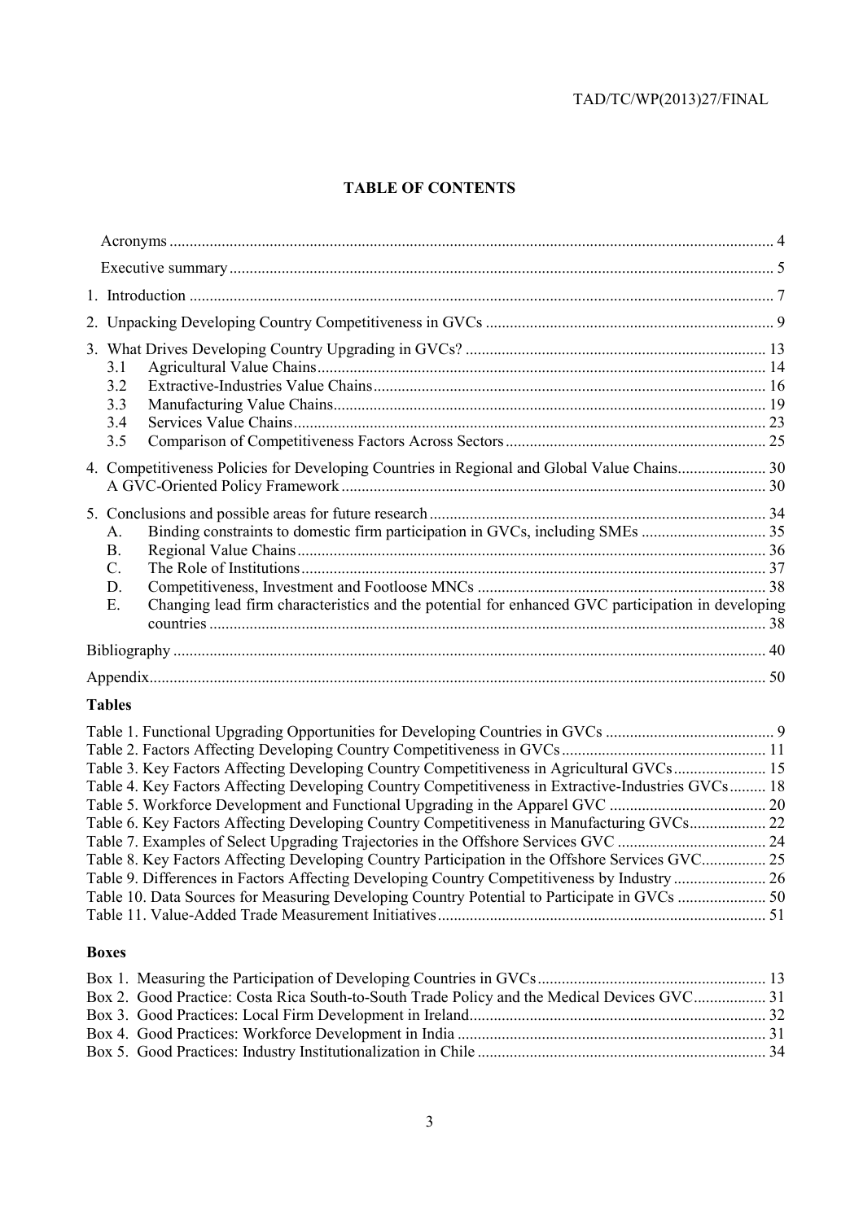## TABLE OF CONTENTS

Acronyms ..... 4
Executive summary ..... 5
1. Introduction ..... 7
2. Unpacking Developing Country Competitiveness in GVCs ..... 9
3. What Drives Developing Country Upgrading in GVCs? ..... 13
   - 3.1 Agricultural Value Chains ..... 14
   - 3.2 Extractive-Industries Value Chains ..... 16
   - 3.3 Manufacturing Value Chains ..... 19
   - 3.4 Services Value Chains ..... 23
   - 3.5 Comparison of Competitiveness Factors Across Sectors ..... 25

4. Competitiveness Policies for Developing Countries in Regional and Global Value Chains ..... 30
   A GVC-Oriented Policy Framework ..... 30
5. Conclusions and possible areas for future research ..... 34
   - A. Binding constraints to domestic firm participation in GVCs, including SMEs ..... 35
   - B. Regional Value Chains ..... 36
   - C. The Role of Institutions ..... 37
   - D. Competitiveness, Investment and Footloose MNCs ..... 38
   - E. Changing lead firm characteristics and the potential for enhanced GVC participation in developing countries ..... 38

Bibliography ..... 40
Appendix ..... 50

### Tables

Table 1. Functional Upgrading Opportunities for Developing Countries in GVCs ..... 9
Table 2. Factors Affecting Developing Country Competitiveness in GVCs ..... 11
Table 3. Key Factors Affecting Developing Country Competitiveness in Agricultural GVCs ..... 15
Table 4. Key Factors Affecting Developing Country Competitiveness in Extractive-Industries GVCs ..... 18
Table 5. Workforce Development and Functional Upgrading in the Apparel GVC ..... 20
Table 6. Key Factors Affecting Developing Country Competitiveness in Manufacturing GVCs ..... 22
Table 7. Examples of Select Upgrading Trajectories in the Offshore Services GVC ..... 24
Table 8. Key Factors Affecting Developing Country Participation in the Offshore Services GVC ..... 25
Table 9. Differences in Factors Affecting Developing Country Competitiveness by Industry ..... 26
Table 10. Data Sources for Measuring Developing Country Potential to Participate in GVCs ..... 50
Table 11. Value-Added Trade Measurement Initiatives ..... 51

### Boxes

Box 1. Measuring the Participation of Developing Countries in GVCs ..... 13
Box 2. Good Practice: Costa Rica South-to-South Trade Policy and the Medical Devices GVC ..... 31
Box 3. Good Practices: Local Firm Development in Ireland ..... 32
Box 4. Good Practices: Workforce Development in India ..... 31
Box 5. Good Practices: Industry Institutionalization in Chile ..... 34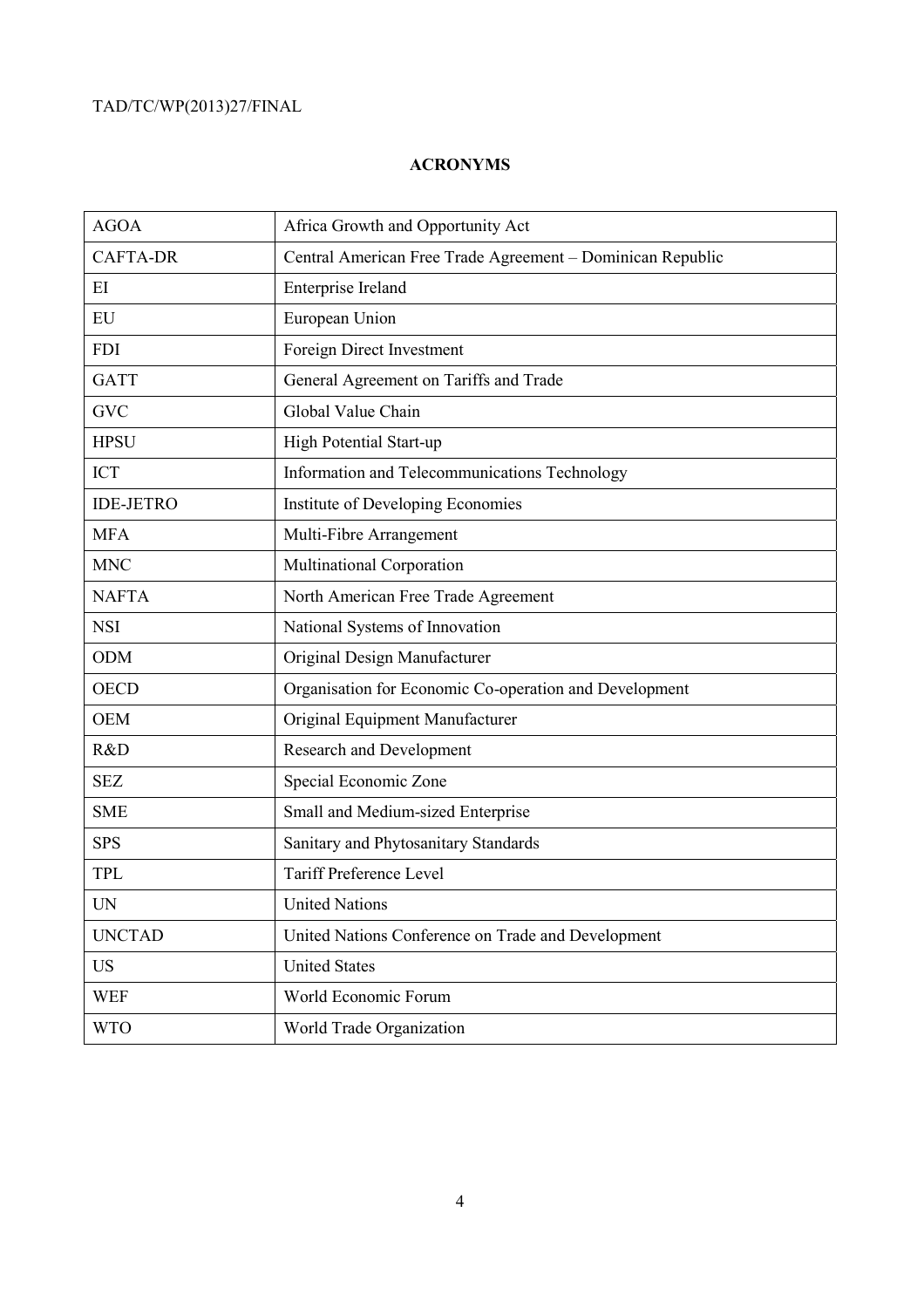## ACRONYMS

| | |
|---|---|
| AGOA | Africa Growth and Opportunity Act |
| CAFTA-DR | Central American Free Trade Agreement – Dominican Republic |
| EI | Enterprise Ireland |
| EU | European Union |
| FDI | Foreign Direct Investment |
| GATT | General Agreement on Tariffs and Trade |
| GVC | Global Value Chain |
| HPSU | High Potential Start-up |
| ICT | Information and Telecommunications Technology |
| IDE-JETRO | Institute of Developing Economies |
| MFA | Multi-Fibre Arrangement |
| MNC | Multinational Corporation |
| NAFTA | North American Free Trade Agreement |
| NSI | National Systems of Innovation |
| ODM | Original Design Manufacturer |
| OECD | Organisation for Economic Co-operation and Development |
| OEM | Original Equipment Manufacturer |
| R&D | Research and Development |
| SEZ | Special Economic Zone |
| SME | Small and Medium-sized Enterprise |
| SPS | Sanitary and Phytosanitary Standards |
| TPL | Tariff Preference Level |
| UN | United Nations |
| UNCTAD | United Nations Conference on Trade and Development |
| US | United States |
| WEF | World Economic Forum |
| WTO | World Trade Organization |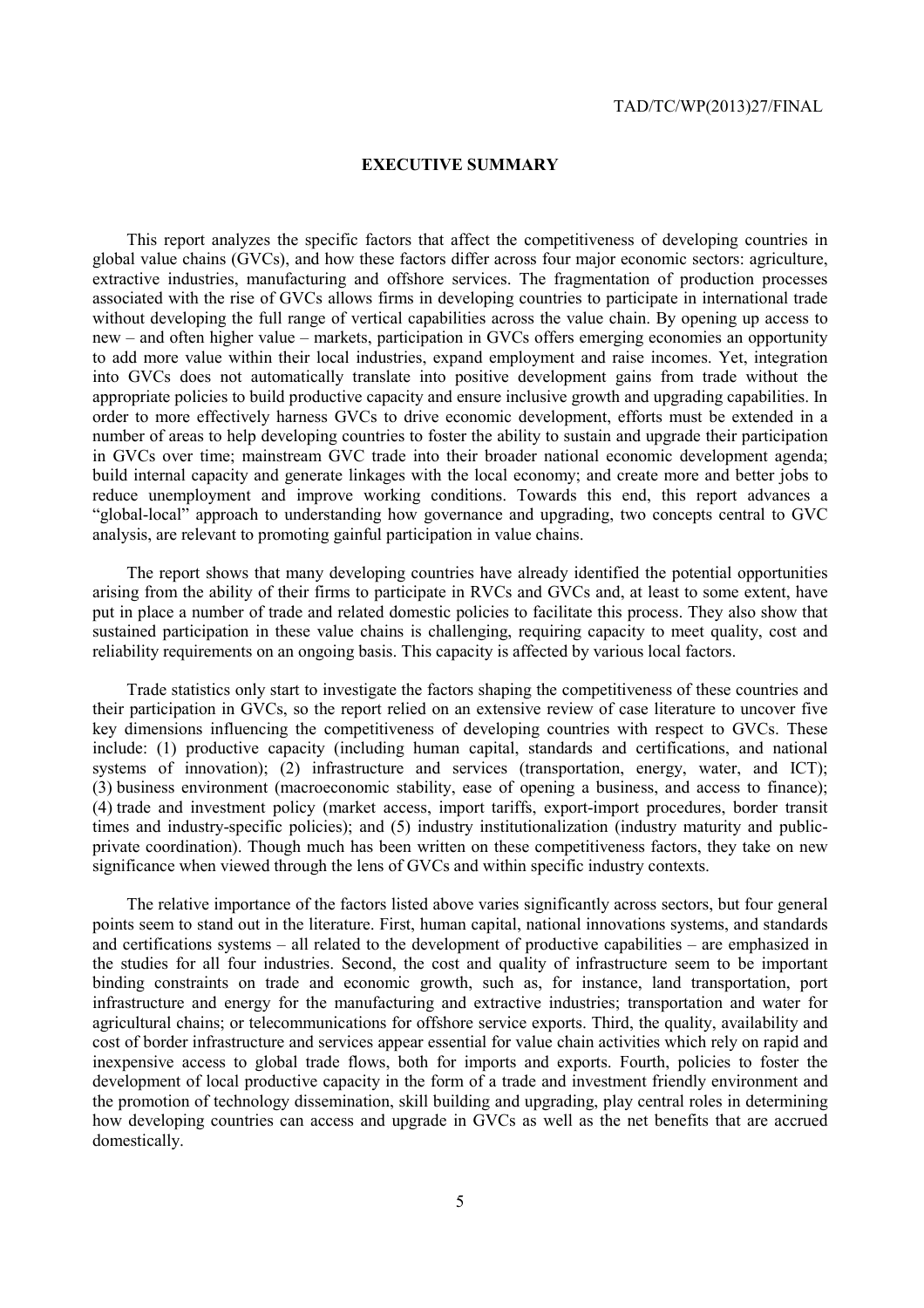## EXECUTIVE SUMMARY

This report analyzes the specific factors that affect the competitiveness of developing countries in global value chains (GVCs), and how these factors differ across four major economic sectors: agriculture, extractive industries, manufacturing and offshore services. The fragmentation of production processes associated with the rise of GVCs allows firms in developing countries to participate in international trade without developing the full range of vertical capabilities across the value chain. By opening up access to new – and often higher value – markets, participation in GVCs offers emerging economies an opportunity to add more value within their local industries, expand employment and raise incomes. Yet, integration into GVCs does not automatically translate into positive development gains from trade without the appropriate policies to build productive capacity and ensure inclusive growth and upgrading capabilities. In order to more effectively harness GVCs to drive economic development, efforts must be extended in a number of areas to help developing countries to foster the ability to sustain and upgrade their participation in GVCs over time; mainstream GVC trade into their broader national economic development agenda; build internal capacity and generate linkages with the local economy; and create more and better jobs to reduce unemployment and improve working conditions. Towards this end, this report advances a "global-local" approach to understanding how governance and upgrading, two concepts central to GVC analysis, are relevant to promoting gainful participation in value chains.

The report shows that many developing countries have already identified the potential opportunities arising from the ability of their firms to participate in RVCs and GVCs and, at least to some extent, have put in place a number of trade and related domestic policies to facilitate this process. They also show that sustained participation in these value chains is challenging, requiring capacity to meet quality, cost and reliability requirements on an ongoing basis. This capacity is affected by various local factors.

Trade statistics only start to investigate the factors shaping the competitiveness of these countries and their participation in GVCs, so the report relied on an extensive review of case literature to uncover five key dimensions influencing the competitiveness of developing countries with respect to GVCs. These include: (1) productive capacity (including human capital, standards and certifications, and national systems of innovation); (2) infrastructure and services (transportation, energy, water, and ICT); (3) business environment (macroeconomic stability, ease of opening a business, and access to finance); (4) trade and investment policy (market access, import tariffs, export-import procedures, border transit times and industry-specific policies); and (5) industry institutionalization (industry maturity and public-private coordination). Though much has been written on these competitiveness factors, they take on new significance when viewed through the lens of GVCs and within specific industry contexts.

The relative importance of the factors listed above varies significantly across sectors, but four general points seem to stand out in the literature. First, human capital, national innovations systems, and standards and certifications systems – all related to the development of productive capabilities – are emphasized in the studies for all four industries. Second, the cost and quality of infrastructure seem to be important binding constraints on trade and economic growth, such as, for instance, land transportation, port infrastructure and energy for the manufacturing and extractive industries; transportation and water for agricultural chains; or telecommunications for offshore service exports. Third, the quality, availability and cost of border infrastructure and services appear essential for value chain activities which rely on rapid and inexpensive access to global trade flows, both for imports and exports. Fourth, policies to foster the development of local productive capacity in the form of a trade and investment friendly environment and the promotion of technology dissemination, skill building and upgrading, play central roles in determining how developing countries can access and upgrade in GVCs as well as the net benefits that are accrued domestically.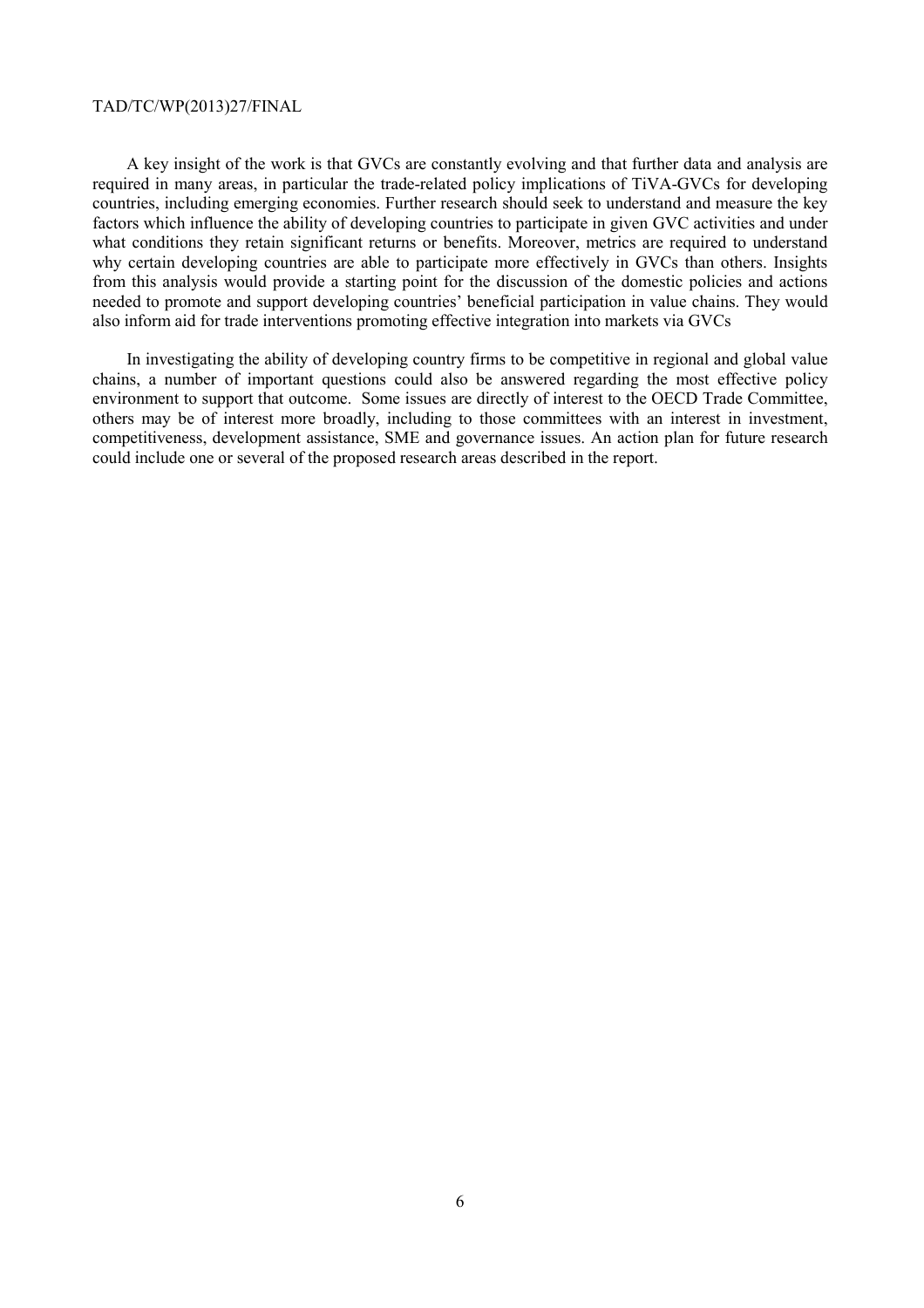A key insight of the work is that GVCs are constantly evolving and that further data and analysis are required in many areas, in particular the trade-related policy implications of TiVA-GVCs for developing countries, including emerging economies. Further research should seek to understand and measure the key factors which influence the ability of developing countries to participate in given GVC activities and under what conditions they retain significant returns or benefits. Moreover, metrics are required to understand why certain developing countries are able to participate more effectively in GVCs than others. Insights from this analysis would provide a starting point for the discussion of the domestic policies and actions needed to promote and support developing countries' beneficial participation in value chains. They would also inform aid for trade interventions promoting effective integration into markets via GVCs

In investigating the ability of developing country firms to be competitive in regional and global value chains, a number of important questions could also be answered regarding the most effective policy environment to support that outcome. Some issues are directly of interest to the OECD Trade Committee, others may be of interest more broadly, including to those committees with an interest in investment, competitiveness, development assistance, SME and governance issues. An action plan for future research could include one or several of the proposed research areas described in the report.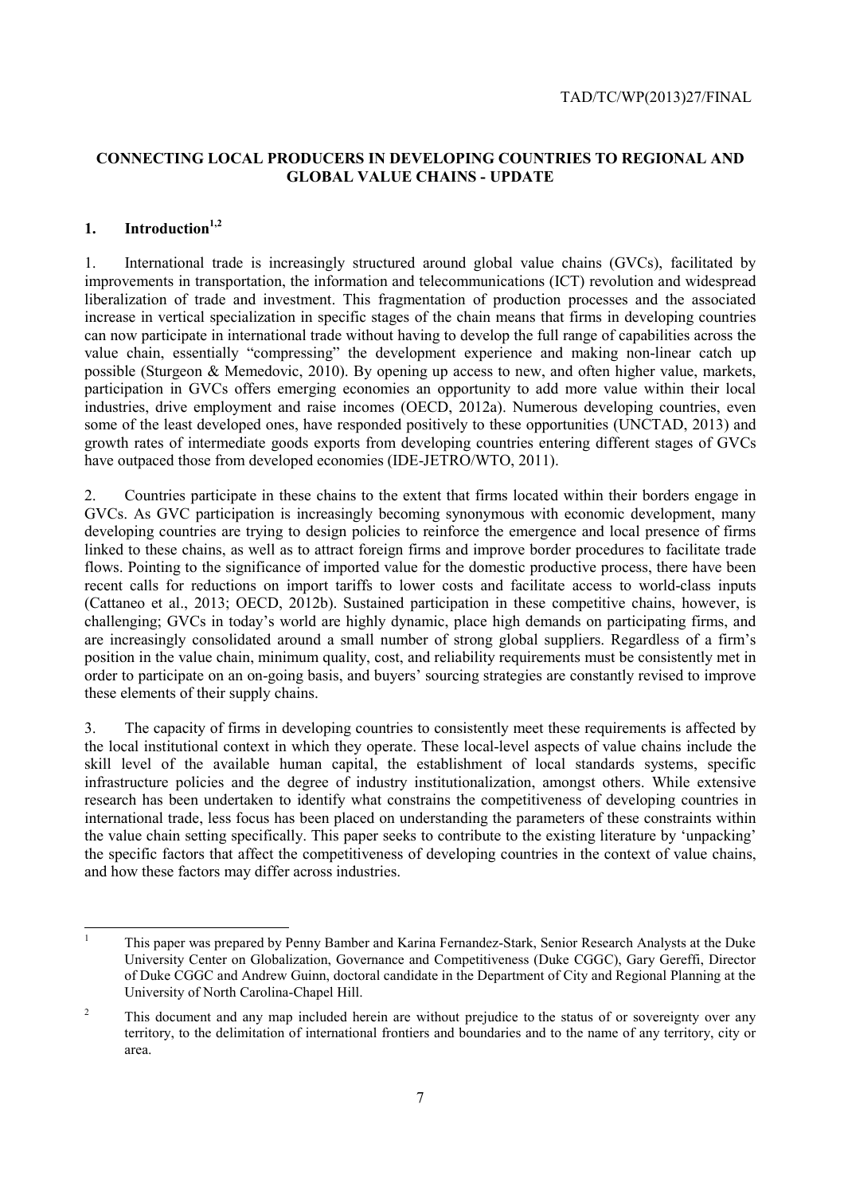# CONNECTING LOCAL PRODUCERS IN DEVELOPING COUNTRIES TO REGIONAL AND GLOBAL VALUE CHAINS - UPDATE

## 1. Introduction[1,2]

1. International trade is increasingly structured around global value chains (GVCs), facilitated by improvements in transportation, the information and telecommunications (ICT) revolution and widespread liberalization of trade and investment. This fragmentation of production processes and the associated increase in vertical specialization in specific stages of the chain means that firms in developing countries can now participate in international trade without having to develop the full range of capabilities across the value chain, essentially "compressing" the development experience and making non-linear catch up possible (Sturgeon & Memedovic, 2010). By opening up access to new, and often higher value, markets, participation in GVCs offers emerging economies an opportunity to add more value within their local industries, drive employment and raise incomes (OECD, 2012a). Numerous developing countries, even some of the least developed ones, have responded positively to these opportunities (UNCTAD, 2013) and growth rates of intermediate goods exports from developing countries entering different stages of GVCs have outpaced those from developed economies (IDE-JETRO/WTO, 2011).

2. Countries participate in these chains to the extent that firms located within their borders engage in GVCs. As GVC participation is increasingly becoming synonymous with economic development, many developing countries are trying to design policies to reinforce the emergence and local presence of firms linked to these chains, as well as to attract foreign firms and improve border procedures to facilitate trade flows. Pointing to the significance of imported value for the domestic productive process, there have been recent calls for reductions on import tariffs to lower costs and facilitate access to world-class inputs (Cattaneo et al., 2013; OECD, 2012b). Sustained participation in these competitive chains, however, is challenging; GVCs in today's world are highly dynamic, place high demands on participating firms, and are increasingly consolidated around a small number of strong global suppliers. Regardless of a firm's position in the value chain, minimum quality, cost, and reliability requirements must be consistently met in order to participate on an on-going basis, and buyers' sourcing strategies are constantly revised to improve these elements of their supply chains.

3. The capacity of firms in developing countries to consistently meet these requirements is affected by the local institutional context in which they operate. These local-level aspects of value chains include the skill level of the available human capital, the establishment of local standards systems, specific infrastructure policies and the degree of industry institutionalization, amongst others. While extensive research has been undertaken to identify what constrains the competitiveness of developing countries in international trade, less focus has been placed on understanding the parameters of these constraints within the value chain setting specifically. This paper seeks to contribute to the existing literature by 'unpacking' the specific factors that affect the competitiveness of developing countries in the context of value chains, and how these factors may differ across industries.

---

[1] This paper was prepared by Penny Bamber and Karina Fernandez-Stark, Senior Research Analysts at the Duke University Center on Globalization, Governance and Competitiveness (Duke CGGC), Gary Gereffi, Director of Duke CGGC and Andrew Guinn, doctoral candidate in the Department of City and Regional Planning at the University of North Carolina-Chapel Hill.

[2] This document and any map included herein are without prejudice to the status of or sovereignty over any territory, to the delimitation of international frontiers and boundaries and to the name of any territory, city or area.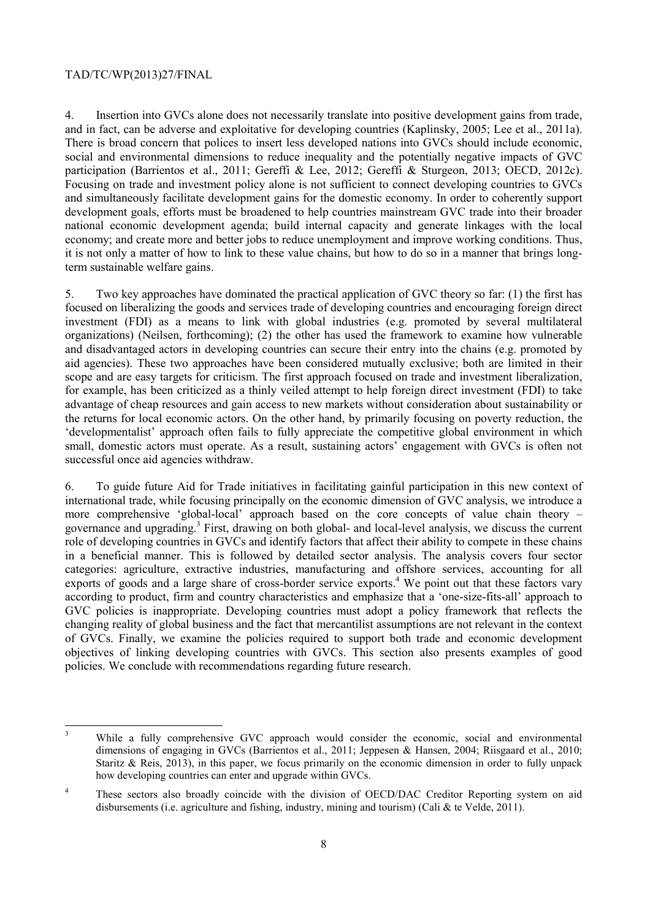4. Insertion into GVCs alone does not necessarily translate into positive development gains from trade, and in fact, can be adverse and exploitative for developing countries (Kaplinsky, 2005; Lee et al., 2011a). There is broad concern that polices to insert less developed nations into GVCs should include economic, social and environmental dimensions to reduce inequality and the potentially negative impacts of GVC participation (Barrientos et al., 2011; Gereffi & Lee, 2012; Gereffi & Sturgeon, 2013; OECD, 2012c). Focusing on trade and investment policy alone is not sufficient to connect developing countries to GVCs and simultaneously facilitate development gains for the domestic economy. In order to coherently support development goals, efforts must be broadened to help countries mainstream GVC trade into their broader national economic development agenda; build internal capacity and generate linkages with the local economy; and create more and better jobs to reduce unemployment and improve working conditions. Thus, it is not only a matter of how to link to these value chains, but how to do so in a manner that brings long-term sustainable welfare gains.

5. Two key approaches have dominated the practical application of GVC theory so far: (1) the first has focused on liberalizing the goods and services trade of developing countries and encouraging foreign direct investment (FDI) as a means to link with global industries (e.g. promoted by several multilateral organizations) (Neilsen, forthcoming); (2) the other has used the framework to examine how vulnerable and disadvantaged actors in developing countries can secure their entry into the chains (e.g. promoted by aid agencies). These two approaches have been considered mutually exclusive; both are limited in their scope and are easy targets for criticism. The first approach focused on trade and investment liberalization, for example, has been criticized as a thinly veiled attempt to help foreign direct investment (FDI) to take advantage of cheap resources and gain access to new markets without consideration about sustainability or the returns for local economic actors. On the other hand, by primarily focusing on poverty reduction, the 'developmentalist' approach often fails to fully appreciate the competitive global environment in which small, domestic actors must operate. As a result, sustaining actors' engagement with GVCs is often not successful once aid agencies withdraw.

6. To guide future Aid for Trade initiatives in facilitating gainful participation in this new context of international trade, while focusing principally on the economic dimension of GVC analysis, we introduce a more comprehensive 'global-local' approach based on the core concepts of value chain theory – governance and upgrading.[3] First, drawing on both global- and local-level analysis, we discuss the current role of developing countries in GVCs and identify factors that affect their ability to compete in these chains in a beneficial manner. This is followed by detailed sector analysis. The analysis covers four sector categories: agriculture, extractive industries, manufacturing and offshore services, accounting for all exports of goods and a large share of cross-border service exports.[4] We point out that these factors vary according to product, firm and country characteristics and emphasize that a 'one-size-fits-all' approach to GVC policies is inappropriate. Developing countries must adopt a policy framework that reflects the changing reality of global business and the fact that mercantilist assumptions are not relevant in the context of GVCs. Finally, we examine the policies required to support both trade and economic development objectives of linking developing countries with GVCs. This section also presents examples of good policies. We conclude with recommendations regarding future research.

---

[3] While a fully comprehensive GVC approach would consider the economic, social and environmental dimensions of engaging in GVCs (Barrientos et al., 2011; Jeppesen & Hansen, 2004; Riisgaard et al., 2010; Staritz & Reis, 2013), in this paper, we focus primarily on the economic dimension in order to fully unpack how developing countries can enter and upgrade within GVCs.

[4] These sectors also broadly coincide with the division of OECD/DAC Creditor Reporting system on aid disbursements (i.e. agriculture and fishing, industry, mining and tourism) (Cali & te Velde, 2011).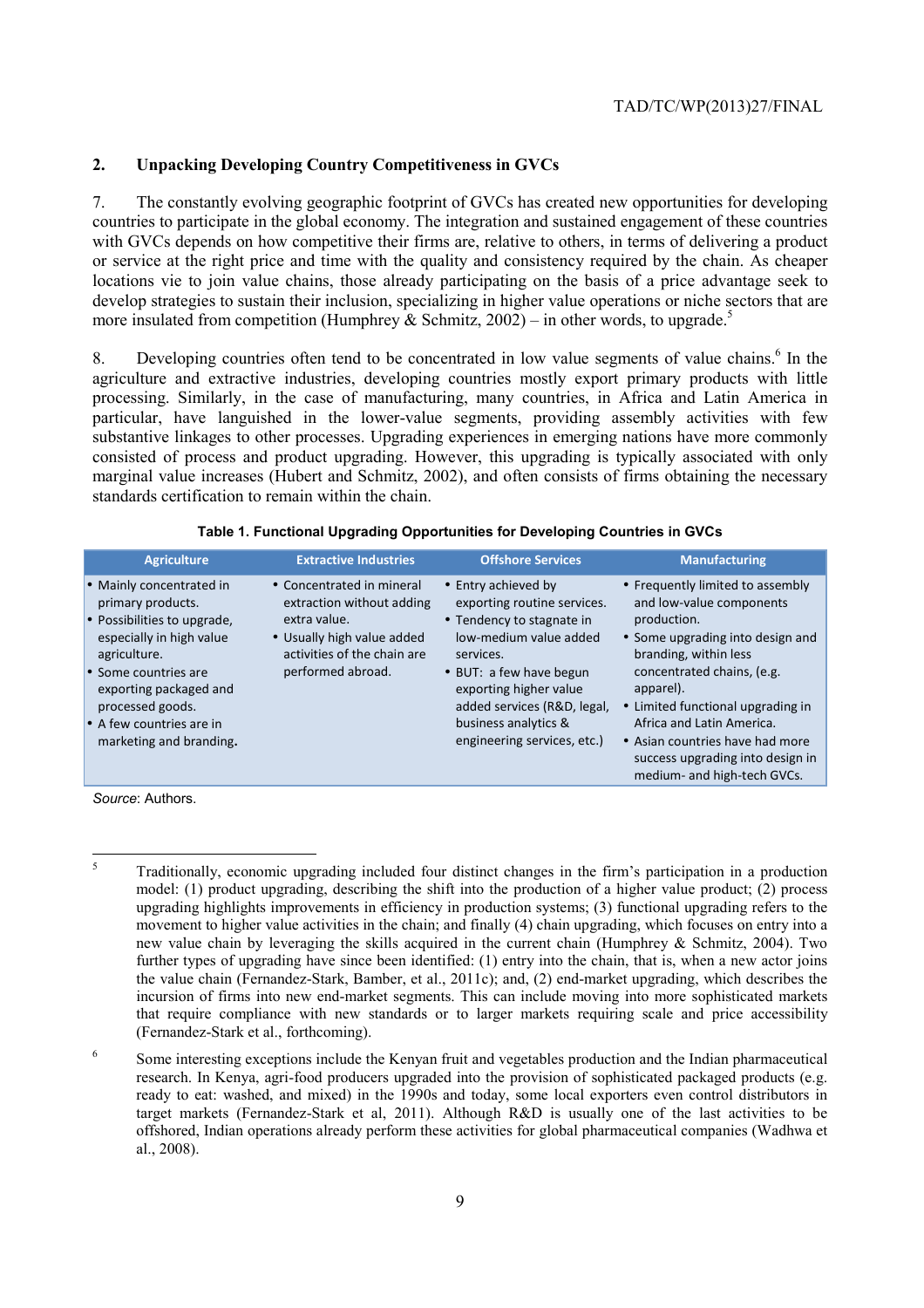## 2. Unpacking Developing Country Competitiveness in GVCs

7. The constantly evolving geographic footprint of GVCs has created new opportunities for developing countries to participate in the global economy. The integration and sustained engagement of these countries with GVCs depends on how competitive their firms are, relative to others, in terms of delivering a product or service at the right price and time with the quality and consistency required by the chain. As cheaper locations vie to join value chains, those already participating on the basis of a price advantage seek to develop strategies to sustain their inclusion, specializing in higher value operations or niche sectors that are more insulated from competition (Humphrey & Schmitz, 2002) – in other words, to upgrade.[5]

8. Developing countries often tend to be concentrated in low value segments of value chains.[6] In the agriculture and extractive industries, developing countries mostly export primary products with little processing. Similarly, in the case of manufacturing, many countries, in Africa and Latin America in particular, have languished in the lower-value segments, providing assembly activities with few substantive linkages to other processes. Upgrading experiences in emerging nations have more commonly consisted of process and product upgrading. However, this upgrading is typically associated with only marginal value increases (Hubert and Schmitz, 2002), and often consists of firms obtaining the necessary standards certification to remain within the chain.

**Table 1. Functional Upgrading Opportunities for Developing Countries in GVCs**

| Agriculture | Extractive Industries | Offshore Services | Manufacturing |
|---|---|---|---|
| • Mainly concentrated in primary products.<br>• Possibilities to upgrade, especially in high value agriculture.<br>• Some countries are exporting packaged and processed goods.<br>• A few countries are in marketing and branding. | • Concentrated in mineral extraction without adding extra value.<br>• Usually high value added activities of the chain are performed abroad. | • Entry achieved by exporting routine services.<br>• Tendency to stagnate in low-medium value added services.<br>• BUT: a few have begun exporting higher value added services (R&D, legal, business analytics & engineering services, etc.) | • Frequently limited to assembly and low-value components production.<br>• Some upgrading into design and branding, within less concentrated chains, (e.g. apparel).<br>• Limited functional upgrading in Africa and Latin America.<br>• Asian countries have had more success upgrading into design in medium- and high-tech GVCs. |

*Source*: Authors.

---

[5] Traditionally, economic upgrading included four distinct changes in the firm's participation in a production model: (1) product upgrading, describing the shift into the production of a higher value product; (2) process upgrading highlights improvements in efficiency in production systems; (3) functional upgrading refers to the movement to higher value activities in the chain; and finally (4) chain upgrading, which focuses on entry into a new value chain by leveraging the skills acquired in the current chain (Humphrey & Schmitz, 2004). Two further types of upgrading have since been identified: (1) entry into the chain, that is, when a new actor joins the value chain (Fernandez-Stark, Bamber, et al., 2011c); and, (2) end-market upgrading, which describes the incursion of firms into new end-market segments. This can include moving into more sophisticated markets that require compliance with new standards or to larger markets requiring scale and price accessibility (Fernandez-Stark et al., forthcoming).

[6] Some interesting exceptions include the Kenyan fruit and vegetables production and the Indian pharmaceutical research. In Kenya, agri-food producers upgraded into the provision of sophisticated packaged products (e.g. ready to eat: washed, and mixed) in the 1990s and today, some local exporters even control distributors in target markets (Fernandez-Stark et al, 2011). Although R&D is usually one of the last activities to be offshored, Indian operations already perform these activities for global pharmaceutical companies (Wadhwa et al., 2008).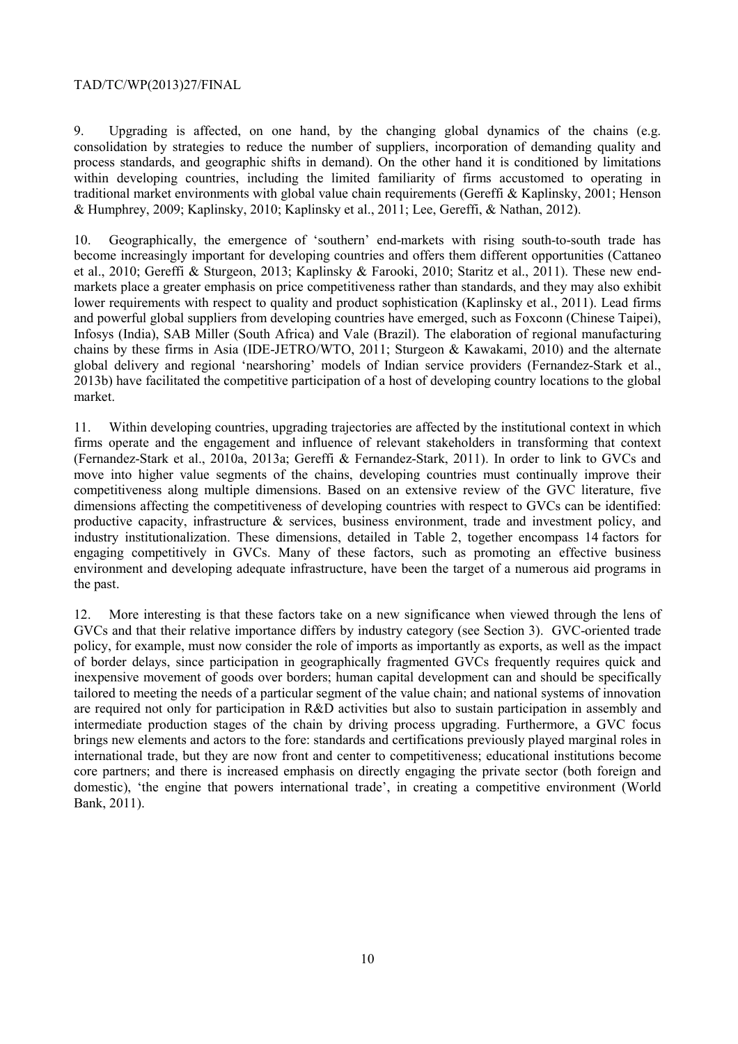9. Upgrading is affected, on one hand, by the changing global dynamics of the chains (e.g. consolidation by strategies to reduce the number of suppliers, incorporation of demanding quality and process standards, and geographic shifts in demand). On the other hand it is conditioned by limitations within developing countries, including the limited familiarity of firms accustomed to operating in traditional market environments with global value chain requirements (Gereffi & Kaplinsky, 2001; Henson & Humphrey, 2009; Kaplinsky, 2010; Kaplinsky et al., 2011; Lee, Gereffi, & Nathan, 2012).

10. Geographically, the emergence of 'southern' end-markets with rising south-to-south trade has become increasingly important for developing countries and offers them different opportunities (Cattaneo et al., 2010; Gereffi & Sturgeon, 2013; Kaplinsky & Farooki, 2010; Staritz et al., 2011). These new end-markets place a greater emphasis on price competitiveness rather than standards, and they may also exhibit lower requirements with respect to quality and product sophistication (Kaplinsky et al., 2011). Lead firms and powerful global suppliers from developing countries have emerged, such as Foxconn (Chinese Taipei), Infosys (India), SAB Miller (South Africa) and Vale (Brazil). The elaboration of regional manufacturing chains by these firms in Asia (IDE-JETRO/WTO, 2011; Sturgeon & Kawakami, 2010) and the alternate global delivery and regional 'nearshoring' models of Indian service providers (Fernandez-Stark et al., 2013b) have facilitated the competitive participation of a host of developing country locations to the global market.

11. Within developing countries, upgrading trajectories are affected by the institutional context in which firms operate and the engagement and influence of relevant stakeholders in transforming that context (Fernandez-Stark et al., 2010a, 2013a; Gereffi & Fernandez-Stark, 2011). In order to link to GVCs and move into higher value segments of the chains, developing countries must continually improve their competitiveness along multiple dimensions. Based on an extensive review of the GVC literature, five dimensions affecting the competitiveness of developing countries with respect to GVCs can be identified: productive capacity, infrastructure & services, business environment, trade and investment policy, and industry institutionalization. These dimensions, detailed in Table 2, together encompass 14 factors for engaging competitively in GVCs. Many of these factors, such as promoting an effective business environment and developing adequate infrastructure, have been the target of a numerous aid programs in the past.

12. More interesting is that these factors take on a new significance when viewed through the lens of GVCs and that their relative importance differs by industry category (see Section 3). GVC-oriented trade policy, for example, must now consider the role of imports as importantly as exports, as well as the impact of border delays, since participation in geographically fragmented GVCs frequently requires quick and inexpensive movement of goods over borders; human capital development can and should be specifically tailored to meeting the needs of a particular segment of the value chain; and national systems of innovation are required not only for participation in R&D activities but also to sustain participation in assembly and intermediate production stages of the chain by driving process upgrading. Furthermore, a GVC focus brings new elements and actors to the fore: standards and certifications previously played marginal roles in international trade, but they are now front and center to competitiveness; educational institutions become core partners; and there is increased emphasis on directly engaging the private sector (both foreign and domestic), 'the engine that powers international trade', in creating a competitive environment (World Bank, 2011).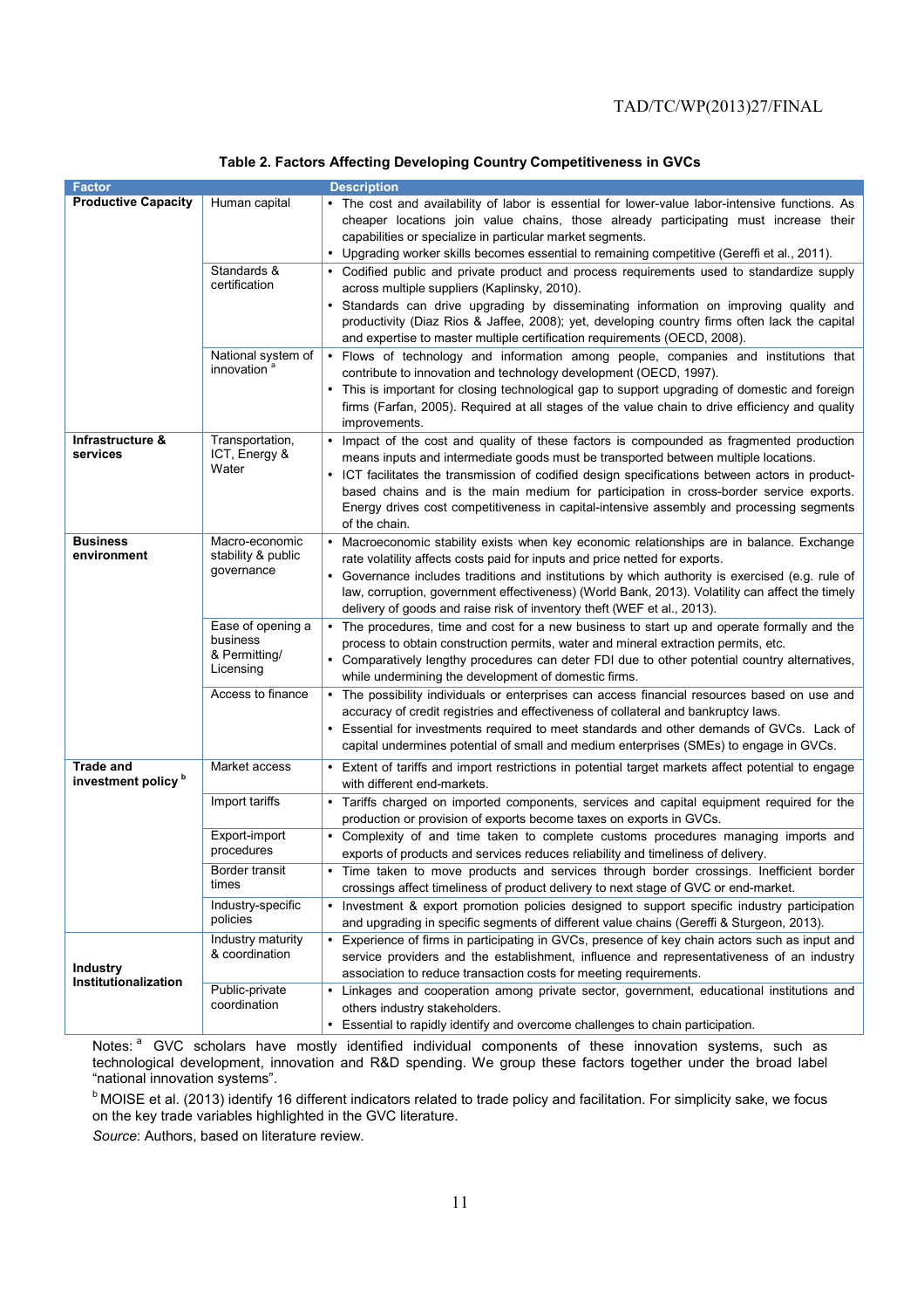**Table 2. Factors Affecting Developing Country Competitiveness in GVCs**

| Factor | | Description |
|---|---|---|
| **Productive Capacity** | Human capital | • The cost and availability of labor is essential for lower-value labor-intensive functions. As cheaper locations join value chains, those already participating must increase their capabilities or specialize in particular market segments.<br>• Upgrading worker skills becomes essential to remaining competitive (Gereffi et al., 2011). |
| | Standards & certification | • Codified public and private product and process requirements used to standardize supply across multiple suppliers (Kaplinsky, 2010).<br>• Standards can drive upgrading by disseminating information on improving quality and productivity (Diaz Rios & Jaffee, 2008); yet, developing country firms often lack the capital and expertise to master multiple certification requirements (OECD, 2008). |
| | National system of innovation [a] | • Flows of technology and information among people, companies and institutions that contribute to innovation and technology development (OECD, 1997).<br>• This is important for closing technological gap to support upgrading of domestic and foreign firms (Farfan, 2005). Required at all stages of the value chain to drive efficiency and quality improvements. |
| **Infrastructure & services** | Transportation, ICT, Energy & Water | • Impact of the cost and quality of these factors is compounded as fragmented production means inputs and intermediate goods must be transported between multiple locations.<br>• ICT facilitates the transmission of codified design specifications between actors in product-based chains and is the main medium for participation in cross-border service exports. Energy drives cost competitiveness in capital-intensive assembly and processing segments of the chain. |
| **Business environment** | Macro-economic stability & public governance | • Macroeconomic stability exists when key economic relationships are in balance. Exchange rate volatility affects costs paid for inputs and price netted for exports.<br>• Governance includes traditions and institutions by which authority is exercised (e.g. rule of law, corruption, government effectiveness) (World Bank, 2013). Volatility can affect the timely delivery of goods and raise risk of inventory theft (WEF et al., 2013). |
| | Ease of opening a business & Permitting/ Licensing | • The procedures, time and cost for a new business to start up and operate formally and the process to obtain construction permits, water and mineral extraction permits, etc.<br>• Comparatively lengthy procedures can deter FDI due to other potential country alternatives, while undermining the development of domestic firms. |
| | Access to finance | • The possibility individuals or enterprises can access financial resources based on use and accuracy of credit registries and effectiveness of collateral and bankruptcy laws.<br>• Essential for investments required to meet standards and other demands of GVCs. Lack of capital undermines potential of small and medium enterprises (SMEs) to engage in GVCs. |
| **Trade and investment policy** [b] | Market access | • Extent of tariffs and import restrictions in potential target markets affect potential to engage with different end-markets. |
| | Import tariffs | • Tariffs charged on imported components, services and capital equipment required for the production or provision of exports become taxes on exports in GVCs. |
| | Export-import procedures | • Complexity of and time taken to complete customs procedures managing imports and exports of products and services reduces reliability and timeliness of delivery. |
| | Border transit times | • Time taken to move products and services through border crossings. Inefficient border crossings affect timeliness of product delivery to next stage of GVC or end-market. |
| | Industry-specific policies | • Investment & export promotion policies designed to support specific industry participation and upgrading in specific segments of different value chains (Gereffi & Sturgeon, 2013). |
| **Industry Institutionalization** | Industry maturity & coordination | • Experience of firms in participating in GVCs, presence of key chain actors such as input and service providers and the establishment, influence and representativeness of an industry association to reduce transaction costs for meeting requirements. |
| | Public-private coordination | • Linkages and cooperation among private sector, government, educational institutions and others industry stakeholders.<br>• Essential to rapidly identify and overcome challenges to chain participation. |

Notes: [a] GVC scholars have mostly identified individual components of these innovation systems, such as technological development, innovation and R&D spending. We group these factors together under the broad label "national innovation systems".

[b] MOISE et al. (2013) identify 16 different indicators related to trade policy and facilitation. For simplicity sake, we focus on the key trade variables highlighted in the GVC literature.

*Source*: Authors, based on literature review.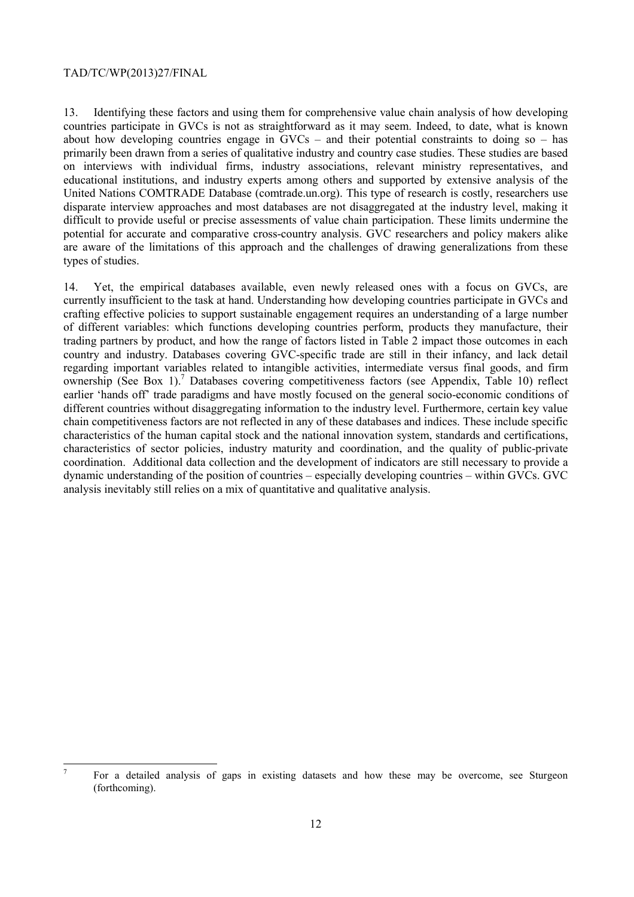13. Identifying these factors and using them for comprehensive value chain analysis of how developing countries participate in GVCs is not as straightforward as it may seem. Indeed, to date, what is known about how developing countries engage in GVCs – and their potential constraints to doing so – has primarily been drawn from a series of qualitative industry and country case studies. These studies are based on interviews with individual firms, industry associations, relevant ministry representatives, and educational institutions, and industry experts among others and supported by extensive analysis of the United Nations COMTRADE Database (comtrade.un.org). This type of research is costly, researchers use disparate interview approaches and most databases are not disaggregated at the industry level, making it difficult to provide useful or precise assessments of value chain participation. These limits undermine the potential for accurate and comparative cross-country analysis. GVC researchers and policy makers alike are aware of the limitations of this approach and the challenges of drawing generalizations from these types of studies.

14. Yet, the empirical databases available, even newly released ones with a focus on GVCs, are currently insufficient to the task at hand. Understanding how developing countries participate in GVCs and crafting effective policies to support sustainable engagement requires an understanding of a large number of different variables: which functions developing countries perform, products they manufacture, their trading partners by product, and how the range of factors listed in Table 2 impact those outcomes in each country and industry. Databases covering GVC-specific trade are still in their infancy, and lack detail regarding important variables related to intangible activities, intermediate versus final goods, and firm ownership (See Box 1).[7] Databases covering competitiveness factors (see Appendix, Table 10) reflect earlier 'hands off' trade paradigms and have mostly focused on the general socio-economic conditions of different countries without disaggregating information to the industry level. Furthermore, certain key value chain competitiveness factors are not reflected in any of these databases and indices. These include specific characteristics of the human capital stock and the national innovation system, standards and certifications, characteristics of sector policies, industry maturity and coordination, and the quality of public-private coordination. Additional data collection and the development of indicators are still necessary to provide a dynamic understanding of the position of countries – especially developing countries – within GVCs. GVC analysis inevitably still relies on a mix of quantitative and qualitative analysis.

[7] For a detailed analysis of gaps in existing datasets and how these may be overcome, see Sturgeon (forthcoming).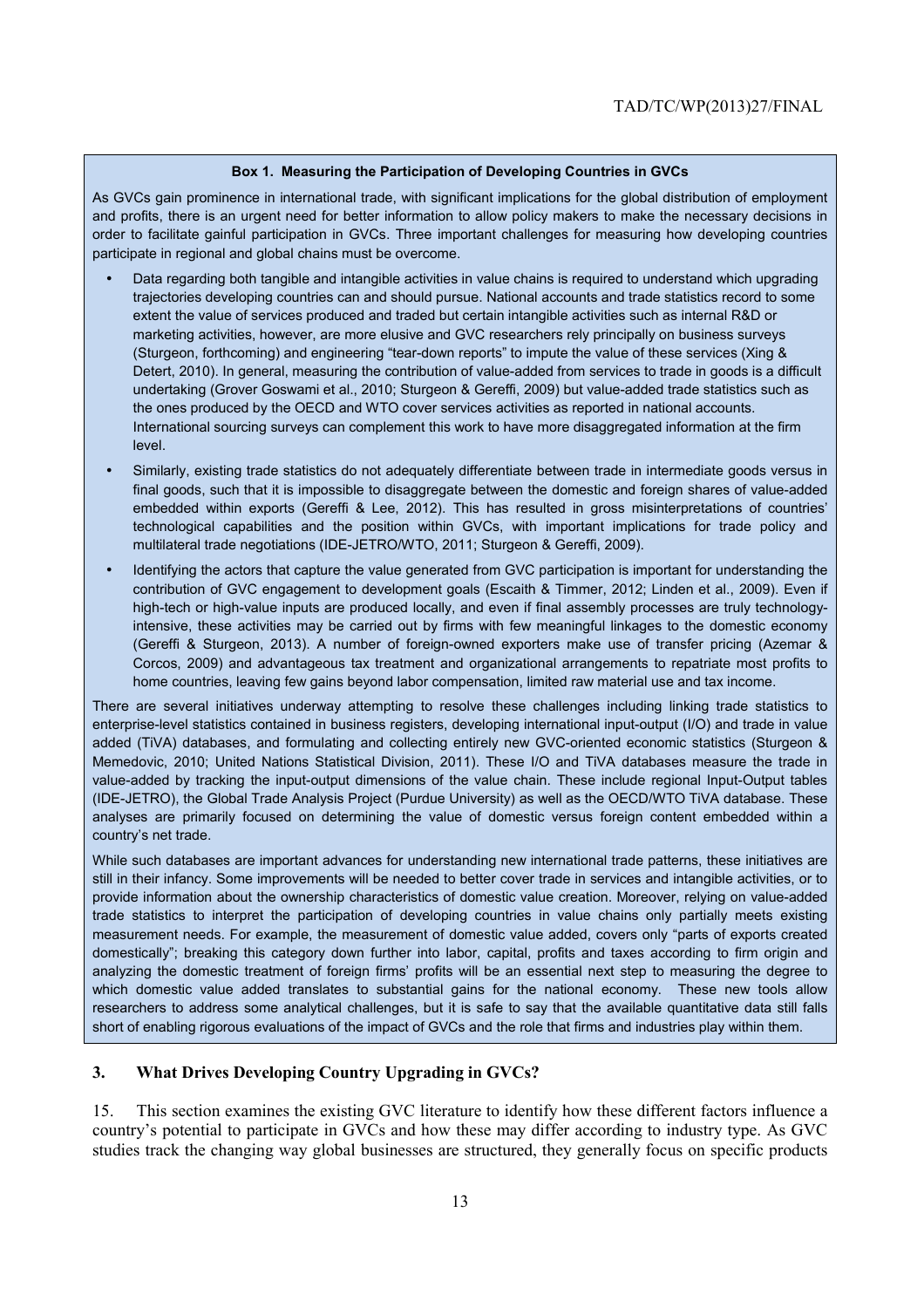**Box 1. Measuring the Participation of Developing Countries in GVCs**

As GVCs gain prominence in international trade, with significant implications for the global distribution of employment and profits, there is an urgent need for better information to allow policy makers to make the necessary decisions in order to facilitate gainful participation in GVCs. Three important challenges for measuring how developing countries participate in regional and global chains must be overcome.

- Data regarding both tangible and intangible activities in value chains is required to understand which upgrading trajectories developing countries can and should pursue. National accounts and trade statistics record to some extent the value of services produced and traded but certain intangible activities such as internal R&D or marketing activities, however, are more elusive and GVC researchers rely principally on business surveys (Sturgeon, forthcoming) and engineering "tear-down reports" to impute the value of these services (Xing & Detert, 2010). In general, measuring the contribution of value-added from services to trade in goods is a difficult undertaking (Grover Goswami et al., 2010; Sturgeon & Gereffi, 2009) but value-added trade statistics such as the ones produced by the OECD and WTO cover services activities as reported in national accounts. International sourcing surveys can complement this work to have more disaggregated information at the firm level.
- Similarly, existing trade statistics do not adequately differentiate between trade in intermediate goods versus in final goods, such that it is impossible to disaggregate between the domestic and foreign shares of value-added embedded within exports (Gereffi & Lee, 2012). This has resulted in gross misinterpretations of countries' technological capabilities and the position within GVCs, with important implications for trade policy and multilateral trade negotiations (IDE-JETRO/WTO, 2011; Sturgeon & Gereffi, 2009).
- Identifying the actors that capture the value generated from GVC participation is important for understanding the contribution of GVC engagement to development goals (Escaith & Timmer, 2012; Linden et al., 2009). Even if high-tech or high-value inputs are produced locally, and even if final assembly processes are truly technology-intensive, these activities may be carried out by firms with few meaningful linkages to the domestic economy (Gereffi & Sturgeon, 2013). A number of foreign-owned exporters make use of transfer pricing (Azemar & Corcos, 2009) and advantageous tax treatment and organizational arrangements to repatriate most profits to home countries, leaving few gains beyond labor compensation, limited raw material use and tax income.

There are several initiatives underway attempting to resolve these challenges including linking trade statistics to enterprise-level statistics contained in business registers, developing international input-output (I/O) and trade in value added (TiVA) databases, and formulating and collecting entirely new GVC-oriented economic statistics (Sturgeon & Memedovic, 2010; United Nations Statistical Division, 2011). These I/O and TiVA databases measure the trade in value-added by tracking the input-output dimensions of the value chain. These include regional Input-Output tables (IDE-JETRO), the Global Trade Analysis Project (Purdue University) as well as the OECD/WTO TiVA database. These analyses are primarily focused on determining the value of domestic versus foreign content embedded within a country's net trade.

While such databases are important advances for understanding new international trade patterns, these initiatives are still in their infancy. Some improvements will be needed to better cover trade in services and intangible activities, or to provide information about the ownership characteristics of domestic value creation. Moreover, relying on value-added trade statistics to interpret the participation of developing countries in value chains only partially meets existing measurement needs. For example, the measurement of domestic value added, covers only "parts of exports created domestically"; breaking this category down further into labor, capital, profits and taxes according to firm origin and analyzing the domestic treatment of foreign firms' profits will be an essential next step to measuring the degree to which domestic value added translates to substantial gains for the national economy. These new tools allow researchers to address some analytical challenges, but it is safe to say that the available quantitative data still falls short of enabling rigorous evaluations of the impact of GVCs and the role that firms and industries play within them.

## 3. What Drives Developing Country Upgrading in GVCs?

15. This section examines the existing GVC literature to identify how these different factors influence a country's potential to participate in GVCs and how these may differ according to industry type. As GVC studies track the changing way global businesses are structured, they generally focus on specific products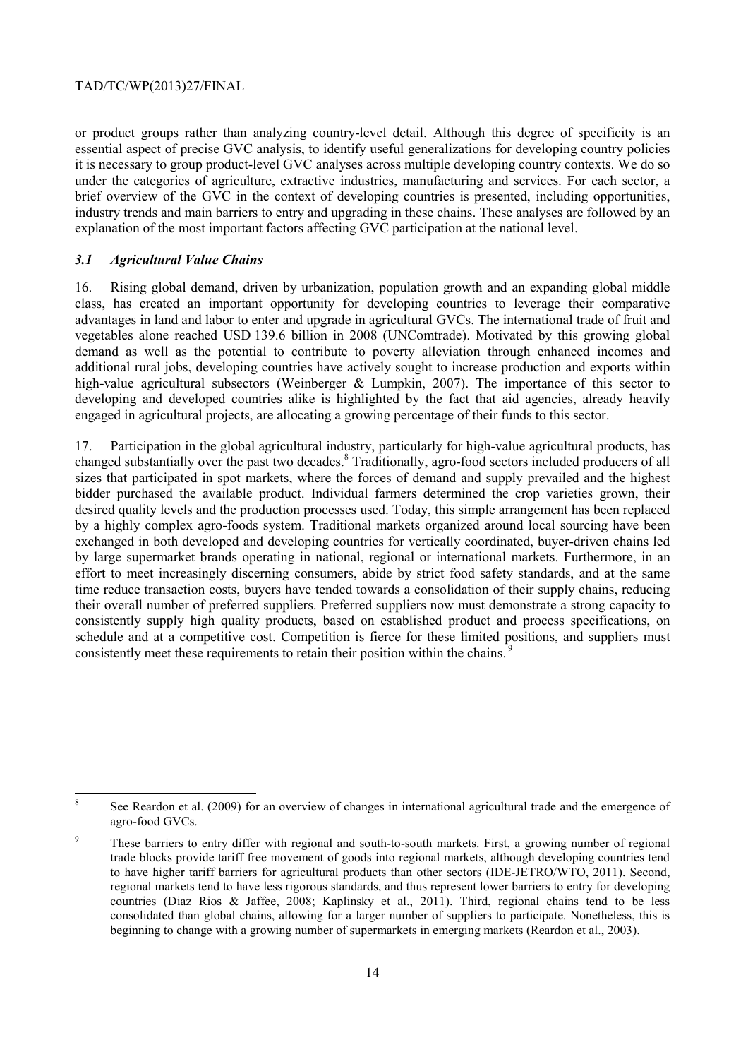or product groups rather than analyzing country-level detail. Although this degree of specificity is an essential aspect of precise GVC analysis, to identify useful generalizations for developing country policies it is necessary to group product-level GVC analyses across multiple developing country contexts. We do so under the categories of agriculture, extractive industries, manufacturing and services. For each sector, a brief overview of the GVC in the context of developing countries is presented, including opportunities, industry trends and main barriers to entry and upgrading in these chains. These analyses are followed by an explanation of the most important factors affecting GVC participation at the national level.

### *3.1 Agricultural Value Chains*

16. Rising global demand, driven by urbanization, population growth and an expanding global middle class, has created an important opportunity for developing countries to leverage their comparative advantages in land and labor to enter and upgrade in agricultural GVCs. The international trade of fruit and vegetables alone reached USD 139.6 billion in 2008 (UNComtrade). Motivated by this growing global demand as well as the potential to contribute to poverty alleviation through enhanced incomes and additional rural jobs, developing countries have actively sought to increase production and exports within high-value agricultural subsectors (Weinberger & Lumpkin, 2007). The importance of this sector to developing and developed countries alike is highlighted by the fact that aid agencies, already heavily engaged in agricultural projects, are allocating a growing percentage of their funds to this sector.

17. Participation in the global agricultural industry, particularly for high-value agricultural products, has changed substantially over the past two decades.[8] Traditionally, agro-food sectors included producers of all sizes that participated in spot markets, where the forces of demand and supply prevailed and the highest bidder purchased the available product. Individual farmers determined the crop varieties grown, their desired quality levels and the production processes used. Today, this simple arrangement has been replaced by a highly complex agro-foods system. Traditional markets organized around local sourcing have been exchanged in both developed and developing countries for vertically coordinated, buyer-driven chains led by large supermarket brands operating in national, regional or international markets. Furthermore, in an effort to meet increasingly discerning consumers, abide by strict food safety standards, and at the same time reduce transaction costs, buyers have tended towards a consolidation of their supply chains, reducing their overall number of preferred suppliers. Preferred suppliers now must demonstrate a strong capacity to consistently supply high quality products, based on established product and process specifications, on schedule and at a competitive cost. Competition is fierce for these limited positions, and suppliers must consistently meet these requirements to retain their position within the chains.[9]

---

[8] See Reardon et al. (2009) for an overview of changes in international agricultural trade and the emergence of agro-food GVCs.

[9] These barriers to entry differ with regional and south-to-south markets. First, a growing number of regional trade blocks provide tariff free movement of goods into regional markets, although developing countries tend to have higher tariff barriers for agricultural products than other sectors (IDE-JETRO/WTO, 2011). Second, regional markets tend to have less rigorous standards, and thus represent lower barriers to entry for developing countries (Diaz Rios & Jaffee, 2008; Kaplinsky et al., 2011). Third, regional chains tend to be less consolidated than global chains, allowing for a larger number of suppliers to participate. Nonetheless, this is beginning to change with a growing number of supermarkets in emerging markets (Reardon et al., 2003).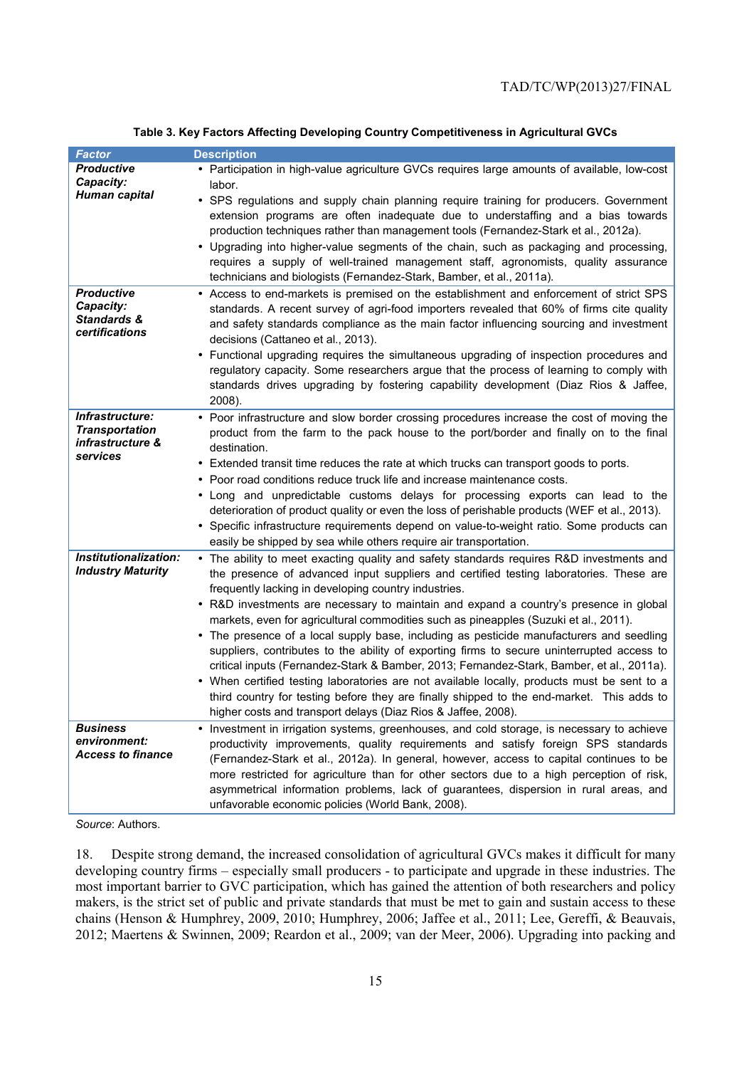**Table 3. Key Factors Affecting Developing Country Competitiveness in Agricultural GVCs**

| Factor | Description |
|---|---|
| ***Productive Capacity: Human capital*** | • Participation in high-value agriculture GVCs requires large amounts of available, low-cost labor.<br>• SPS regulations and supply chain planning require training for producers. Government extension programs are often inadequate due to understaffing and a bias towards production techniques rather than management tools (Fernandez-Stark et al., 2012a).<br>• Upgrading into higher-value segments of the chain, such as packaging and processing, requires a supply of well-trained management staff, agronomists, quality assurance technicians and biologists (Fernandez-Stark, Bamber, et al., 2011a). |
| ***Productive Capacity: Standards & certifications*** | • Access to end-markets is premised on the establishment and enforcement of strict SPS standards. A recent survey of agri-food importers revealed that 60% of firms cite quality and safety standards compliance as the main factor influencing sourcing and investment decisions (Cattaneo et al., 2013).<br>• Functional upgrading requires the simultaneous upgrading of inspection procedures and regulatory capacity. Some researchers argue that the process of learning to comply with standards drives upgrading by fostering capability development (Diaz Rios & Jaffee, 2008). |
| ***Infrastructure: Transportation infrastructure & services*** | • Poor infrastructure and slow border crossing procedures increase the cost of moving the product from the farm to the pack house to the port/border and finally on to the final destination.<br>• Extended transit time reduces the rate at which trucks can transport goods to ports.<br>• Poor road conditions reduce truck life and increase maintenance costs.<br>• Long and unpredictable customs delays for processing exports can lead to the deterioration of product quality or even the loss of perishable products (WEF et al., 2013).<br>• Specific infrastructure requirements depend on value-to-weight ratio. Some products can easily be shipped by sea while others require air transportation. |
| ***Institutionalization: Industry Maturity*** | • The ability to meet exacting quality and safety standards requires R&D investments and the presence of advanced input suppliers and certified testing laboratories. These are frequently lacking in developing country industries.<br>• R&D investments are necessary to maintain and expand a country's presence in global markets, even for agricultural commodities such as pineapples (Suzuki et al., 2011).<br>• The presence of a local supply base, including as pesticide manufacturers and seedling suppliers, contributes to the ability of exporting firms to secure uninterrupted access to critical inputs (Fernandez-Stark & Bamber, 2013; Fernandez-Stark, Bamber, et al., 2011a).<br>• When certified testing laboratories are not available locally, products must be sent to a third country for testing before they are finally shipped to the end-market. This adds to higher costs and transport delays (Diaz Rios & Jaffee, 2008). |
| ***Business environment: Access to finance*** | • Investment in irrigation systems, greenhouses, and cold storage, is necessary to achieve productivity improvements, quality requirements and satisfy foreign SPS standards (Fernandez-Stark et al., 2012a). In general, however, access to capital continues to be more restricted for agriculture than for other sectors due to a high perception of risk, asymmetrical information problems, lack of guarantees, dispersion in rural areas, and unfavorable economic policies (World Bank, 2008). |

*Source*: Authors.

18. Despite strong demand, the increased consolidation of agricultural GVCs makes it difficult for many developing country firms – especially small producers - to participate and upgrade in these industries. The most important barrier to GVC participation, which has gained the attention of both researchers and policy makers, is the strict set of public and private standards that must be met to gain and sustain access to these chains (Henson & Humphrey, 2009, 2010; Humphrey, 2006; Jaffee et al., 2011; Lee, Gereffi, & Beauvais, 2012; Maertens & Swinnen, 2009; Reardon et al., 2009; van der Meer, 2006). Upgrading into packing and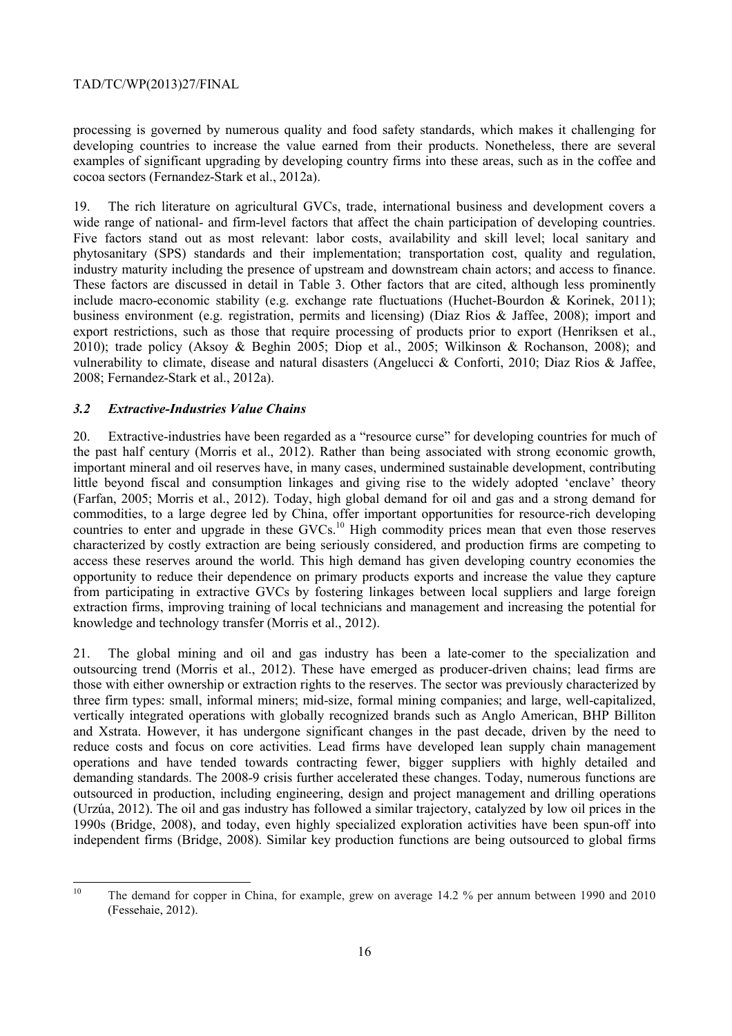processing is governed by numerous quality and food safety standards, which makes it challenging for developing countries to increase the value earned from their products. Nonetheless, there are several examples of significant upgrading by developing country firms into these areas, such as in the coffee and cocoa sectors (Fernandez-Stark et al., 2012a).

19. The rich literature on agricultural GVCs, trade, international business and development covers a wide range of national- and firm-level factors that affect the chain participation of developing countries. Five factors stand out as most relevant: labor costs, availability and skill level; local sanitary and phytosanitary (SPS) standards and their implementation; transportation cost, quality and regulation, industry maturity including the presence of upstream and downstream chain actors; and access to finance. These factors are discussed in detail in Table 3. Other factors that are cited, although less prominently include macro-economic stability (e.g. exchange rate fluctuations (Huchet-Bourdon & Korinek, 2011); business environment (e.g. registration, permits and licensing) (Diaz Rios & Jaffee, 2008); import and export restrictions, such as those that require processing of products prior to export (Henriksen et al., 2010); trade policy (Aksoy & Beghin 2005; Diop et al., 2005; Wilkinson & Rochanson, 2008); and vulnerability to climate, disease and natural disasters (Angelucci & Conforti, 2010; Diaz Rios & Jaffee, 2008; Fernandez-Stark et al., 2012a).

### *3.2 Extractive-Industries Value Chains*

20. Extractive-industries have been regarded as a "resource curse" for developing countries for much of the past half century (Morris et al., 2012). Rather than being associated with strong economic growth, important mineral and oil reserves have, in many cases, undermined sustainable development, contributing little beyond fiscal and consumption linkages and giving rise to the widely adopted 'enclave' theory (Farfan, 2005; Morris et al., 2012). Today, high global demand for oil and gas and a strong demand for commodities, to a large degree led by China, offer important opportunities for resource-rich developing countries to enter and upgrade in these GVCs.[10] High commodity prices mean that even those reserves characterized by costly extraction are being seriously considered, and production firms are competing to access these reserves around the world. This high demand has given developing country economies the opportunity to reduce their dependence on primary products exports and increase the value they capture from participating in extractive GVCs by fostering linkages between local suppliers and large foreign extraction firms, improving training of local technicians and management and increasing the potential for knowledge and technology transfer (Morris et al., 2012).

21. The global mining and oil and gas industry has been a late-comer to the specialization and outsourcing trend (Morris et al., 2012). These have emerged as producer-driven chains; lead firms are those with either ownership or extraction rights to the reserves. The sector was previously characterized by three firm types: small, informal miners; mid-size, formal mining companies; and large, well-capitalized, vertically integrated operations with globally recognized brands such as Anglo American, BHP Billiton and Xstrata. However, it has undergone significant changes in the past decade, driven by the need to reduce costs and focus on core activities. Lead firms have developed lean supply chain management operations and have tended towards contracting fewer, bigger suppliers with highly detailed and demanding standards. The 2008-9 crisis further accelerated these changes. Today, numerous functions are outsourced in production, including engineering, design and project management and drilling operations (Urzúa, 2012). The oil and gas industry has followed a similar trajectory, catalyzed by low oil prices in the 1990s (Bridge, 2008), and today, even highly specialized exploration activities have been spun-off into independent firms (Bridge, 2008). Similar key production functions are being outsourced to global firms

[10] The demand for copper in China, for example, grew on average 14.2 % per annum between 1990 and 2010 (Fessehaie, 2012).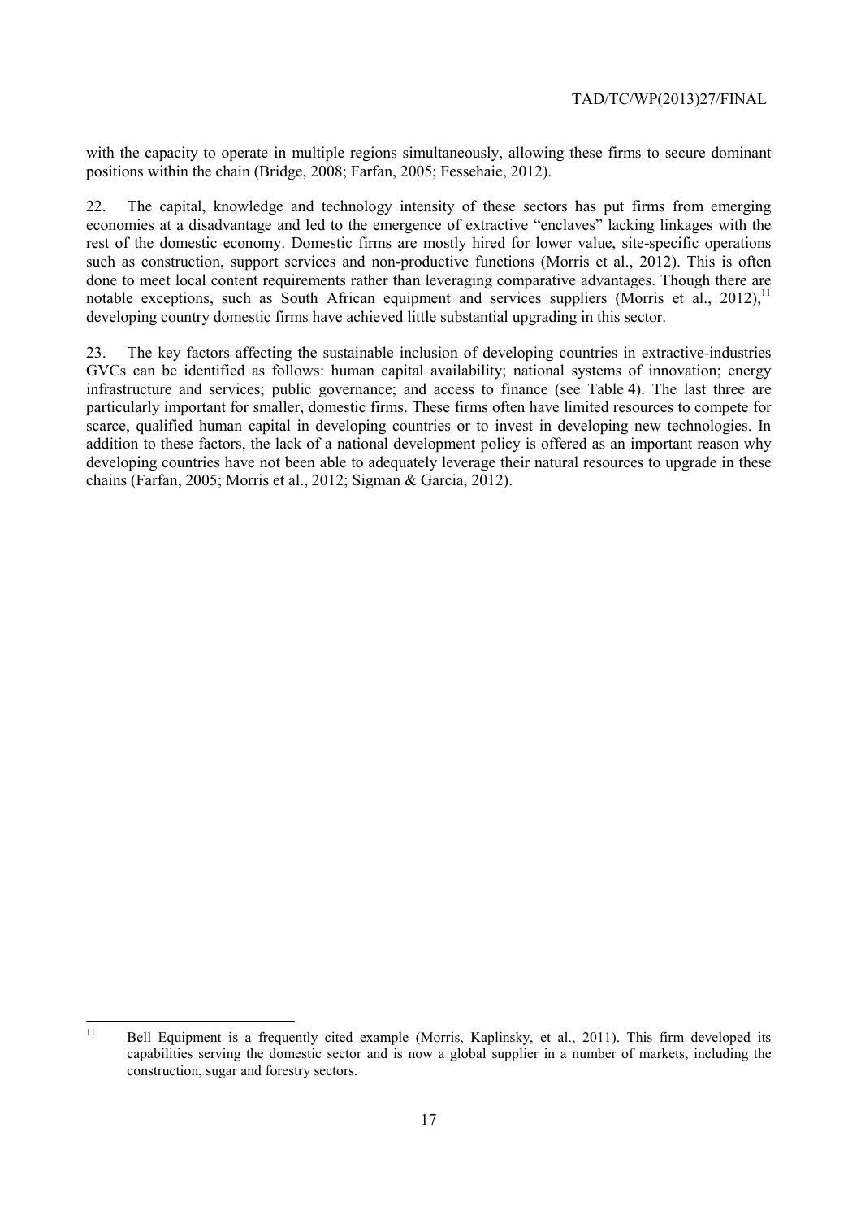with the capacity to operate in multiple regions simultaneously, allowing these firms to secure dominant positions within the chain (Bridge, 2008; Farfan, 2005; Fessehaie, 2012).

22. The capital, knowledge and technology intensity of these sectors has put firms from emerging economies at a disadvantage and led to the emergence of extractive "enclaves" lacking linkages with the rest of the domestic economy. Domestic firms are mostly hired for lower value, site-specific operations such as construction, support services and non-productive functions (Morris et al., 2012). This is often done to meet local content requirements rather than leveraging comparative advantages. Though there are notable exceptions, such as South African equipment and services suppliers (Morris et al., 2012),[11] developing country domestic firms have achieved little substantial upgrading in this sector.

23. The key factors affecting the sustainable inclusion of developing countries in extractive-industries GVCs can be identified as follows: human capital availability; national systems of innovation; energy infrastructure and services; public governance; and access to finance (see Table 4). The last three are particularly important for smaller, domestic firms. These firms often have limited resources to compete for scarce, qualified human capital in developing countries or to invest in developing new technologies. In addition to these factors, the lack of a national development policy is offered as an important reason why developing countries have not been able to adequately leverage their natural resources to upgrade in these chains (Farfan, 2005; Morris et al., 2012; Sigman & Garcia, 2012).

[11] Bell Equipment is a frequently cited example (Morris, Kaplinsky, et al., 2011). This firm developed its capabilities serving the domestic sector and is now a global supplier in a number of markets, including the construction, sugar and forestry sectors.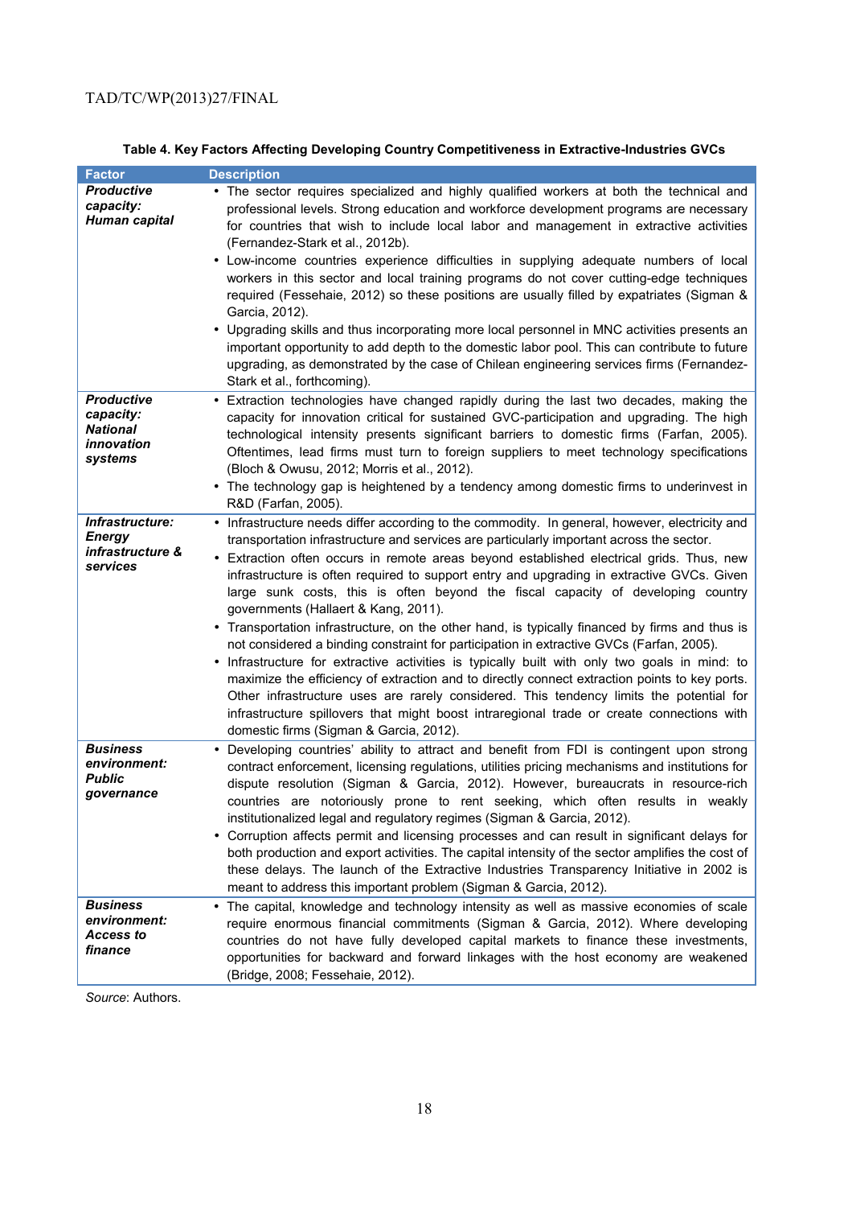**Table 4. Key Factors Affecting Developing Country Competitiveness in Extractive-Industries GVCs**

| Factor | Description |
|---|---|
| ***Productive capacity: Human capital*** | • The sector requires specialized and highly qualified workers at both the technical and professional levels. Strong education and workforce development programs are necessary for countries that wish to include local labor and management in extractive activities (Fernandez-Stark et al., 2012b).<br>• Low-income countries experience difficulties in supplying adequate numbers of local workers in this sector and local training programs do not cover cutting-edge techniques required (Fessehaie, 2012) so these positions are usually filled by expatriates (Sigman & Garcia, 2012).<br>• Upgrading skills and thus incorporating more local personnel in MNC activities presents an important opportunity to add depth to the domestic labor pool. This can contribute to future upgrading, as demonstrated by the case of Chilean engineering services firms (Fernandez-Stark et al., forthcoming). |
| ***Productive capacity: National innovation systems*** | • Extraction technologies have changed rapidly during the last two decades, making the capacity for innovation critical for sustained GVC-participation and upgrading. The high technological intensity presents significant barriers to domestic firms (Farfan, 2005). Oftentimes, lead firms must turn to foreign suppliers to meet technology specifications (Bloch & Owusu, 2012; Morris et al., 2012).<br>• The technology gap is heightened by a tendency among domestic firms to underinvest in R&D (Farfan, 2005). |
| ***Infrastructure: Energy infrastructure & services*** | • Infrastructure needs differ according to the commodity. In general, however, electricity and transportation infrastructure and services are particularly important across the sector.<br>• Extraction often occurs in remote areas beyond established electrical grids. Thus, new infrastructure is often required to support entry and upgrading in extractive GVCs. Given large sunk costs, this is often beyond the fiscal capacity of developing country governments (Hallaert & Kang, 2011).<br>• Transportation infrastructure, on the other hand, is typically financed by firms and thus is not considered a binding constraint for participation in extractive GVCs (Farfan, 2005).<br>• Infrastructure for extractive activities is typically built with only two goals in mind: to maximize the efficiency of extraction and to directly connect extraction points to key ports. Other infrastructure uses are rarely considered. This tendency limits the potential for infrastructure spillovers that might boost intraregional trade or create connections with domestic firms (Sigman & Garcia, 2012). |
| ***Business environment: Public governance*** | • Developing countries' ability to attract and benefit from FDI is contingent upon strong contract enforcement, licensing regulations, utilities pricing mechanisms and institutions for dispute resolution (Sigman & Garcia, 2012). However, bureaucrats in resource-rich countries are notoriously prone to rent seeking, which often results in weakly institutionalized legal and regulatory regimes (Sigman & Garcia, 2012).<br>• Corruption affects permit and licensing processes and can result in significant delays for both production and export activities. The capital intensity of the sector amplifies the cost of these delays. The launch of the Extractive Industries Transparency Initiative in 2002 is meant to address this important problem (Sigman & Garcia, 2012). |
| ***Business environment: Access to finance*** | • The capital, knowledge and technology intensity as well as massive economies of scale require enormous financial commitments (Sigman & Garcia, 2012). Where developing countries do not have fully developed capital markets to finance these investments, opportunities for backward and forward linkages with the host economy are weakened (Bridge, 2008; Fessehaie, 2012). |

*Source*: Authors.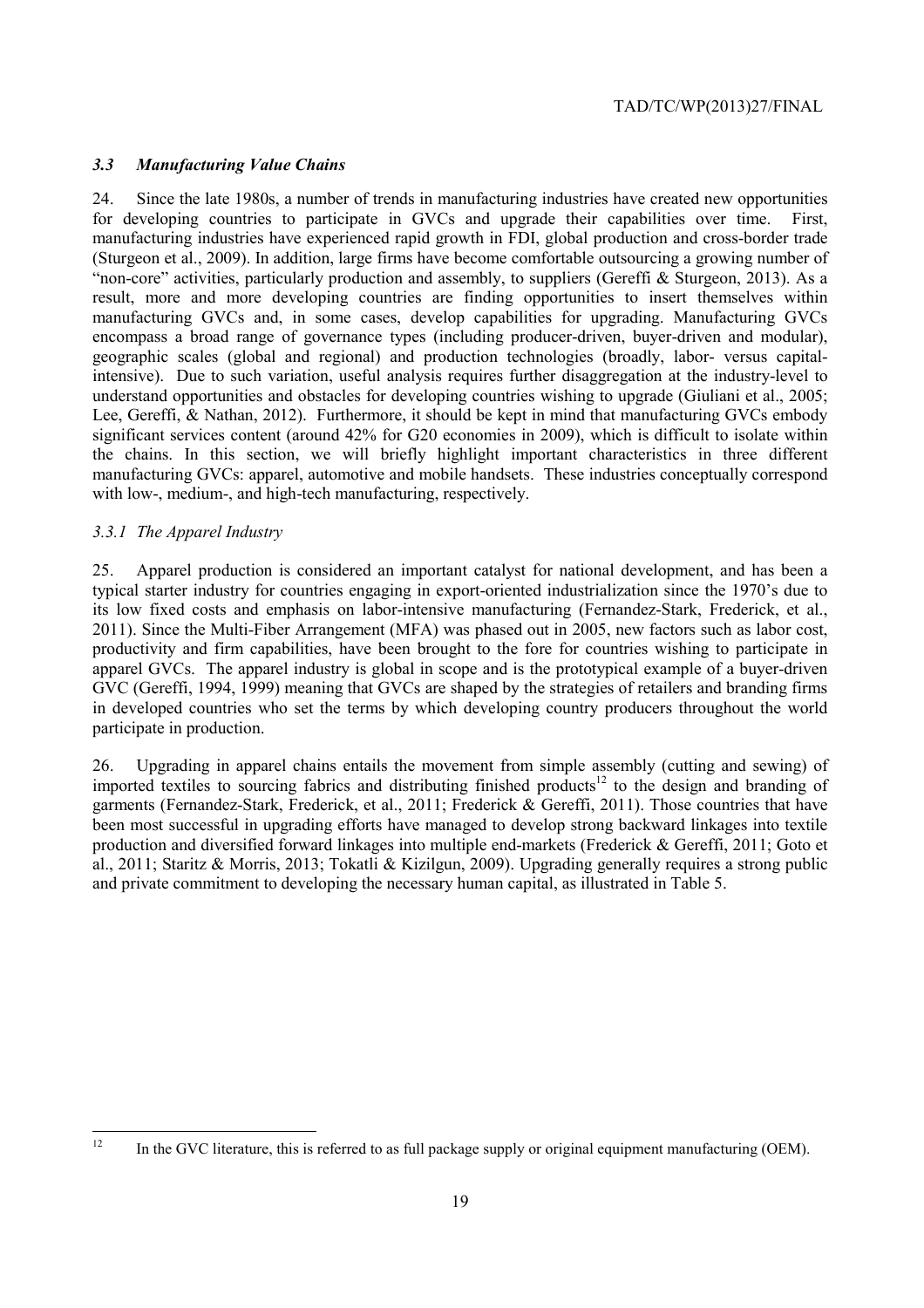### *3.3 Manufacturing Value Chains*

24. Since the late 1980s, a number of trends in manufacturing industries have created new opportunities for developing countries to participate in GVCs and upgrade their capabilities over time. First, manufacturing industries have experienced rapid growth in FDI, global production and cross-border trade (Sturgeon et al., 2009). In addition, large firms have become comfortable outsourcing a growing number of "non-core" activities, particularly production and assembly, to suppliers (Gereffi & Sturgeon, 2013). As a result, more and more developing countries are finding opportunities to insert themselves within manufacturing GVCs and, in some cases, develop capabilities for upgrading. Manufacturing GVCs encompass a broad range of governance types (including producer-driven, buyer-driven and modular), geographic scales (global and regional) and production technologies (broadly, labor- versus capital-intensive). Due to such variation, useful analysis requires further disaggregation at the industry-level to understand opportunities and obstacles for developing countries wishing to upgrade (Giuliani et al., 2005; Lee, Gereffi, & Nathan, 2012). Furthermore, it should be kept in mind that manufacturing GVCs embody significant services content (around 42% for G20 economies in 2009), which is difficult to isolate within the chains. In this section, we will briefly highlight important characteristics in three different manufacturing GVCs: apparel, automotive and mobile handsets. These industries conceptually correspond with low-, medium-, and high-tech manufacturing, respectively.

#### *3.3.1 The Apparel Industry*

25. Apparel production is considered an important catalyst for national development, and has been a typical starter industry for countries engaging in export-oriented industrialization since the 1970's due to its low fixed costs and emphasis on labor-intensive manufacturing (Fernandez-Stark, Frederick, et al., 2011). Since the Multi-Fiber Arrangement (MFA) was phased out in 2005, new factors such as labor cost, productivity and firm capabilities, have been brought to the fore for countries wishing to participate in apparel GVCs. The apparel industry is global in scope and is the prototypical example of a buyer-driven GVC (Gereffi, 1994, 1999) meaning that GVCs are shaped by the strategies of retailers and branding firms in developed countries who set the terms by which developing country producers throughout the world participate in production.

26. Upgrading in apparel chains entails the movement from simple assembly (cutting and sewing) of imported textiles to sourcing fabrics and distributing finished products[12] to the design and branding of garments (Fernandez-Stark, Frederick, et al., 2011; Frederick & Gereffi, 2011). Those countries that have been most successful in upgrading efforts have managed to develop strong backward linkages into textile production and diversified forward linkages into multiple end-markets (Frederick & Gereffi, 2011; Goto et al., 2011; Staritz & Morris, 2013; Tokatli & Kizilgun, 2009). Upgrading generally requires a strong public and private commitment to developing the necessary human capital, as illustrated in Table 5.

---

[12] In the GVC literature, this is referred to as full package supply or original equipment manufacturing (OEM).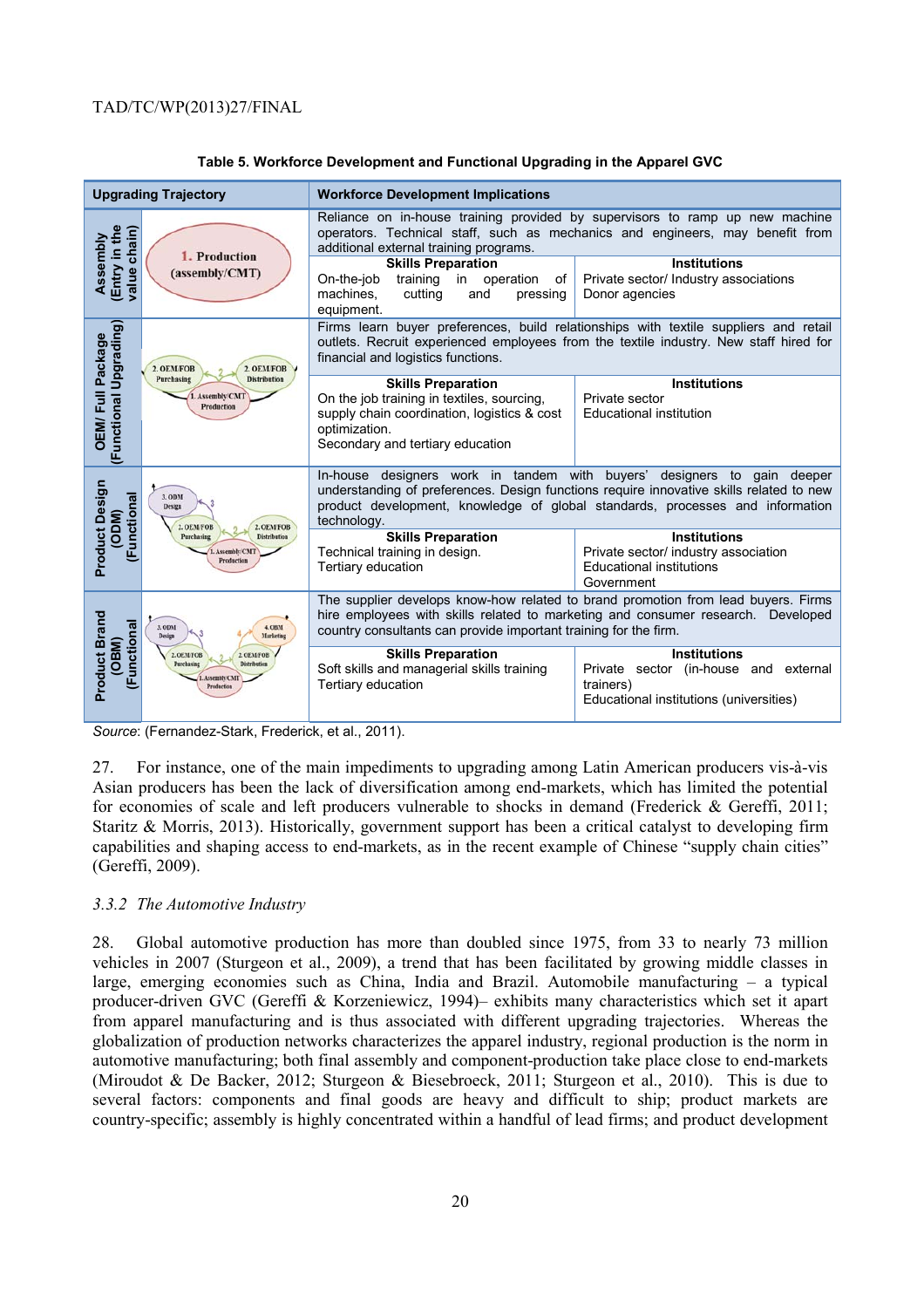**Table 5. Workforce Development and Functional Upgrading in the Apparel GVC**

| Upgrading Trajectory | | Workforce Development Implications | |
|---|---|---|---|
| Assembly (Entry in the value chain) | 1. Production (assembly/CMT) | Reliance on in-house training provided by supervisors to ramp up new machine operators. Technical staff, such as mechanics and engineers, may benefit from additional external training programs. | |
| | | **Skills Preparation**<br>On-the-job training in operation of machines, cutting and pressing equipment. | **Institutions**<br>Private sector/ Industry associations<br>Donor agencies |
| OEM/ Full Package (Functional Upgrading) | 2. OEM/FOB Purchasing; 2. OEM/FOB Distribution; 1. Assembly/CMT Production | Firms learn buyer preferences, build relationships with textile suppliers and retail outlets. Recruit experienced employees from the textile industry. New staff hired for financial and logistics functions. | |
| | | **Skills Preparation**<br>On the job training in textiles, sourcing, supply chain coordination, logistics & cost optimization.<br>Secondary and tertiary education | **Institutions**<br>Private sector<br>Educational institution |
| Product Design (ODM) (Functional | 3. ODM Design; 2. OEM/FOB Purchasing; 2. OEM/FOB Distribution; 1. Assembly/CMT Production | In-house designers work in tandem with buyers' designers to gain deeper understanding of preferences. Design functions require innovative skills related to new product development, knowledge of global standards, processes and information technology. | |
| | | **Skills Preparation**<br>Technical training in design.<br>Tertiary education | **Institutions**<br>Private sector/ industry association<br>Educational institutions<br>Government |
| Product Brand (OBM) (Functional | 3. ODM Design; 4. OBM Marketing; 2. OEM/FOB Purchasing; 2. OEM/FOB Distribution; 1. Assembly/CMT Production | The supplier develops know-how related to brand promotion from lead buyers. Firms hire employees with skills related to marketing and consumer research. Developed country consultants can provide important training for the firm. | |
| | | **Skills Preparation**<br>Soft skills and managerial skills training<br>Tertiary education | **Institutions**<br>Private sector (in-house and external trainers)<br>Educational institutions (universities) |

*Source*: (Fernandez-Stark, Frederick, et al., 2011).

27. For instance, one of the main impediments to upgrading among Latin American producers vis-à-vis Asian producers has been the lack of diversification among end-markets, which has limited the potential for economies of scale and left producers vulnerable to shocks in demand (Frederick & Gereffi, 2011; Staritz & Morris, 2013). Historically, government support has been a critical catalyst to developing firm capabilities and shaping access to end-markets, as in the recent example of Chinese "supply chain cities" (Gereffi, 2009).

### *3.3.2 The Automotive Industry*

28. Global automotive production has more than doubled since 1975, from 33 to nearly 73 million vehicles in 2007 (Sturgeon et al., 2009), a trend that has been facilitated by growing middle classes in large, emerging economies such as China, India and Brazil. Automobile manufacturing – a typical producer-driven GVC (Gereffi & Korzeniewicz, 1994)– exhibits many characteristics which set it apart from apparel manufacturing and is thus associated with different upgrading trajectories. Whereas the globalization of production networks characterizes the apparel industry, regional production is the norm in automotive manufacturing; both final assembly and component-production take place close to end-markets (Miroudot & De Backer, 2012; Sturgeon & Biesebroeck, 2011; Sturgeon et al., 2010). This is due to several factors: components and final goods are heavy and difficult to ship; product markets are country-specific; assembly is highly concentrated within a handful of lead firms; and product development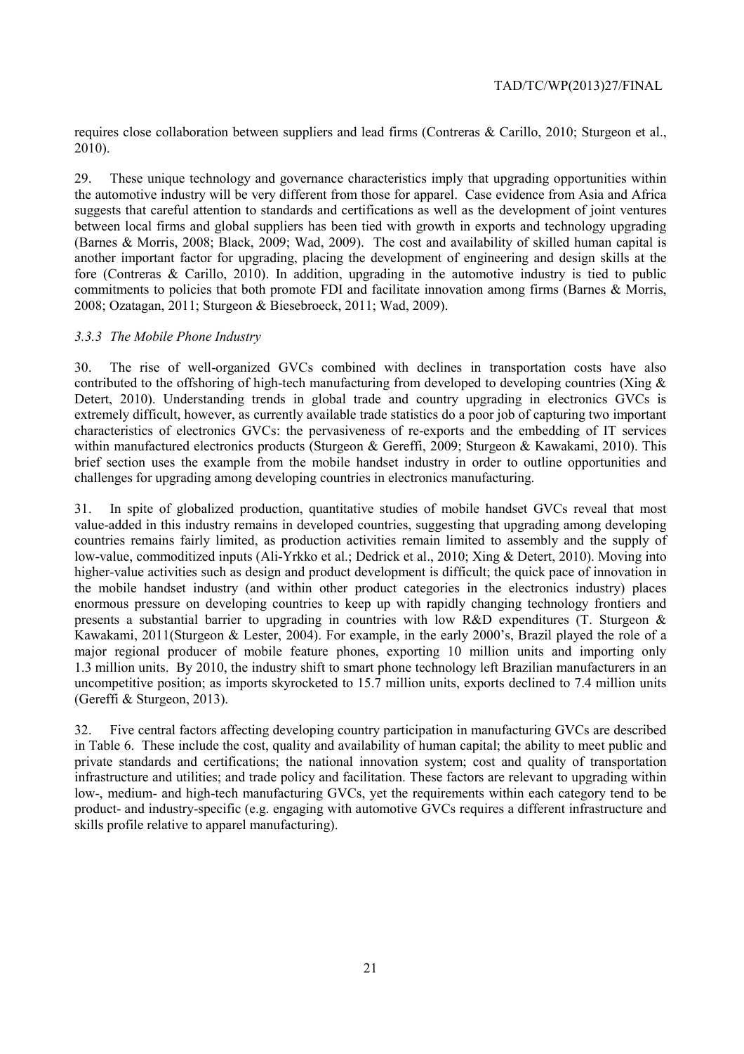requires close collaboration between suppliers and lead firms (Contreras & Carillo, 2010; Sturgeon et al., 2010).

29. These unique technology and governance characteristics imply that upgrading opportunities within the automotive industry will be very different from those for apparel. Case evidence from Asia and Africa suggests that careful attention to standards and certifications as well as the development of joint ventures between local firms and global suppliers has been tied with growth in exports and technology upgrading (Barnes & Morris, 2008; Black, 2009; Wad, 2009). The cost and availability of skilled human capital is another important factor for upgrading, placing the development of engineering and design skills at the fore (Contreras & Carillo, 2010). In addition, upgrading in the automotive industry is tied to public commitments to policies that both promote FDI and facilitate innovation among firms (Barnes & Morris, 2008; Ozatagan, 2011; Sturgeon & Biesebroeck, 2011; Wad, 2009).

### *3.3.3 The Mobile Phone Industry*

30. The rise of well-organized GVCs combined with declines in transportation costs have also contributed to the offshoring of high-tech manufacturing from developed to developing countries (Xing & Detert, 2010). Understanding trends in global trade and country upgrading in electronics GVCs is extremely difficult, however, as currently available trade statistics do a poor job of capturing two important characteristics of electronics GVCs: the pervasiveness of re-exports and the embedding of IT services within manufactured electronics products (Sturgeon & Gereffi, 2009; Sturgeon & Kawakami, 2010). This brief section uses the example from the mobile handset industry in order to outline opportunities and challenges for upgrading among developing countries in electronics manufacturing.

31. In spite of globalized production, quantitative studies of mobile handset GVCs reveal that most value-added in this industry remains in developed countries, suggesting that upgrading among developing countries remains fairly limited, as production activities remain limited to assembly and the supply of low-value, commoditized inputs (Ali-Yrkko et al.; Dedrick et al., 2010; Xing & Detert, 2010). Moving into higher-value activities such as design and product development is difficult; the quick pace of innovation in the mobile handset industry (and within other product categories in the electronics industry) places enormous pressure on developing countries to keep up with rapidly changing technology frontiers and presents a substantial barrier to upgrading in countries with low R&D expenditures (T. Sturgeon & Kawakami, 2011(Sturgeon & Lester, 2004). For example, in the early 2000's, Brazil played the role of a major regional producer of mobile feature phones, exporting 10 million units and importing only 1.3 million units. By 2010, the industry shift to smart phone technology left Brazilian manufacturers in an uncompetitive position; as imports skyrocketed to 15.7 million units, exports declined to 7.4 million units (Gereffi & Sturgeon, 2013).

32. Five central factors affecting developing country participation in manufacturing GVCs are described in Table 6. These include the cost, quality and availability of human capital; the ability to meet public and private standards and certifications; the national innovation system; cost and quality of transportation infrastructure and utilities; and trade policy and facilitation. These factors are relevant to upgrading within low-, medium- and high-tech manufacturing GVCs, yet the requirements within each category tend to be product- and industry-specific (e.g. engaging with automotive GVCs requires a different infrastructure and skills profile relative to apparel manufacturing).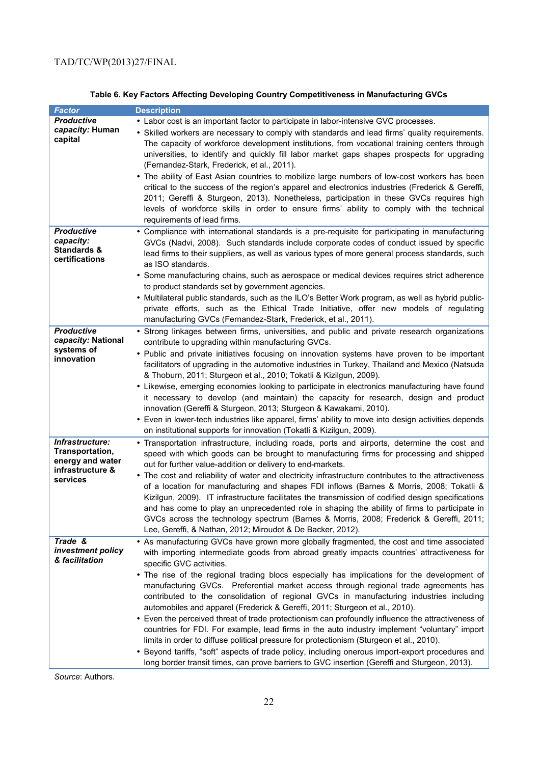**Table 6. Key Factors Affecting Developing Country Competitiveness in Manufacturing GVCs**

| *Factor* | Description |
|---|---|
| ***Productive capacity:* Human capital** | • Labor cost is an important factor to participate in labor-intensive GVC processes.<br>• Skilled workers are necessary to comply with standards and lead firms' quality requirements. The capacity of workforce development institutions, from vocational training centers through universities, to identify and quickly fill labor market gaps shapes prospects for upgrading (Fernandez-Stark, Frederick, et al., 2011).<br>• The ability of East Asian countries to mobilize large numbers of low-cost workers has been critical to the success of the region's apparel and electronics industries (Frederick & Gereffi, 2011; Gereffi & Sturgeon, 2013). Nonetheless, participation in these GVCs requires high levels of workforce skills in order to ensure firms' ability to comply with the technical requirements of lead firms. |
| ***Productive capacity:* Standards & certifications** | • Compliance with international standards is a pre-requisite for participating in manufacturing GVCs (Nadvi, 2008). Such standards include corporate codes of conduct issued by specific lead firms to their suppliers, as well as various types of more general process standards, such as ISO standards.<br>• Some manufacturing chains, such as aerospace or medical devices requires strict adherence to product standards set by government agencies.<br>• Multilateral public standards, such as the ILO's Better Work program, as well as hybrid public-private efforts, such as the Ethical Trade Initiative, offer new models of regulating manufacturing GVCs (Fernandez-Stark, Frederick, et al., 2011). |
| ***Productive capacity:* National systems of innovation** | • Strong linkages between firms, universities, and public and private research organizations contribute to upgrading within manufacturing GVCs.<br>• Public and private initiatives focusing on innovation systems have proven to be important facilitators of upgrading in the automotive industries in Turkey, Thailand and Mexico (Natsuda & Thoburn, 2011; Sturgeon et al., 2010; Tokatli & Kizilgun, 2009).<br>• Likewise, emerging economies looking to participate in electronics manufacturing have found it necessary to develop (and maintain) the capacity for research, design and product innovation (Gereffi & Sturgeon, 2013; Sturgeon & Kawakami, 2010).<br>• Even in lower-tech industries like apparel, firms' ability to move into design activities depends on institutional supports for innovation (Tokatli & Kizilgun, 2009). |
| ***Infrastructure:* Transportation, energy and water infrastructure & services** | • Transportation infrastructure, including roads, ports and airports, determine the cost and speed with which goods can be brought to manufacturing firms for processing and shipped out for further value-addition or delivery to end-markets.<br>• The cost and reliability of water and electricity infrastructure contributes to the attractiveness of a location for manufacturing and shapes FDI inflows (Barnes & Morris, 2008; Tokatli & Kizilgun, 2009). IT infrastructure facilitates the transmission of codified design specifications and has come to play an unprecedented role in shaping the ability of firms to participate in GVCs across the technology spectrum (Barnes & Morris, 2008; Frederick & Gereffi, 2011; Lee, Gereffi, & Nathan, 2012; Miroudot & De Backer, 2012). |
| ***Trade & investment policy & facilitation*** | • As manufacturing GVCs have grown more globally fragmented, the cost and time associated with importing intermediate goods from abroad greatly impacts countries' attractiveness for specific GVC activities.<br>• The rise of the regional trading blocs especially has implications for the development of manufacturing GVCs. Preferential market access through regional trade agreements has contributed to the consolidation of regional GVCs in manufacturing industries including automobiles and apparel (Frederick & Gereffi, 2011; Sturgeon et al., 2010).<br>• Even the perceived threat of trade protectionism can profoundly influence the attractiveness of countries for FDI. For example, lead firms in the auto industry implement "voluntary" import limits in order to diffuse political pressure for protectionism (Sturgeon et al., 2010).<br>• Beyond tariffs, "soft" aspects of trade policy, including onerous import-export procedures and long border transit times, can prove barriers to GVC insertion (Gereffi and Sturgeon, 2013). |

*Source*: Authors.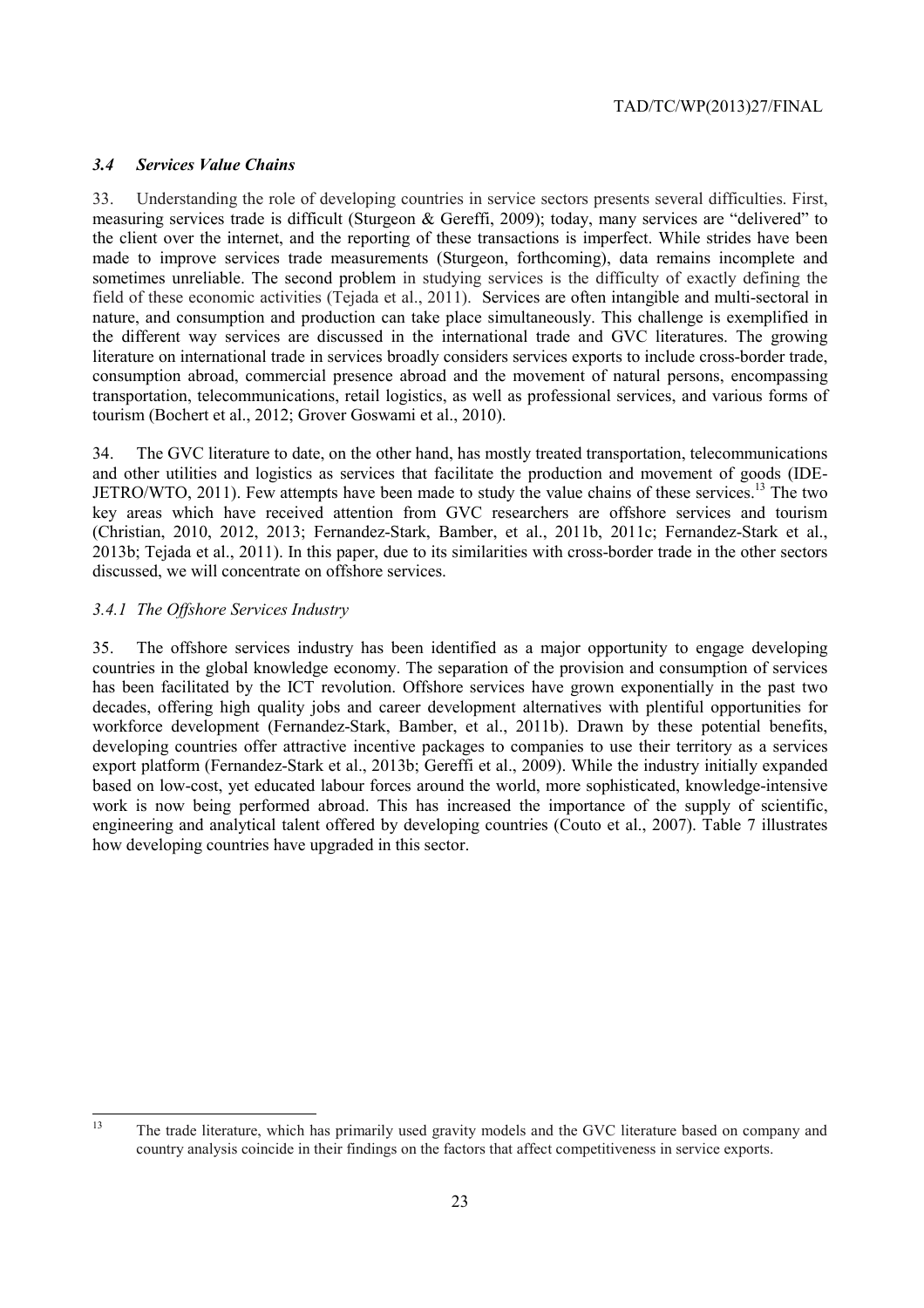### *3.4 Services Value Chains*

33. Understanding the role of developing countries in service sectors presents several difficulties. First, measuring services trade is difficult (Sturgeon & Gereffi, 2009); today, many services are "delivered" to the client over the internet, and the reporting of these transactions is imperfect. While strides have been made to improve services trade measurements (Sturgeon, forthcoming), data remains incomplete and sometimes unreliable. The second problem in studying services is the difficulty of exactly defining the field of these economic activities (Tejada et al., 2011). Services are often intangible and multi-sectoral in nature, and consumption and production can take place simultaneously. This challenge is exemplified in the different way services are discussed in the international trade and GVC literatures. The growing literature on international trade in services broadly considers services exports to include cross-border trade, consumption abroad, commercial presence abroad and the movement of natural persons, encompassing transportation, telecommunications, retail logistics, as well as professional services, and various forms of tourism (Bochert et al., 2012; Grover Goswami et al., 2010).

34. The GVC literature to date, on the other hand, has mostly treated transportation, telecommunications and other utilities and logistics as services that facilitate the production and movement of goods (IDE-JETRO/WTO, 2011). Few attempts have been made to study the value chains of these services.[13] The two key areas which have received attention from GVC researchers are offshore services and tourism (Christian, 2010, 2012, 2013; Fernandez-Stark, Bamber, et al., 2011b, 2011c; Fernandez-Stark et al., 2013b; Tejada et al., 2011). In this paper, due to its similarities with cross-border trade in the other sectors discussed, we will concentrate on offshore services.

#### *3.4.1 The Offshore Services Industry*

35. The offshore services industry has been identified as a major opportunity to engage developing countries in the global knowledge economy. The separation of the provision and consumption of services has been facilitated by the ICT revolution. Offshore services have grown exponentially in the past two decades, offering high quality jobs and career development alternatives with plentiful opportunities for workforce development (Fernandez-Stark, Bamber, et al., 2011b). Drawn by these potential benefits, developing countries offer attractive incentive packages to companies to use their territory as a services export platform (Fernandez-Stark et al., 2013b; Gereffi et al., 2009). While the industry initially expanded based on low-cost, yet educated labour forces around the world, more sophisticated, knowledge-intensive work is now being performed abroad. This has increased the importance of the supply of scientific, engineering and analytical talent offered by developing countries (Couto et al., 2007). Table 7 illustrates how developing countries have upgraded in this sector.

[13] The trade literature, which has primarily used gravity models and the GVC literature based on company and country analysis coincide in their findings on the factors that affect competitiveness in service exports.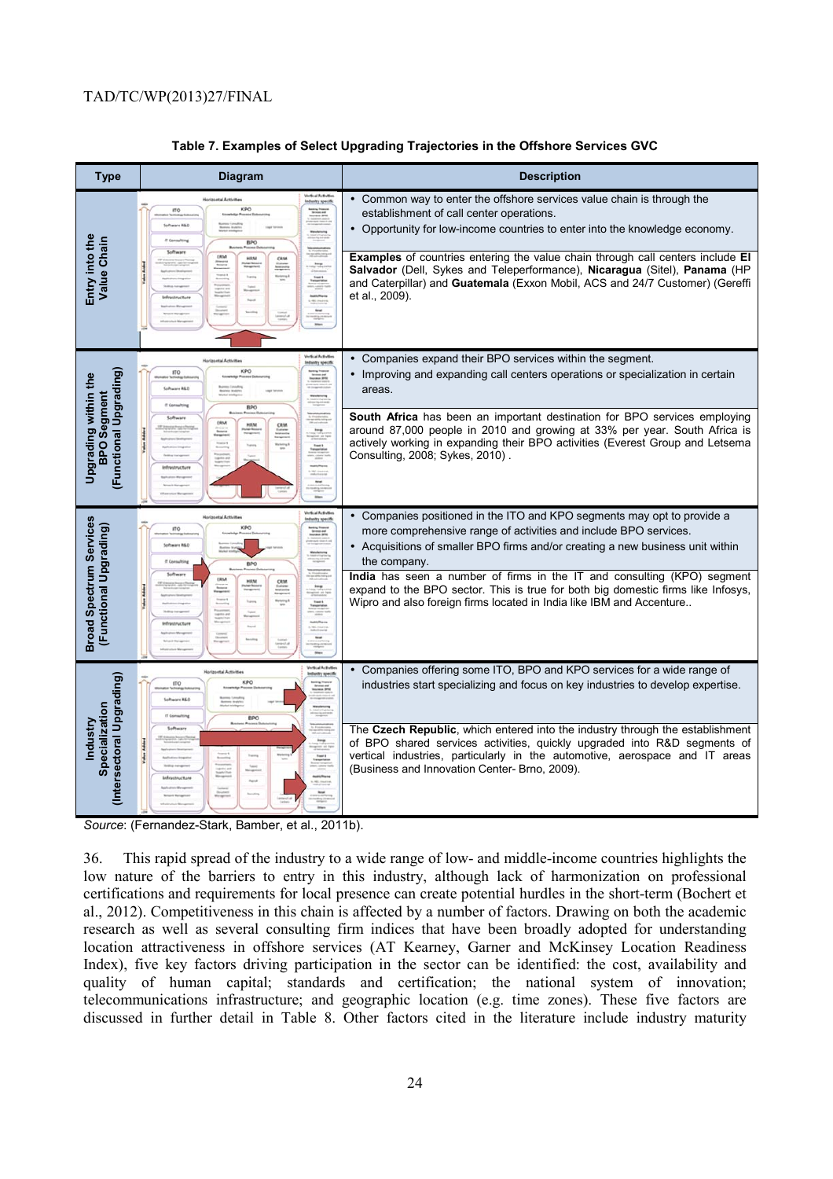**Table 7. Examples of Select Upgrading Trajectories in the Offshore Services GVC**

| Type | Diagram | Description |
|---|---|---|
| Entry into the Value Chain | | • Common way to enter the offshore services value chain is through the establishment of call center operations.<br>• Opportunity for low-income countries to enter into the knowledge economy.<br><br>**Examples** of countries entering the value chain through call centers include **El Salvador** (Dell, Sykes and Teleperformance), **Nicaragua** (Sitel), **Panama** (HP and Caterpillar) and **Guatemala** (Exxon Mobil, ACS and 24/7 Customer) (Gereffi et al., 2009). |
| Upgrading within the BPO Segment (Functional Upgrading) | | • Companies expand their BPO services within the segment.<br>• Improving and expanding call centers operations or specialization in certain areas.<br><br>**South Africa** has been an important destination for BPO services employing around 87,000 people in 2010 and growing at 33% per year. South Africa is actively working in expanding their BPO activities (Everest Group and Letsema Consulting, 2008; Sykes, 2010) . |
| Broad Spectrum Services (Functional Upgrading) | | • Companies positioned in the ITO and KPO segments may opt to provide a more comprehensive range of activities and include BPO services.<br>• Acquisitions of smaller BPO firms and/or creating a new business unit within the company.<br>**India** has seen a number of firms in the IT and consulting (KPO) segment expand to the BPO sector. This is true for both big domestic firms like Infosys, Wipro and also foreign firms located in India like IBM and Accenture.. |
| Industry Specialization (Intersectoral Upgrading) | | • Companies offering some ITO, BPO and KPO services for a wide range of industries start specializing and focus on key industries to develop expertise.<br><br>The **Czech Republic**, which entered into the industry through the establishment of BPO shared services activities, quickly upgraded into R&D segments of vertical industries, particularly in the automotive, aerospace and IT areas (Business and Innovation Center- Brno, 2009). |

*Source*: (Fernandez-Stark, Bamber, et al., 2011b).

36. This rapid spread of the industry to a wide range of low- and middle-income countries highlights the low nature of the barriers to entry in this industry, although lack of harmonization on professional certifications and requirements for local presence can create potential hurdles in the short-term (Bochert et al., 2012). Competitiveness in this chain is affected by a number of factors. Drawing on both the academic research as well as several consulting firm indices that have been broadly adopted for understanding location attractiveness in offshore services (AT Kearney, Garner and McKinsey Location Readiness Index), five key factors driving participation in the sector can be identified: the cost, availability and quality of human capital; standards and certification; the national system of innovation; telecommunications infrastructure; and geographic location (e.g. time zones). These five factors are discussed in further detail in Table 8. Other factors cited in the literature include industry maturity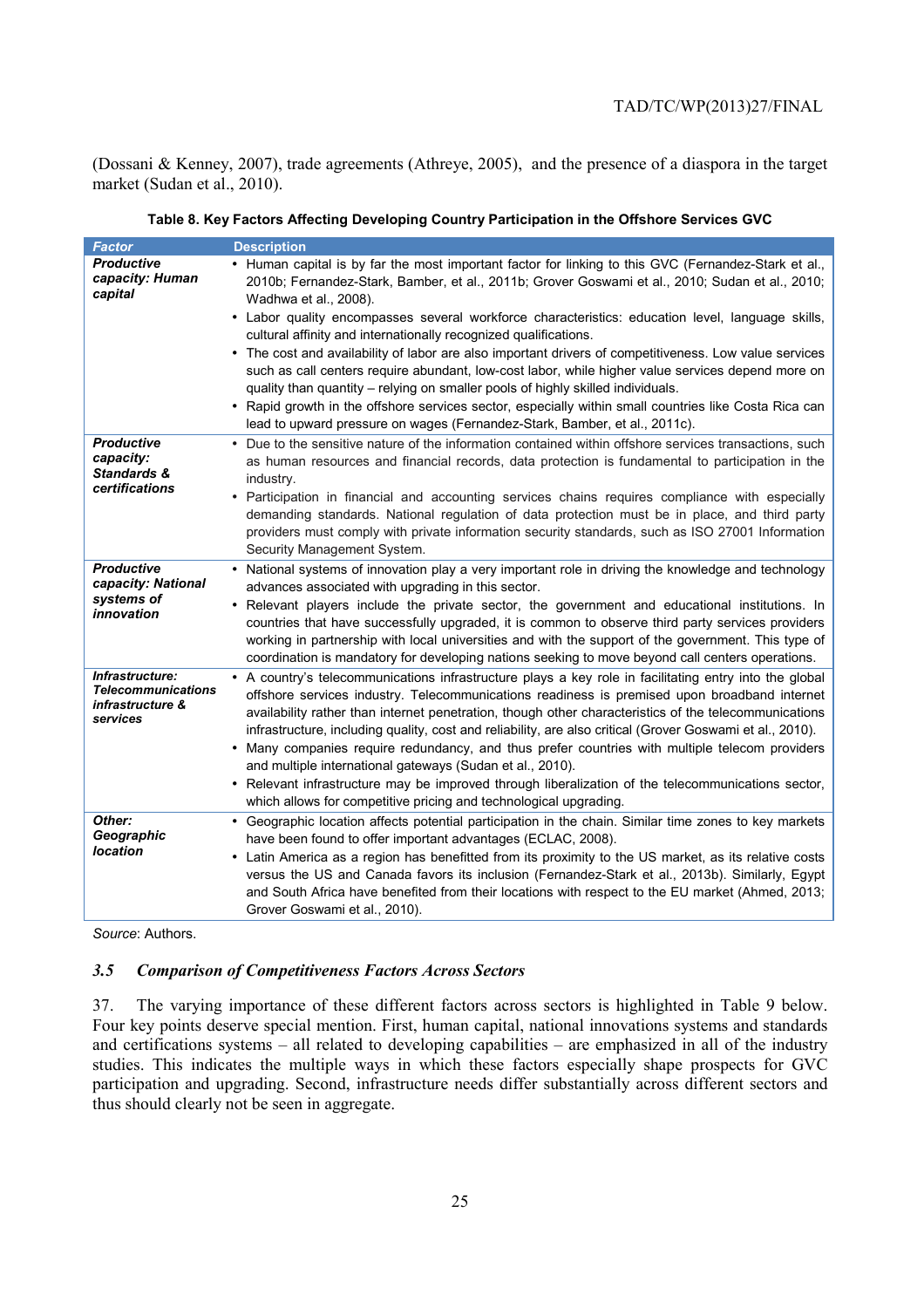(Dossani & Kenney, 2007), trade agreements (Athreye, 2005), and the presence of a diaspora in the target market (Sudan et al., 2010).

**Table 8. Key Factors Affecting Developing Country Participation in the Offshore Services GVC**

| Factor | Description |
|---|---|
| ***Productive capacity: Human capital*** | • Human capital is by far the most important factor for linking to this GVC (Fernandez-Stark et al., 2010b; Fernandez-Stark, Bamber, et al., 2011b; Grover Goswami et al., 2010; Sudan et al., 2010; Wadhwa et al., 2008).<br>• Labor quality encompasses several workforce characteristics: education level, language skills, cultural affinity and internationally recognized qualifications.<br>• The cost and availability of labor are also important drivers of competitiveness. Low value services such as call centers require abundant, low-cost labor, while higher value services depend more on quality than quantity – relying on smaller pools of highly skilled individuals.<br>• Rapid growth in the offshore services sector, especially within small countries like Costa Rica can lead to upward pressure on wages (Fernandez-Stark, Bamber, et al., 2011c). |
| ***Productive capacity: Standards & certifications*** | • Due to the sensitive nature of the information contained within offshore services transactions, such as human resources and financial records, data protection is fundamental to participation in the industry.<br>• Participation in financial and accounting services chains requires compliance with especially demanding standards. National regulation of data protection must be in place, and third party providers must comply with private information security standards, such as ISO 27001 Information Security Management System. |
| ***Productive capacity: National systems of innovation*** | • National systems of innovation play a very important role in driving the knowledge and technology advances associated with upgrading in this sector.<br>• Relevant players include the private sector, the government and educational institutions. In countries that have successfully upgraded, it is common to observe third party services providers working in partnership with local universities and with the support of the government. This type of coordination is mandatory for developing nations seeking to move beyond call centers operations. |
| ***Infrastructure: Telecommunications infrastructure & services*** | • A country's telecommunications infrastructure plays a key role in facilitating entry into the global offshore services industry. Telecommunications readiness is premised upon broadband internet availability rather than internet penetration, though other characteristics of the telecommunications infrastructure, including quality, cost and reliability, are also critical (Grover Goswami et al., 2010).<br>• Many companies require redundancy, and thus prefer countries with multiple telecom providers and multiple international gateways (Sudan et al., 2010).<br>• Relevant infrastructure may be improved through liberalization of the telecommunications sector, which allows for competitive pricing and technological upgrading. |
| ***Other: Geographic location*** | • Geographic location affects potential participation in the chain. Similar time zones to key markets have been found to offer important advantages (ECLAC, 2008).<br>• Latin America as a region has benefitted from its proximity to the US market, as its relative costs versus the US and Canada favors its inclusion (Fernandez-Stark et al., 2013b). Similarly, Egypt and South Africa have benefited from their locations with respect to the EU market (Ahmed, 2013; Grover Goswami et al., 2010). |

*Source*: Authors.

### *3.5 Comparison of Competitiveness Factors Across Sectors*

37. The varying importance of these different factors across sectors is highlighted in Table 9 below. Four key points deserve special mention. First, human capital, national innovations systems and standards and certifications systems – all related to developing capabilities – are emphasized in all of the industry studies. This indicates the multiple ways in which these factors especially shape prospects for GVC participation and upgrading. Second, infrastructure needs differ substantially across different sectors and thus should clearly not be seen in aggregate.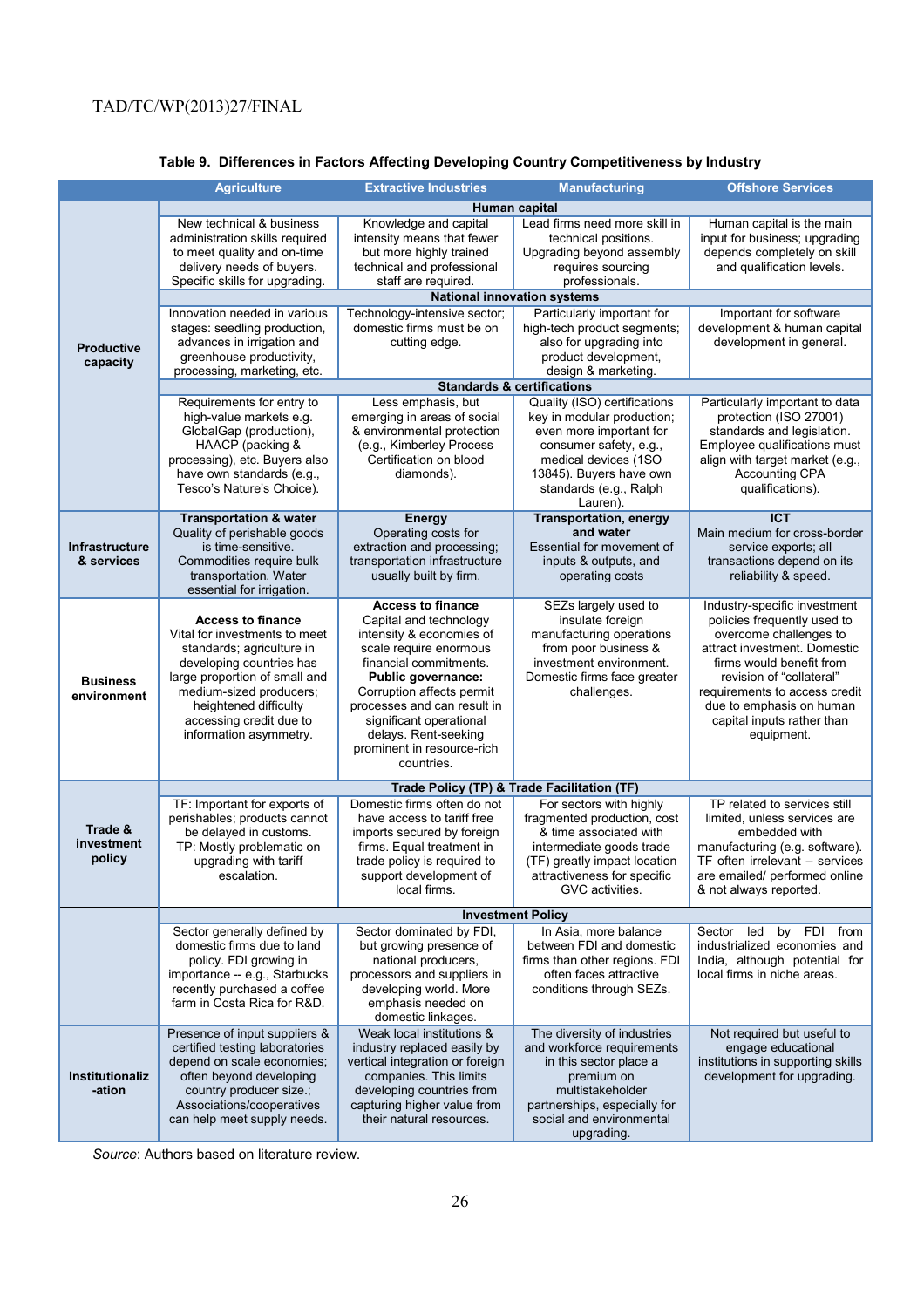**Table 9. Differences in Factors Affecting Developing Country Competitiveness by Industry**

| | Agriculture | Extractive Industries | Manufacturing | Offshore Services |
|---|---|---|---|---|
| **Productive capacity** | **Human capital** | | | |
| | New technical & business administration skills required to meet quality and on-time delivery needs of buyers. Specific skills for upgrading. | Knowledge and capital intensity means that fewer but more highly trained technical and professional staff are required. | Lead firms need more skill in technical positions. Upgrading beyond assembly requires sourcing professionals. | Human capital is the main input for business; upgrading depends completely on skill and qualification levels. |
| | **National innovation systems** | | | |
| | Innovation needed in various stages: seedling production, advances in irrigation and greenhouse productivity, processing, marketing, etc. | Technology-intensive sector; domestic firms must be on cutting edge. | Particularly important for high-tech product segments; also for upgrading into product development, design & marketing. | Important for software development & human capital development in general. |
| | **Standards & certifications** | | | |
| | Requirements for entry to high-value markets e.g. GlobalGap (production), HAACP (packing & processing), etc. Buyers also have own standards (e.g., Tesco's Nature's Choice). | Less emphasis, but emerging in areas of social & environmental protection (e.g., Kimberley Process Certification on blood diamonds). | Quality (ISO) certifications key in modular production; even more important for consumer safety, e.g., medical devices (1SO 13845). Buyers have own standards (e.g., Ralph Lauren). | Particularly important to data protection (ISO 27001) standards and legislation. Employee qualifications must align with target market (e.g., Accounting CPA qualifications). |
| **Infrastructure & services** | **Transportation & water** Quality of perishable goods is time-sensitive. Commodities require bulk transportation. Water essential for irrigation. | **Energy** Operating costs for extraction and processing; transportation infrastructure usually built by firm. | **Transportation, energy and water** Essential for movement of inputs & outputs, and operating costs | **ICT** Main medium for cross-border service exports; all transactions depend on its reliability & speed. |
| **Business environment** | **Access to finance** Vital for investments to meet standards; agriculture in developing countries has large proportion of small and medium-sized producers; heightened difficulty accessing credit due to information asymmetry. | **Access to finance** Capital and technology intensity & economies of scale require enormous financial commitments. **Public governance:** Corruption affects permit processes and can result in significant operational delays. Rent-seeking prominent in resource-rich countries. | SEZs largely used to insulate foreign manufacturing operations from poor business & investment environment. Domestic firms face greater challenges. | Industry-specific investment policies frequently used to overcome challenges to attract investment. Domestic firms would benefit from revision of "collateral" requirements to access credit due to emphasis on human capital inputs rather than equipment. |
| **Trade & investment policy** | **Trade Policy (TP) & Trade Facilitation (TF)** | | | |
| | TF: Important for exports of perishables; products cannot be delayed in customs. TP: Mostly problematic on upgrading with tariff escalation. | Domestic firms often do not have access to tariff free imports secured by foreign firms. Equal treatment in trade policy is required to support development of local firms. | For sectors with highly fragmented production, cost & time associated with intermediate goods trade (TF) greatly impact location attractiveness for specific GVC activities. | TP related to services still limited, unless services are embedded with manufacturing (e.g. software). TF often irrelevant – services are emailed/ performed online & not always reported. |
| | **Investment Policy** | | | |
| | Sector generally defined by domestic firms due to land policy. FDI growing in importance -- e.g., Starbucks recently purchased a coffee farm in Costa Rica for R&D. | Sector dominated by FDI, but growing presence of national producers, processors and suppliers in developing world. More emphasis needed on domestic linkages. | In Asia, more balance between FDI and domestic firms than other regions. FDI often faces attractive conditions through SEZs. | Sector led by FDI from industrialized economies and India, although potential for local firms in niche areas. |
| **Institutionalization** | Presence of input suppliers & certified testing laboratories depend on scale economies; often beyond developing country producer size.; Associations/cooperatives can help meet supply needs. | Weak local institutions & industry replaced easily by vertical integration or foreign companies. This limits developing countries from capturing higher value from their natural resources. | The diversity of industries and workforce requirements in this sector place a premium on multistakeholder partnerships, especially for social and environmental upgrading. | Not required but useful to engage educational institutions in supporting skills development for upgrading. |

*Source*: Authors based on literature review.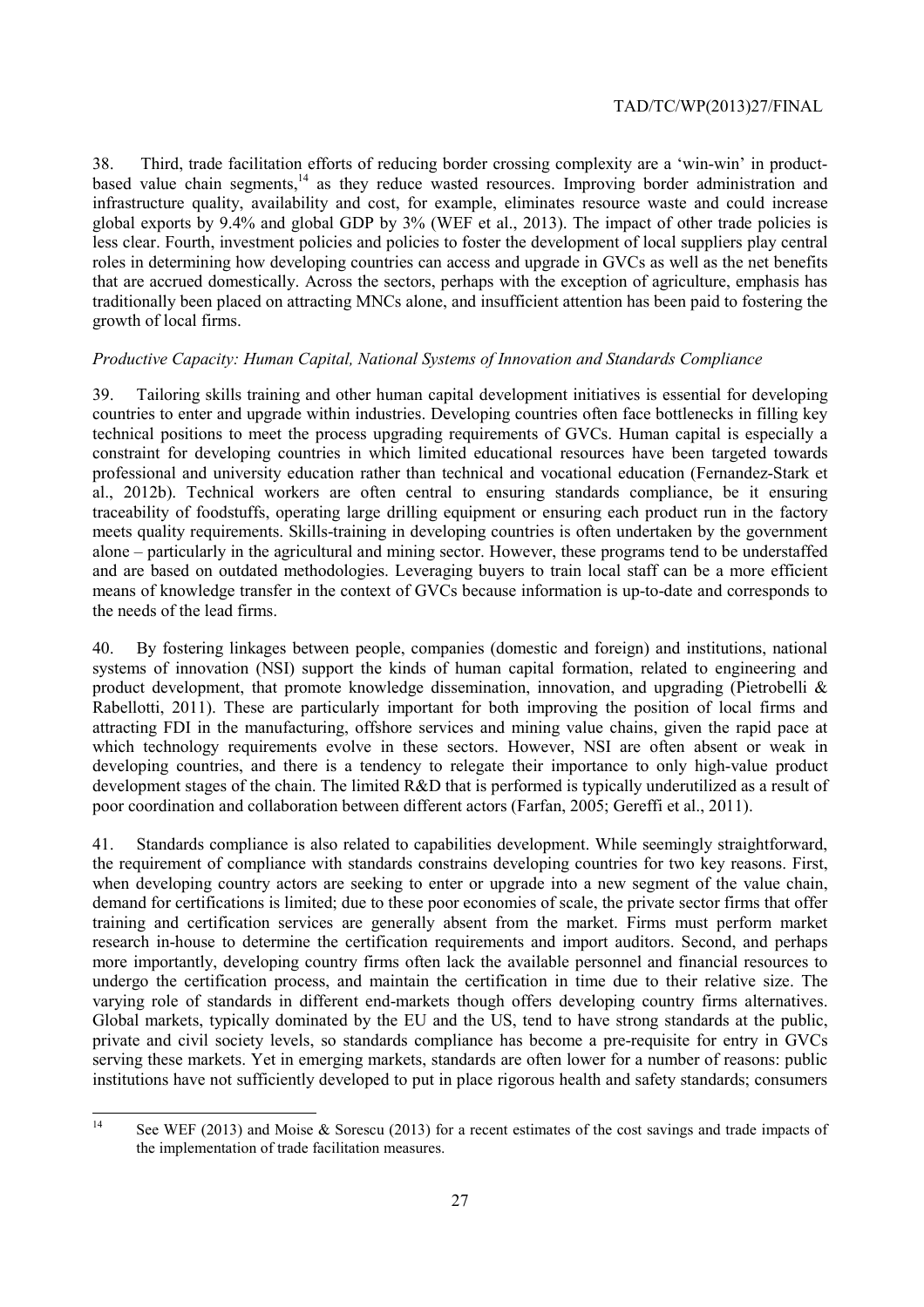38. Third, trade facilitation efforts of reducing border crossing complexity are a 'win-win' in product-based value chain segments,[14] as they reduce wasted resources. Improving border administration and infrastructure quality, availability and cost, for example, eliminates resource waste and could increase global exports by 9.4% and global GDP by 3% (WEF et al., 2013). The impact of other trade policies is less clear. Fourth, investment policies and policies to foster the development of local suppliers play central roles in determining how developing countries can access and upgrade in GVCs as well as the net benefits that are accrued domestically. Across the sectors, perhaps with the exception of agriculture, emphasis has traditionally been placed on attracting MNCs alone, and insufficient attention has been paid to fostering the growth of local firms.

*Productive Capacity: Human Capital, National Systems of Innovation and Standards Compliance*

39. Tailoring skills training and other human capital development initiatives is essential for developing countries to enter and upgrade within industries. Developing countries often face bottlenecks in filling key technical positions to meet the process upgrading requirements of GVCs. Human capital is especially a constraint for developing countries in which limited educational resources have been targeted towards professional and university education rather than technical and vocational education (Fernandez-Stark et al., 2012b). Technical workers are often central to ensuring standards compliance, be it ensuring traceability of foodstuffs, operating large drilling equipment or ensuring each product run in the factory meets quality requirements. Skills-training in developing countries is often undertaken by the government alone – particularly in the agricultural and mining sector. However, these programs tend to be understaffed and are based on outdated methodologies. Leveraging buyers to train local staff can be a more efficient means of knowledge transfer in the context of GVCs because information is up-to-date and corresponds to the needs of the lead firms.

40. By fostering linkages between people, companies (domestic and foreign) and institutions, national systems of innovation (NSI) support the kinds of human capital formation, related to engineering and product development, that promote knowledge dissemination, innovation, and upgrading (Pietrobelli & Rabellotti, 2011). These are particularly important for both improving the position of local firms and attracting FDI in the manufacturing, offshore services and mining value chains, given the rapid pace at which technology requirements evolve in these sectors. However, NSI are often absent or weak in developing countries, and there is a tendency to relegate their importance to only high-value product development stages of the chain. The limited R&D that is performed is typically underutilized as a result of poor coordination and collaboration between different actors (Farfan, 2005; Gereffi et al., 2011).

41. Standards compliance is also related to capabilities development. While seemingly straightforward, the requirement of compliance with standards constrains developing countries for two key reasons. First, when developing country actors are seeking to enter or upgrade into a new segment of the value chain, demand for certifications is limited; due to these poor economies of scale, the private sector firms that offer training and certification services are generally absent from the market. Firms must perform market research in-house to determine the certification requirements and import auditors. Second, and perhaps more importantly, developing country firms often lack the available personnel and financial resources to undergo the certification process, and maintain the certification in time due to their relative size. The varying role of standards in different end-markets though offers developing country firms alternatives. Global markets, typically dominated by the EU and the US, tend to have strong standards at the public, private and civil society levels, so standards compliance has become a pre-requisite for entry in GVCs serving these markets. Yet in emerging markets, standards are often lower for a number of reasons: public institutions have not sufficiently developed to put in place rigorous health and safety standards; consumers

[14] See WEF (2013) and Moise & Sorescu (2013) for a recent estimates of the cost savings and trade impacts of the implementation of trade facilitation measures.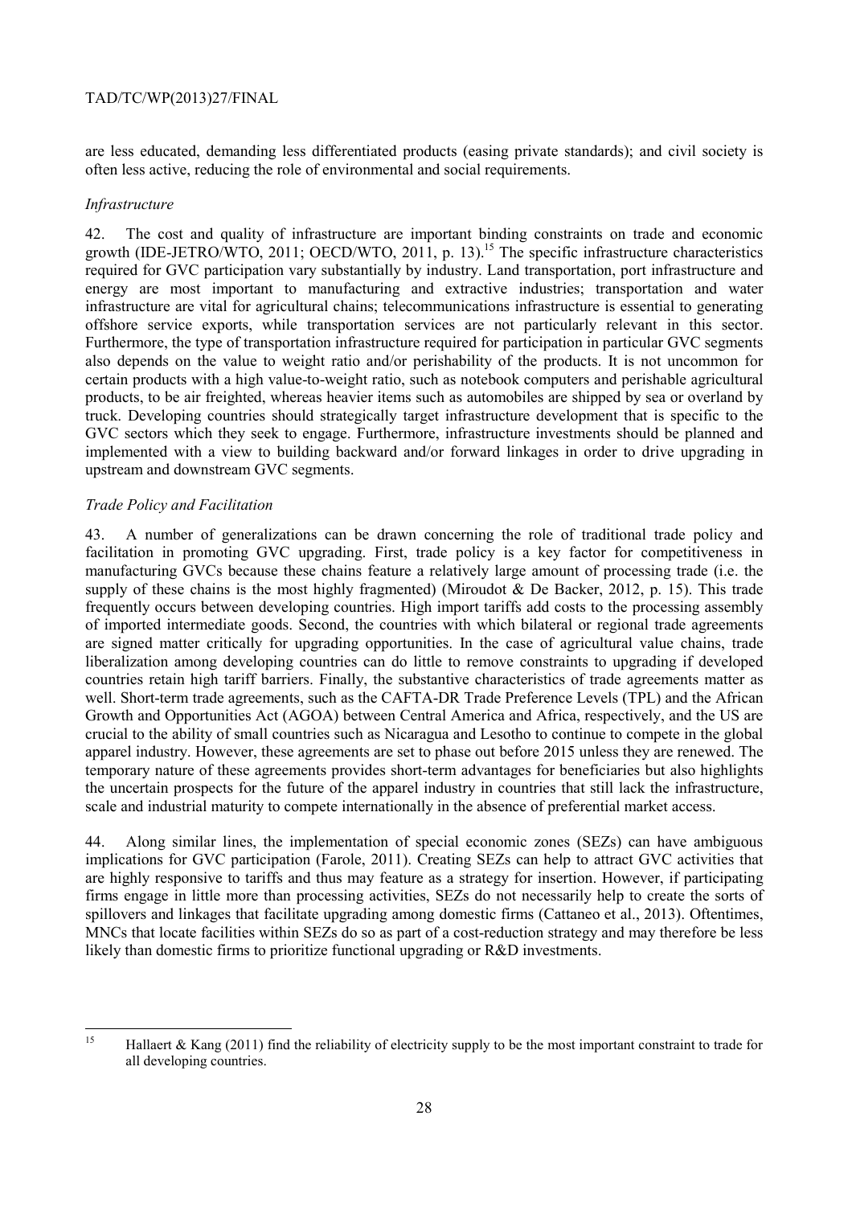are less educated, demanding less differentiated products (easing private standards); and civil society is often less active, reducing the role of environmental and social requirements.

*Infrastructure*

42. The cost and quality of infrastructure are important binding constraints on trade and economic growth (IDE-JETRO/WTO, 2011; OECD/WTO, 2011, p. 13).[15] The specific infrastructure characteristics required for GVC participation vary substantially by industry. Land transportation, port infrastructure and energy are most important to manufacturing and extractive industries; transportation and water infrastructure are vital for agricultural chains; telecommunications infrastructure is essential to generating offshore service exports, while transportation services are not particularly relevant in this sector. Furthermore, the type of transportation infrastructure required for participation in particular GVC segments also depends on the value to weight ratio and/or perishability of the products. It is not uncommon for certain products with a high value-to-weight ratio, such as notebook computers and perishable agricultural products, to be air freighted, whereas heavier items such as automobiles are shipped by sea or overland by truck. Developing countries should strategically target infrastructure development that is specific to the GVC sectors which they seek to engage. Furthermore, infrastructure investments should be planned and implemented with a view to building backward and/or forward linkages in order to drive upgrading in upstream and downstream GVC segments.

*Trade Policy and Facilitation*

43. A number of generalizations can be drawn concerning the role of traditional trade policy and facilitation in promoting GVC upgrading. First, trade policy is a key factor for competitiveness in manufacturing GVCs because these chains feature a relatively large amount of processing trade (i.e. the supply of these chains is the most highly fragmented) (Miroudot & De Backer, 2012, p. 15). This trade frequently occurs between developing countries. High import tariffs add costs to the processing assembly of imported intermediate goods. Second, the countries with which bilateral or regional trade agreements are signed matter critically for upgrading opportunities. In the case of agricultural value chains, trade liberalization among developing countries can do little to remove constraints to upgrading if developed countries retain high tariff barriers. Finally, the substantive characteristics of trade agreements matter as well. Short-term trade agreements, such as the CAFTA-DR Trade Preference Levels (TPL) and the African Growth and Opportunities Act (AGOA) between Central America and Africa, respectively, and the US are crucial to the ability of small countries such as Nicaragua and Lesotho to continue to compete in the global apparel industry. However, these agreements are set to phase out before 2015 unless they are renewed. The temporary nature of these agreements provides short-term advantages for beneficiaries but also highlights the uncertain prospects for the future of the apparel industry in countries that still lack the infrastructure, scale and industrial maturity to compete internationally in the absence of preferential market access.

44. Along similar lines, the implementation of special economic zones (SEZs) can have ambiguous implications for GVC participation (Farole, 2011). Creating SEZs can help to attract GVC activities that are highly responsive to tariffs and thus may feature as a strategy for insertion. However, if participating firms engage in little more than processing activities, SEZs do not necessarily help to create the sorts of spillovers and linkages that facilitate upgrading among domestic firms (Cattaneo et al., 2013). Oftentimes, MNCs that locate facilities within SEZs do so as part of a cost-reduction strategy and may therefore be less likely than domestic firms to prioritize functional upgrading or R&D investments.

[15] Hallaert & Kang (2011) find the reliability of electricity supply to be the most important constraint to trade for all developing countries.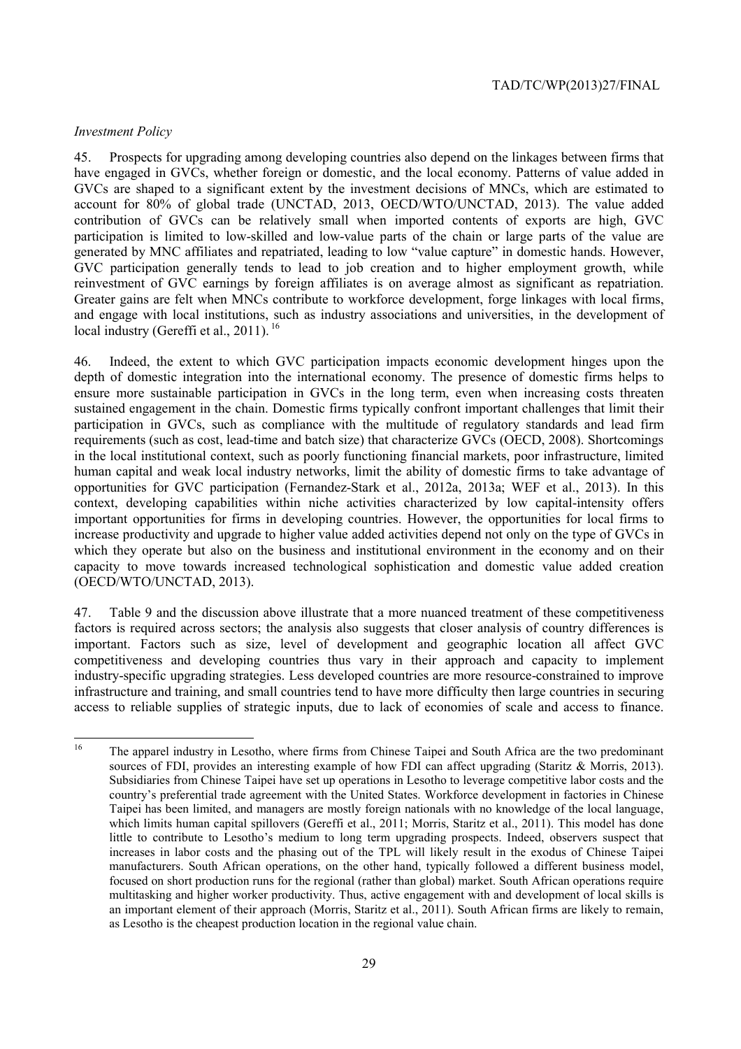*Investment Policy*

45. Prospects for upgrading among developing countries also depend on the linkages between firms that have engaged in GVCs, whether foreign or domestic, and the local economy. Patterns of value added in GVCs are shaped to a significant extent by the investment decisions of MNCs, which are estimated to account for 80% of global trade (UNCTAD, 2013, OECD/WTO/UNCTAD, 2013). The value added contribution of GVCs can be relatively small when imported contents of exports are high, GVC participation is limited to low-skilled and low-value parts of the chain or large parts of the value are generated by MNC affiliates and repatriated, leading to low "value capture" in domestic hands. However, GVC participation generally tends to lead to job creation and to higher employment growth, while reinvestment of GVC earnings by foreign affiliates is on average almost as significant as repatriation. Greater gains are felt when MNCs contribute to workforce development, forge linkages with local firms, and engage with local institutions, such as industry associations and universities, in the development of local industry (Gereffi et al., 2011).[16]

46. Indeed, the extent to which GVC participation impacts economic development hinges upon the depth of domestic integration into the international economy. The presence of domestic firms helps to ensure more sustainable participation in GVCs in the long term, even when increasing costs threaten sustained engagement in the chain. Domestic firms typically confront important challenges that limit their participation in GVCs, such as compliance with the multitude of regulatory standards and lead firm requirements (such as cost, lead-time and batch size) that characterize GVCs (OECD, 2008). Shortcomings in the local institutional context, such as poorly functioning financial markets, poor infrastructure, limited human capital and weak local industry networks, limit the ability of domestic firms to take advantage of opportunities for GVC participation (Fernandez-Stark et al., 2012a, 2013a; WEF et al., 2013). In this context, developing capabilities within niche activities characterized by low capital-intensity offers important opportunities for firms in developing countries. However, the opportunities for local firms to increase productivity and upgrade to higher value added activities depend not only on the type of GVCs in which they operate but also on the business and institutional environment in the economy and on their capacity to move towards increased technological sophistication and domestic value added creation (OECD/WTO/UNCTAD, 2013).

47. Table 9 and the discussion above illustrate that a more nuanced treatment of these competitiveness factors is required across sectors; the analysis also suggests that closer analysis of country differences is important. Factors such as size, level of development and geographic location all affect GVC competitiveness and developing countries thus vary in their approach and capacity to implement industry-specific upgrading strategies. Less developed countries are more resource-constrained to improve infrastructure and training, and small countries tend to have more difficulty then large countries in securing access to reliable supplies of strategic inputs, due to lack of economies of scale and access to finance.

---

[16] The apparel industry in Lesotho, where firms from Chinese Taipei and South Africa are the two predominant sources of FDI, provides an interesting example of how FDI can affect upgrading (Staritz & Morris, 2013). Subsidiaries from Chinese Taipei have set up operations in Lesotho to leverage competitive labor costs and the country's preferential trade agreement with the United States. Workforce development in factories in Chinese Taipei has been limited, and managers are mostly foreign nationals with no knowledge of the local language, which limits human capital spillovers (Gereffi et al., 2011; Morris, Staritz et al., 2011). This model has done little to contribute to Lesotho's medium to long term upgrading prospects. Indeed, observers suspect that increases in labor costs and the phasing out of the TPL will likely result in the exodus of Chinese Taipei manufacturers. South African operations, on the other hand, typically followed a different business model, focused on short production runs for the regional (rather than global) market. South African operations require multitasking and higher worker productivity. Thus, active engagement with and development of local skills is an important element of their approach (Morris, Staritz et al., 2011). South African firms are likely to remain, as Lesotho is the cheapest production location in the regional value chain.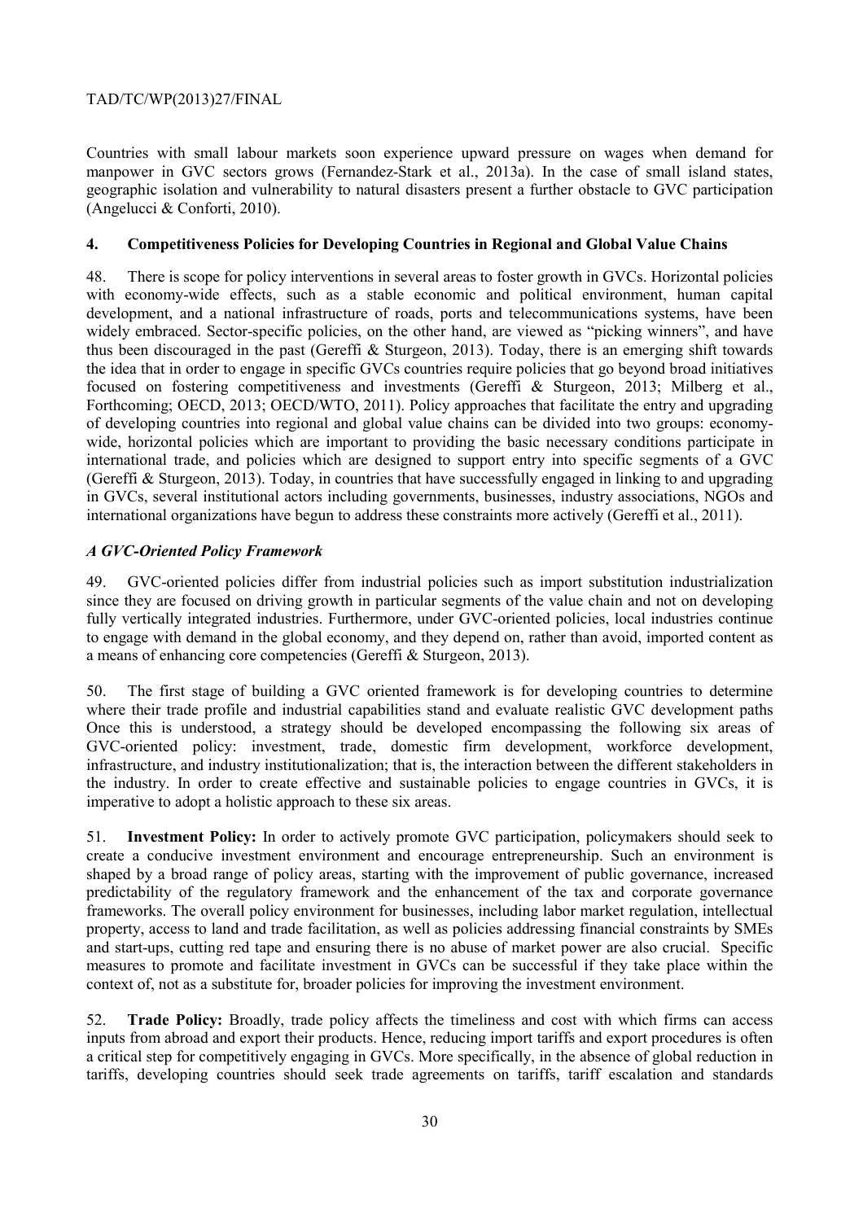Countries with small labour markets soon experience upward pressure on wages when demand for manpower in GVC sectors grows (Fernandez-Stark et al., 2013a). In the case of small island states, geographic isolation and vulnerability to natural disasters present a further obstacle to GVC participation (Angelucci & Conforti, 2010).

## 4. Competitiveness Policies for Developing Countries in Regional and Global Value Chains

48. There is scope for policy interventions in several areas to foster growth in GVCs. Horizontal policies with economy-wide effects, such as a stable economic and political environment, human capital development, and a national infrastructure of roads, ports and telecommunications systems, have been widely embraced. Sector-specific policies, on the other hand, are viewed as "picking winners", and have thus been discouraged in the past (Gereffi & Sturgeon, 2013). Today, there is an emerging shift towards the idea that in order to engage in specific GVCs countries require policies that go beyond broad initiatives focused on fostering competitiveness and investments (Gereffi & Sturgeon, 2013; Milberg et al., Forthcoming; OECD, 2013; OECD/WTO, 2011). Policy approaches that facilitate the entry and upgrading of developing countries into regional and global value chains can be divided into two groups: economy-wide, horizontal policies which are important to providing the basic necessary conditions participate in international trade, and policies which are designed to support entry into specific segments of a GVC (Gereffi & Sturgeon, 2013). Today, in countries that have successfully engaged in linking to and upgrading in GVCs, several institutional actors including governments, businesses, industry associations, NGOs and international organizations have begun to address these constraints more actively (Gereffi et al., 2011).

### *A GVC-Oriented Policy Framework*

49. GVC-oriented policies differ from industrial policies such as import substitution industrialization since they are focused on driving growth in particular segments of the value chain and not on developing fully vertically integrated industries. Furthermore, under GVC-oriented policies, local industries continue to engage with demand in the global economy, and they depend on, rather than avoid, imported content as a means of enhancing core competencies (Gereffi & Sturgeon, 2013).

50. The first stage of building a GVC oriented framework is for developing countries to determine where their trade profile and industrial capabilities stand and evaluate realistic GVC development paths Once this is understood, a strategy should be developed encompassing the following six areas of GVC-oriented policy: investment, trade, domestic firm development, workforce development, infrastructure, and industry institutionalization; that is, the interaction between the different stakeholders in the industry. In order to create effective and sustainable policies to engage countries in GVCs, it is imperative to adopt a holistic approach to these six areas.

51. **Investment Policy:** In order to actively promote GVC participation, policymakers should seek to create a conducive investment environment and encourage entrepreneurship. Such an environment is shaped by a broad range of policy areas, starting with the improvement of public governance, increased predictability of the regulatory framework and the enhancement of the tax and corporate governance frameworks. The overall policy environment for businesses, including labor market regulation, intellectual property, access to land and trade facilitation, as well as policies addressing financial constraints by SMEs and start-ups, cutting red tape and ensuring there is no abuse of market power are also crucial. Specific measures to promote and facilitate investment in GVCs can be successful if they take place within the context of, not as a substitute for, broader policies for improving the investment environment.

52. **Trade Policy:** Broadly, trade policy affects the timeliness and cost with which firms can access inputs from abroad and export their products. Hence, reducing import tariffs and export procedures is often a critical step for competitively engaging in GVCs. More specifically, in the absence of global reduction in tariffs, developing countries should seek trade agreements on tariffs, tariff escalation and standards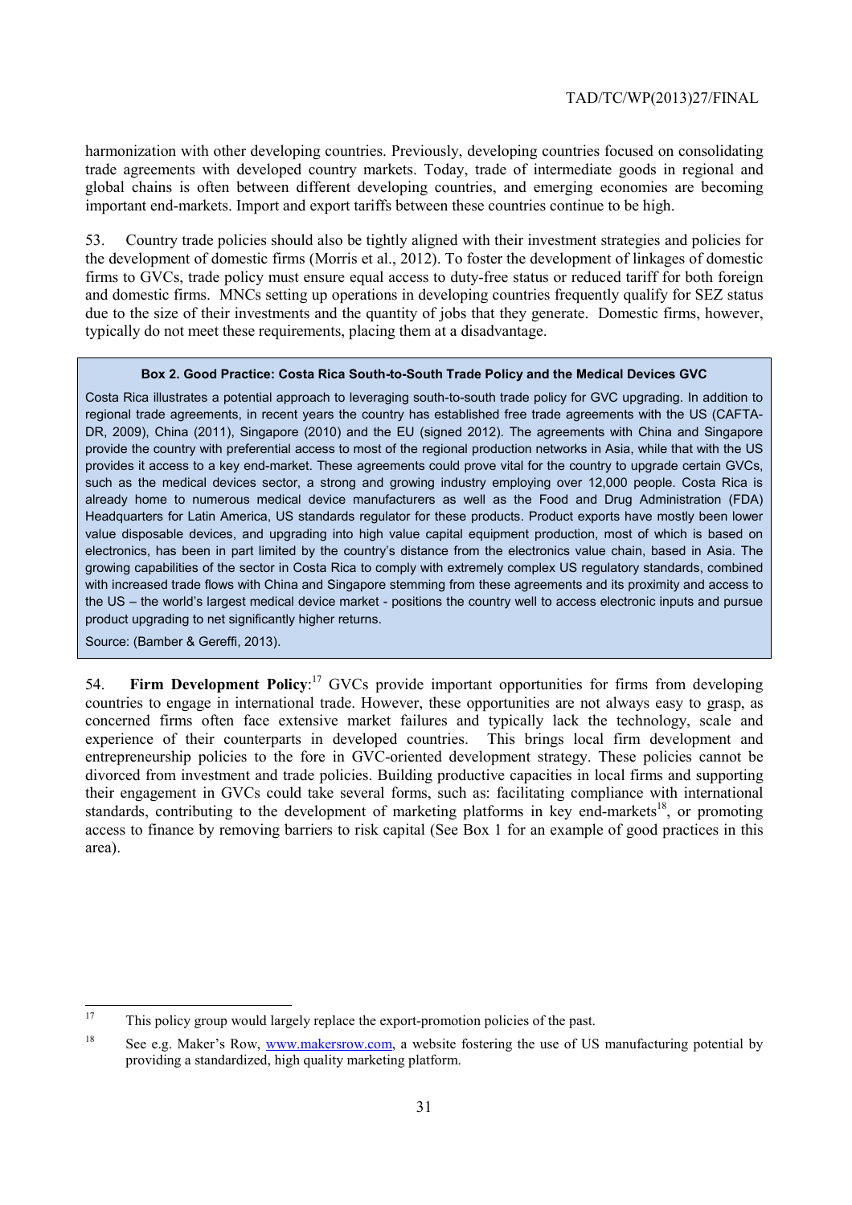harmonization with other developing countries. Previously, developing countries focused on consolidating trade agreements with developed country markets. Today, trade of intermediate goods in regional and global chains is often between different developing countries, and emerging economies are becoming important end-markets. Import and export tariffs between these countries continue to be high.

53. Country trade policies should also be tightly aligned with their investment strategies and policies for the development of domestic firms (Morris et al., 2012). To foster the development of linkages of domestic firms to GVCs, trade policy must ensure equal access to duty-free status or reduced tariff for both foreign and domestic firms. MNCs setting up operations in developing countries frequently qualify for SEZ status due to the size of their investments and the quantity of jobs that they generate. Domestic firms, however, typically do not meet these requirements, placing them at a disadvantage.

> **Box 2. Good Practice: Costa Rica South-to-South Trade Policy and the Medical Devices GVC**
>
> Costa Rica illustrates a potential approach to leveraging south-to-south trade policy for GVC upgrading. In addition to regional trade agreements, in recent years the country has established free trade agreements with the US (CAFTA-DR, 2009), China (2011), Singapore (2010) and the EU (signed 2012). The agreements with China and Singapore provide the country with preferential access to most of the regional production networks in Asia, while that with the US provides it access to a key end-market. These agreements could prove vital for the country to upgrade certain GVCs, such as the medical devices sector, a strong and growing industry employing over 12,000 people. Costa Rica is already home to numerous medical device manufacturers as well as the Food and Drug Administration (FDA) Headquarters for Latin America, US standards regulator for these products. Product exports have mostly been lower value disposable devices, and upgrading into high value capital equipment production, most of which is based on electronics, has been in part limited by the country's distance from the electronics value chain, based in Asia. The growing capabilities of the sector in Costa Rica to comply with extremely complex US regulatory standards, combined with increased trade flows with China and Singapore stemming from these agreements and its proximity and access to the US – the world's largest medical device market - positions the country well to access electronic inputs and pursue product upgrading to net significantly higher returns.
>
> Source: (Bamber & Gereffi, 2013).

54. **Firm Development Policy**:[17] GVCs provide important opportunities for firms from developing countries to engage in international trade. However, these opportunities are not always easy to grasp, as concerned firms often face extensive market failures and typically lack the technology, scale and experience of their counterparts in developed countries. This brings local firm development and entrepreneurship policies to the fore in GVC-oriented development strategy. These policies cannot be divorced from investment and trade policies. Building productive capacities in local firms and supporting their engagement in GVCs could take several forms, such as: facilitating compliance with international standards, contributing to the development of marketing platforms in key end-markets[18], or promoting access to finance by removing barriers to risk capital (See Box 1 for an example of good practices in this area).

---

[17] This policy group would largely replace the export-promotion policies of the past.

[18] See e.g. Maker's Row, www.makersrow.com, a website fostering the use of US manufacturing potential by providing a standardized, high quality marketing platform.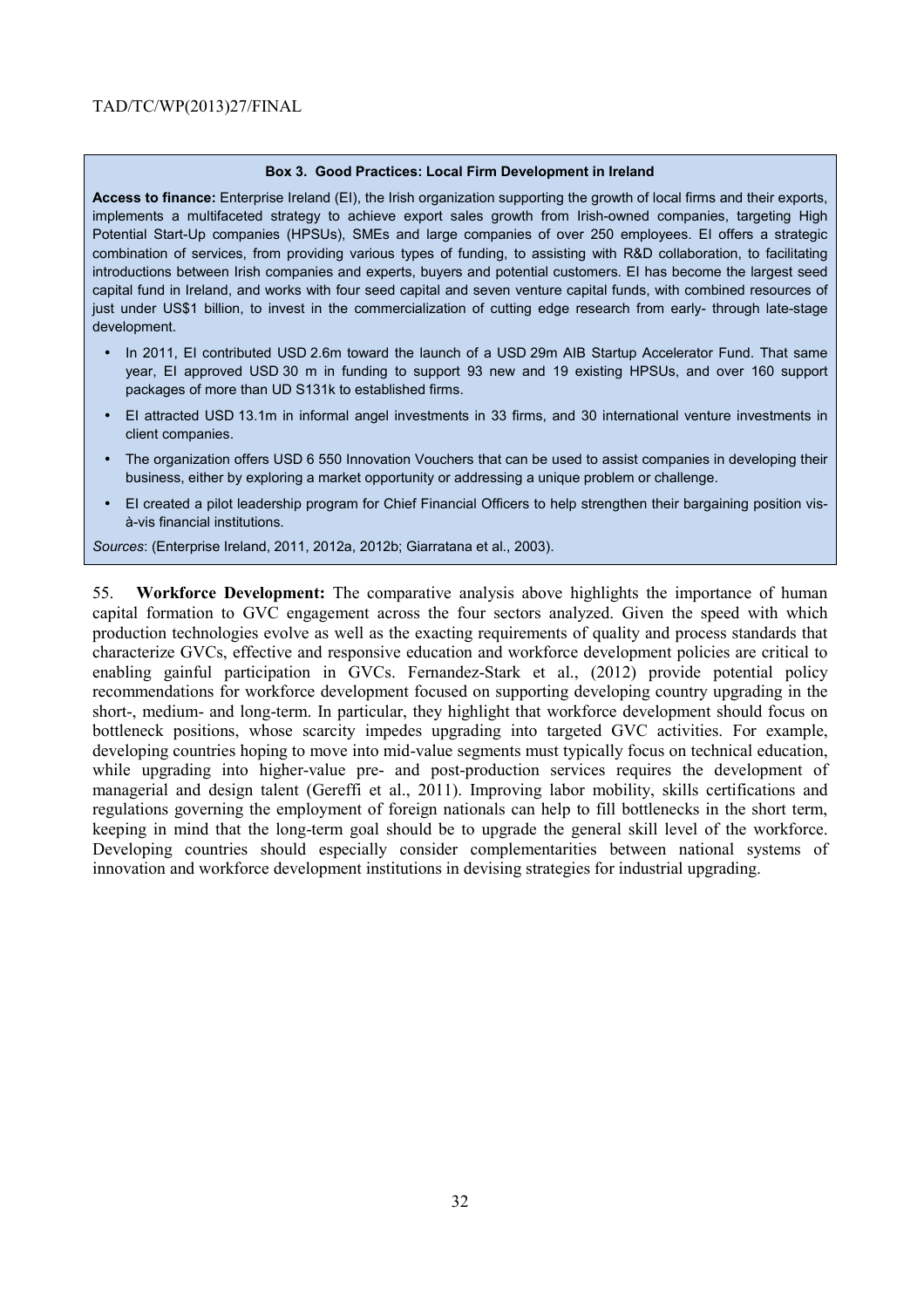**Box 3. Good Practices: Local Firm Development in Ireland**

**Access to finance:** Enterprise Ireland (EI), the Irish organization supporting the growth of local firms and their exports, implements a multifaceted strategy to achieve export sales growth from Irish-owned companies, targeting High Potential Start-Up companies (HPSUs), SMEs and large companies of over 250 employees. EI offers a strategic combination of services, from providing various types of funding, to assisting with R&D collaboration, to facilitating introductions between Irish companies and experts, buyers and potential customers. EI has become the largest seed capital fund in Ireland, and works with four seed capital and seven venture capital funds, with combined resources of just under US$1 billion, to invest in the commercialization of cutting edge research from early- through late-stage development.

- In 2011, EI contributed USD 2.6m toward the launch of a USD 29m AIB Startup Accelerator Fund. That same year, EI approved USD 30 m in funding to support 93 new and 19 existing HPSUs, and over 160 support packages of more than UD S131k to established firms.
- EI attracted USD 13.1m in informal angel investments in 33 firms, and 30 international venture investments in client companies.
- The organization offers USD 6 550 Innovation Vouchers that can be used to assist companies in developing their business, either by exploring a market opportunity or addressing a unique problem or challenge.
- EI created a pilot leadership program for Chief Financial Officers to help strengthen their bargaining position vis-à-vis financial institutions.

*Sources*: (Enterprise Ireland, 2011, 2012a, 2012b; Giarratana et al., 2003).

55. **Workforce Development:** The comparative analysis above highlights the importance of human capital formation to GVC engagement across the four sectors analyzed. Given the speed with which production technologies evolve as well as the exacting requirements of quality and process standards that characterize GVCs, effective and responsive education and workforce development policies are critical to enabling gainful participation in GVCs. Fernandez-Stark et al., (2012) provide potential policy recommendations for workforce development focused on supporting developing country upgrading in the short-, medium- and long-term. In particular, they highlight that workforce development should focus on bottleneck positions, whose scarcity impedes upgrading into targeted GVC activities. For example, developing countries hoping to move into mid-value segments must typically focus on technical education, while upgrading into higher-value pre- and post-production services requires the development of managerial and design talent (Gereffi et al., 2011). Improving labor mobility, skills certifications and regulations governing the employment of foreign nationals can help to fill bottlenecks in the short term, keeping in mind that the long-term goal should be to upgrade the general skill level of the workforce. Developing countries should especially consider complementarities between national systems of innovation and workforce development institutions in devising strategies for industrial upgrading.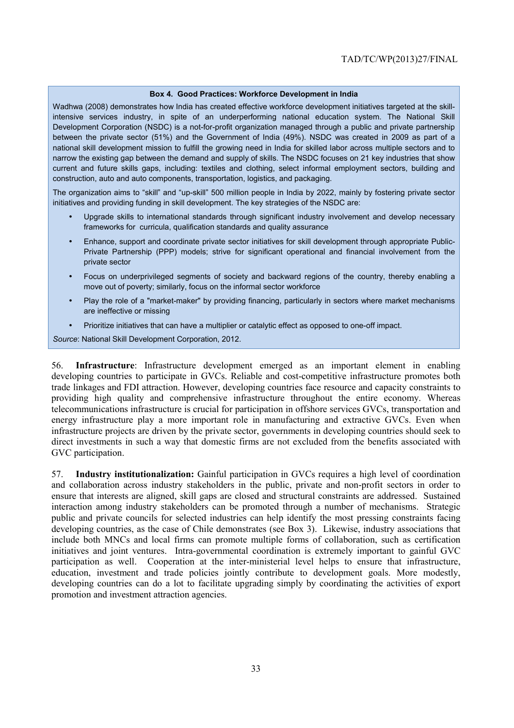**Box 4. Good Practices: Workforce Development in India**

Wadhwa (2008) demonstrates how India has created effective workforce development initiatives targeted at the skill-intensive services industry, in spite of an underperforming national education system. The National Skill Development Corporation (NSDC) is a not-for-profit organization managed through a public and private partnership between the private sector (51%) and the Government of India (49%). NSDC was created in 2009 as part of a national skill development mission to fulfill the growing need in India for skilled labor across multiple sectors and to narrow the existing gap between the demand and supply of skills. The NSDC focuses on 21 key industries that show current and future skills gaps, including: textiles and clothing, select informal employment sectors, building and construction, auto and auto components, transportation, logistics, and packaging.

The organization aims to "skill" and "up-skill" 500 million people in India by 2022, mainly by fostering private sector initiatives and providing funding in skill development. The key strategies of the NSDC are:

- Upgrade skills to international standards through significant industry involvement and develop necessary frameworks for curricula, qualification standards and quality assurance
- Enhance, support and coordinate private sector initiatives for skill development through appropriate Public-Private Partnership (PPP) models; strive for significant operational and financial involvement from the private sector
- Focus on underprivileged segments of society and backward regions of the country, thereby enabling a move out of poverty; similarly, focus on the informal sector workforce
- Play the role of a "market-maker" by providing financing, particularly in sectors where market mechanisms are ineffective or missing
- Prioritize initiatives that can have a multiplier or catalytic effect as opposed to one-off impact.

*Source*: National Skill Development Corporation, 2012.

56. **Infrastructure**: Infrastructure development emerged as an important element in enabling developing countries to participate in GVCs. Reliable and cost-competitive infrastructure promotes both trade linkages and FDI attraction. However, developing countries face resource and capacity constraints to providing high quality and comprehensive infrastructure throughout the entire economy. Whereas telecommunications infrastructure is crucial for participation in offshore services GVCs, transportation and energy infrastructure play a more important role in manufacturing and extractive GVCs. Even when infrastructure projects are driven by the private sector, governments in developing countries should seek to direct investments in such a way that domestic firms are not excluded from the benefits associated with GVC participation.

57. **Industry institutionalization:** Gainful participation in GVCs requires a high level of coordination and collaboration across industry stakeholders in the public, private and non-profit sectors in order to ensure that interests are aligned, skill gaps are closed and structural constraints are addressed. Sustained interaction among industry stakeholders can be promoted through a number of mechanisms. Strategic public and private councils for selected industries can help identify the most pressing constraints facing developing countries, as the case of Chile demonstrates (see Box 3). Likewise, industry associations that include both MNCs and local firms can promote multiple forms of collaboration, such as certification initiatives and joint ventures. Intra-governmental coordination is extremely important to gainful GVC participation as well. Cooperation at the inter-ministerial level helps to ensure that infrastructure, education, investment and trade policies jointly contribute to development goals. More modestly, developing countries can do a lot to facilitate upgrading simply by coordinating the activities of export promotion and investment attraction agencies.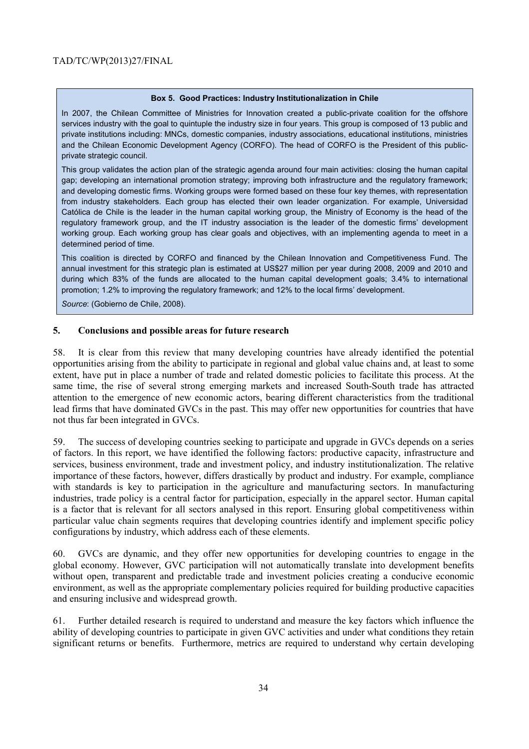**Box 5. Good Practices: Industry Institutionalization in Chile**

In 2007, the Chilean Committee of Ministries for Innovation created a public-private coalition for the offshore services industry with the goal to quintuple the industry size in four years. This group is composed of 13 public and private institutions including: MNCs, domestic companies, industry associations, educational institutions, ministries and the Chilean Economic Development Agency (CORFO). The head of CORFO is the President of this public-private strategic council.

This group validates the action plan of the strategic agenda around four main activities: closing the human capital gap; developing an international promotion strategy; improving both infrastructure and the regulatory framework; and developing domestic firms. Working groups were formed based on these four key themes, with representation from industry stakeholders. Each group has elected their own leader organization. For example, Universidad Católica de Chile is the leader in the human capital working group, the Ministry of Economy is the head of the regulatory framework group, and the IT industry association is the leader of the domestic firms' development working group. Each working group has clear goals and objectives, with an implementing agenda to meet in a determined period of time.

This coalition is directed by CORFO and financed by the Chilean Innovation and Competitiveness Fund. The annual investment for this strategic plan is estimated at US$27 million per year during 2008, 2009 and 2010 and during which 83% of the funds are allocated to the human capital development goals; 3.4% to international promotion; 1.2% to improving the regulatory framework; and 12% to the local firms' development.

*Source*: (Gobierno de Chile, 2008).

## 5. Conclusions and possible areas for future research

58. It is clear from this review that many developing countries have already identified the potential opportunities arising from the ability to participate in regional and global value chains and, at least to some extent, have put in place a number of trade and related domestic policies to facilitate this process. At the same time, the rise of several strong emerging markets and increased South-South trade has attracted attention to the emergence of new economic actors, bearing different characteristics from the traditional lead firms that have dominated GVCs in the past. This may offer new opportunities for countries that have not thus far been integrated in GVCs.

59. The success of developing countries seeking to participate and upgrade in GVCs depends on a series of factors. In this report, we have identified the following factors: productive capacity, infrastructure and services, business environment, trade and investment policy, and industry institutionalization. The relative importance of these factors, however, differs drastically by product and industry. For example, compliance with standards is key to participation in the agriculture and manufacturing sectors. In manufacturing industries, trade policy is a central factor for participation, especially in the apparel sector. Human capital is a factor that is relevant for all sectors analysed in this report. Ensuring global competitiveness within particular value chain segments requires that developing countries identify and implement specific policy configurations by industry, which address each of these elements.

60. GVCs are dynamic, and they offer new opportunities for developing countries to engage in the global economy. However, GVC participation will not automatically translate into development benefits without open, transparent and predictable trade and investment policies creating a conducive economic environment, as well as the appropriate complementary policies required for building productive capacities and ensuring inclusive and widespread growth.

61. Further detailed research is required to understand and measure the key factors which influence the ability of developing countries to participate in given GVC activities and under what conditions they retain significant returns or benefits. Furthermore, metrics are required to understand why certain developing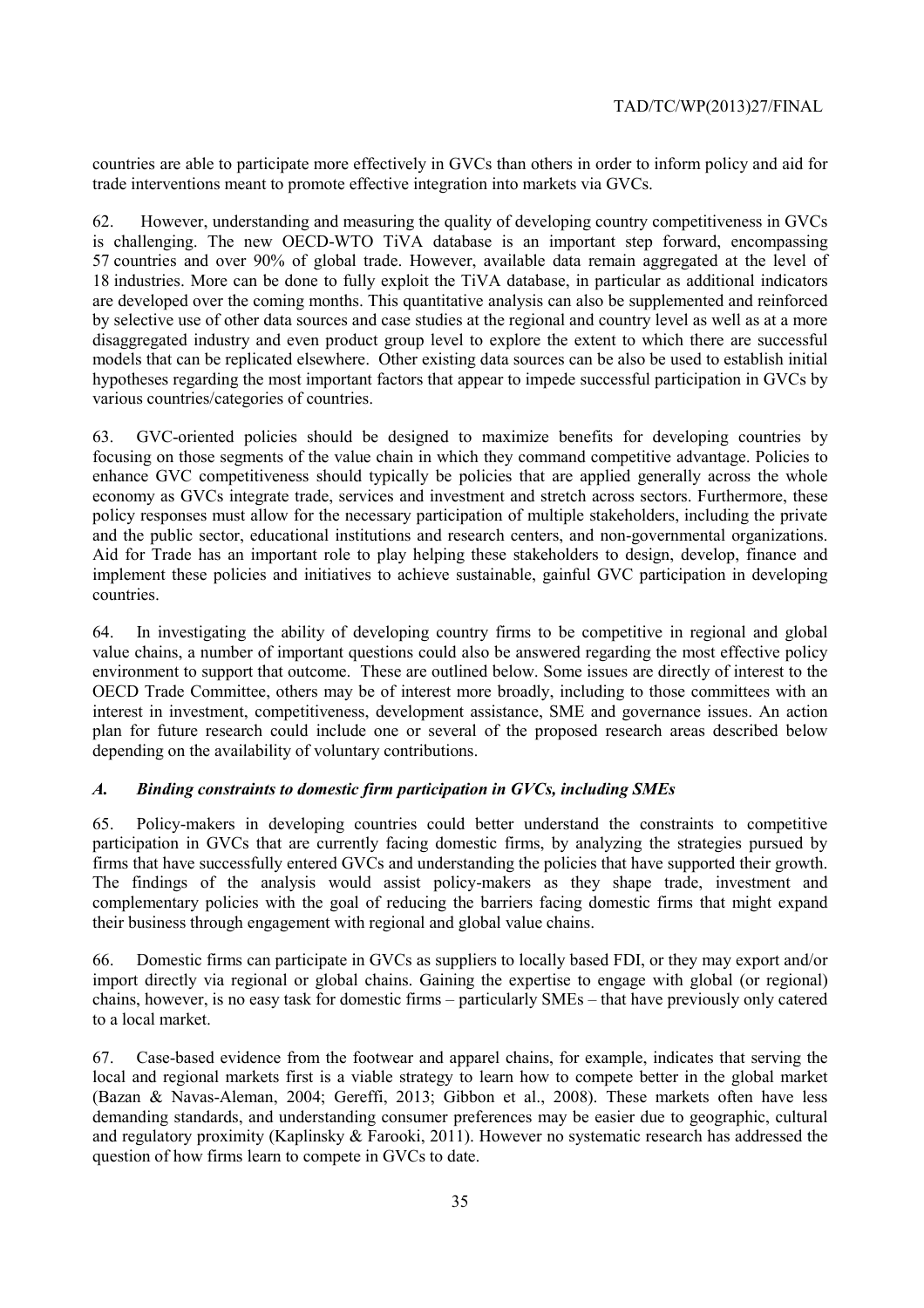countries are able to participate more effectively in GVCs than others in order to inform policy and aid for trade interventions meant to promote effective integration into markets via GVCs.

62. However, understanding and measuring the quality of developing country competitiveness in GVCs is challenging. The new OECD-WTO TiVA database is an important step forward, encompassing 57 countries and over 90% of global trade. However, available data remain aggregated at the level of 18 industries. More can be done to fully exploit the TiVA database, in particular as additional indicators are developed over the coming months. This quantitative analysis can also be supplemented and reinforced by selective use of other data sources and case studies at the regional and country level as well as at a more disaggregated industry and even product group level to explore the extent to which there are successful models that can be replicated elsewhere. Other existing data sources can be also be used to establish initial hypotheses regarding the most important factors that appear to impede successful participation in GVCs by various countries/categories of countries.

63. GVC-oriented policies should be designed to maximize benefits for developing countries by focusing on those segments of the value chain in which they command competitive advantage. Policies to enhance GVC competitiveness should typically be policies that are applied generally across the whole economy as GVCs integrate trade, services and investment and stretch across sectors. Furthermore, these policy responses must allow for the necessary participation of multiple stakeholders, including the private and the public sector, educational institutions and research centers, and non-governmental organizations. Aid for Trade has an important role to play helping these stakeholders to design, develop, finance and implement these policies and initiatives to achieve sustainable, gainful GVC participation in developing countries.

64. In investigating the ability of developing country firms to be competitive in regional and global value chains, a number of important questions could also be answered regarding the most effective policy environment to support that outcome. These are outlined below. Some issues are directly of interest to the OECD Trade Committee, others may be of interest more broadly, including to those committees with an interest in investment, competitiveness, development assistance, SME and governance issues. An action plan for future research could include one or several of the proposed research areas described below depending on the availability of voluntary contributions.

### *A. Binding constraints to domestic firm participation in GVCs, including SMEs*

65. Policy-makers in developing countries could better understand the constraints to competitive participation in GVCs that are currently facing domestic firms, by analyzing the strategies pursued by firms that have successfully entered GVCs and understanding the policies that have supported their growth. The findings of the analysis would assist policy-makers as they shape trade, investment and complementary policies with the goal of reducing the barriers facing domestic firms that might expand their business through engagement with regional and global value chains.

66. Domestic firms can participate in GVCs as suppliers to locally based FDI, or they may export and/or import directly via regional or global chains. Gaining the expertise to engage with global (or regional) chains, however, is no easy task for domestic firms – particularly SMEs – that have previously only catered to a local market.

67. Case-based evidence from the footwear and apparel chains, for example, indicates that serving the local and regional markets first is a viable strategy to learn how to compete better in the global market (Bazan & Navas-Aleman, 2004; Gereffi, 2013; Gibbon et al., 2008). These markets often have less demanding standards, and understanding consumer preferences may be easier due to geographic, cultural and regulatory proximity (Kaplinsky & Farooki, 2011). However no systematic research has addressed the question of how firms learn to compete in GVCs to date.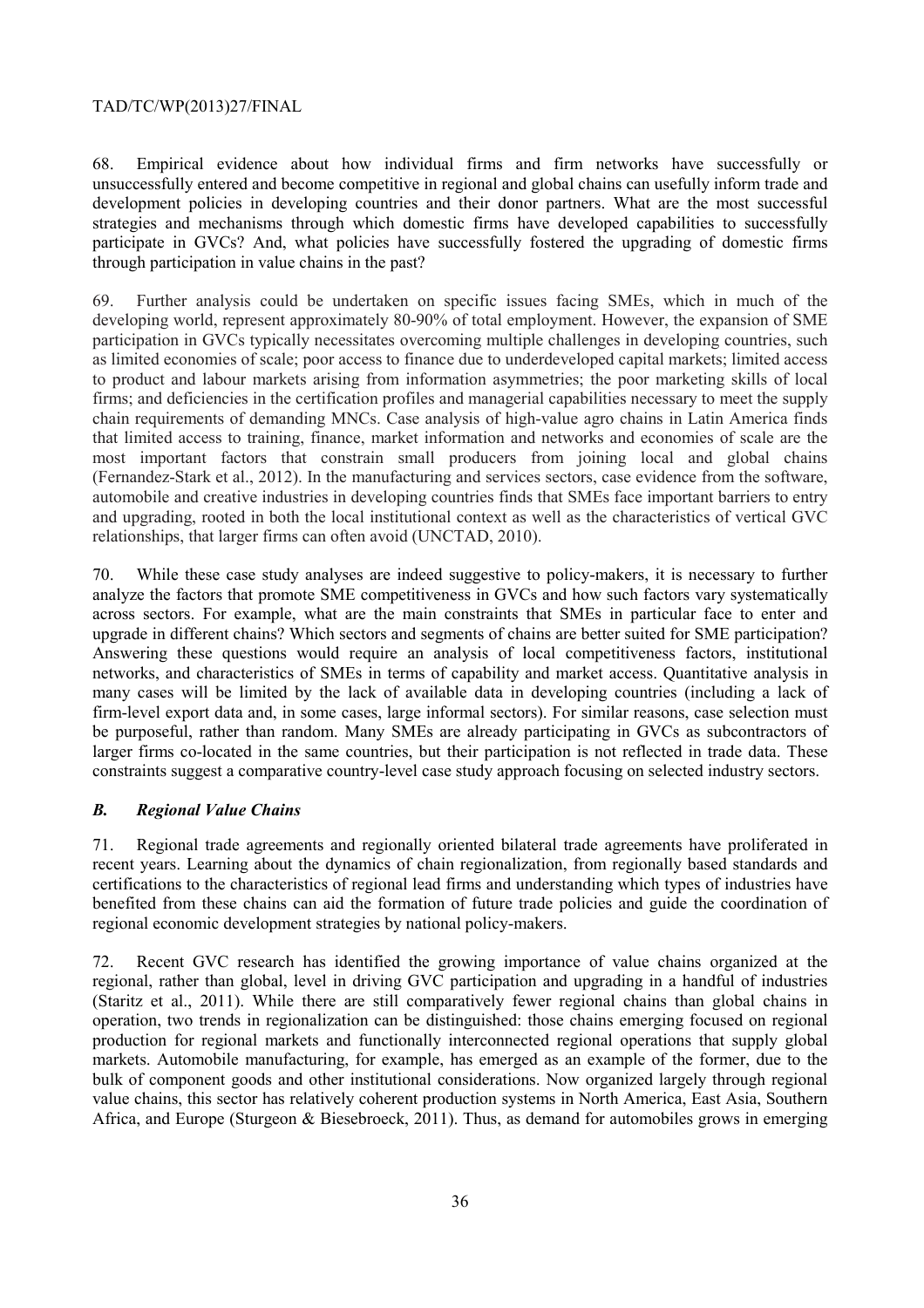68. Empirical evidence about how individual firms and firm networks have successfully or unsuccessfully entered and become competitive in regional and global chains can usefully inform trade and development policies in developing countries and their donor partners. What are the most successful strategies and mechanisms through which domestic firms have developed capabilities to successfully participate in GVCs? And, what policies have successfully fostered the upgrading of domestic firms through participation in value chains in the past?

69. Further analysis could be undertaken on specific issues facing SMEs, which in much of the developing world, represent approximately 80-90% of total employment. However, the expansion of SME participation in GVCs typically necessitates overcoming multiple challenges in developing countries, such as limited economies of scale; poor access to finance due to underdeveloped capital markets; limited access to product and labour markets arising from information asymmetries; the poor marketing skills of local firms; and deficiencies in the certification profiles and managerial capabilities necessary to meet the supply chain requirements of demanding MNCs. Case analysis of high-value agro chains in Latin America finds that limited access to training, finance, market information and networks and economies of scale are the most important factors that constrain small producers from joining local and global chains (Fernandez-Stark et al., 2012). In the manufacturing and services sectors, case evidence from the software, automobile and creative industries in developing countries finds that SMEs face important barriers to entry and upgrading, rooted in both the local institutional context as well as the characteristics of vertical GVC relationships, that larger firms can often avoid (UNCTAD, 2010).

70. While these case study analyses are indeed suggestive to policy-makers, it is necessary to further analyze the factors that promote SME competitiveness in GVCs and how such factors vary systematically across sectors. For example, what are the main constraints that SMEs in particular face to enter and upgrade in different chains? Which sectors and segments of chains are better suited for SME participation? Answering these questions would require an analysis of local competitiveness factors, institutional networks, and characteristics of SMEs in terms of capability and market access. Quantitative analysis in many cases will be limited by the lack of available data in developing countries (including a lack of firm-level export data and, in some cases, large informal sectors). For similar reasons, case selection must be purposeful, rather than random. Many SMEs are already participating in GVCs as subcontractors of larger firms co-located in the same countries, but their participation is not reflected in trade data. These constraints suggest a comparative country-level case study approach focusing on selected industry sectors.

### *B. Regional Value Chains*

71. Regional trade agreements and regionally oriented bilateral trade agreements have proliferated in recent years. Learning about the dynamics of chain regionalization, from regionally based standards and certifications to the characteristics of regional lead firms and understanding which types of industries have benefited from these chains can aid the formation of future trade policies and guide the coordination of regional economic development strategies by national policy-makers.

72. Recent GVC research has identified the growing importance of value chains organized at the regional, rather than global, level in driving GVC participation and upgrading in a handful of industries (Staritz et al., 2011). While there are still comparatively fewer regional chains than global chains in operation, two trends in regionalization can be distinguished: those chains emerging focused on regional production for regional markets and functionally interconnected regional operations that supply global markets. Automobile manufacturing, for example, has emerged as an example of the former, due to the bulk of component goods and other institutional considerations. Now organized largely through regional value chains, this sector has relatively coherent production systems in North America, East Asia, Southern Africa, and Europe (Sturgeon & Biesebroeck, 2011). Thus, as demand for automobiles grows in emerging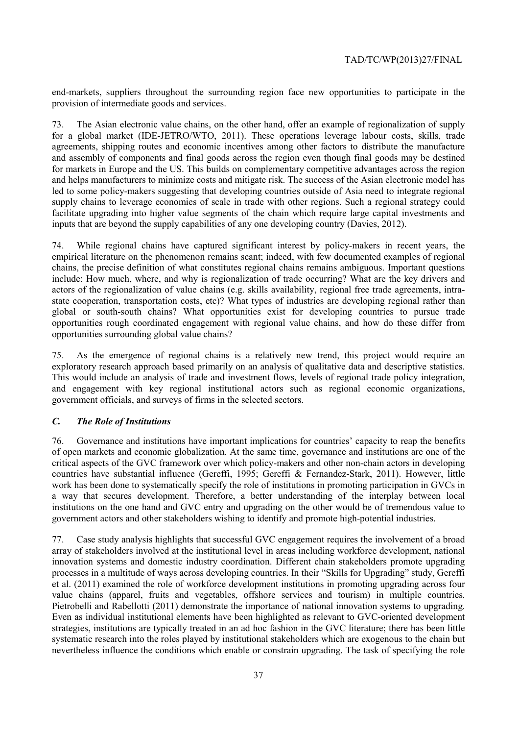end-markets, suppliers throughout the surrounding region face new opportunities to participate in the provision of intermediate goods and services.

73. The Asian electronic value chains, on the other hand, offer an example of regionalization of supply for a global market (IDE-JETRO/WTO, 2011). These operations leverage labour costs, skills, trade agreements, shipping routes and economic incentives among other factors to distribute the manufacture and assembly of components and final goods across the region even though final goods may be destined for markets in Europe and the US. This builds on complementary competitive advantages across the region and helps manufacturers to minimize costs and mitigate risk. The success of the Asian electronic model has led to some policy-makers suggesting that developing countries outside of Asia need to integrate regional supply chains to leverage economies of scale in trade with other regions. Such a regional strategy could facilitate upgrading into higher value segments of the chain which require large capital investments and inputs that are beyond the supply capabilities of any one developing country (Davies, 2012).

74. While regional chains have captured significant interest by policy-makers in recent years, the empirical literature on the phenomenon remains scant; indeed, with few documented examples of regional chains, the precise definition of what constitutes regional chains remains ambiguous. Important questions include: How much, where, and why is regionalization of trade occurring? What are the key drivers and actors of the regionalization of value chains (e.g. skills availability, regional free trade agreements, intra-state cooperation, transportation costs, etc)? What types of industries are developing regional rather than global or south-south chains? What opportunities exist for developing countries to pursue trade opportunities rough coordinated engagement with regional value chains, and how do these differ from opportunities surrounding global value chains?

75. As the emergence of regional chains is a relatively new trend, this project would require an exploratory research approach based primarily on an analysis of qualitative data and descriptive statistics. This would include an analysis of trade and investment flows, levels of regional trade policy integration, and engagement with key regional institutional actors such as regional economic organizations, government officials, and surveys of firms in the selected sectors.

### *C. The Role of Institutions*

76. Governance and institutions have important implications for countries' capacity to reap the benefits of open markets and economic globalization. At the same time, governance and institutions are one of the critical aspects of the GVC framework over which policy-makers and other non-chain actors in developing countries have substantial influence (Gereffi, 1995; Gereffi & Fernandez-Stark, 2011). However, little work has been done to systematically specify the role of institutions in promoting participation in GVCs in a way that secures development. Therefore, a better understanding of the interplay between local institutions on the one hand and GVC entry and upgrading on the other would be of tremendous value to government actors and other stakeholders wishing to identify and promote high-potential industries.

77. Case study analysis highlights that successful GVC engagement requires the involvement of a broad array of stakeholders involved at the institutional level in areas including workforce development, national innovation systems and domestic industry coordination. Different chain stakeholders promote upgrading processes in a multitude of ways across developing countries. In their "Skills for Upgrading" study, Gereffi et al. (2011) examined the role of workforce development institutions in promoting upgrading across four value chains (apparel, fruits and vegetables, offshore services and tourism) in multiple countries. Pietrobelli and Rabellotti (2011) demonstrate the importance of national innovation systems to upgrading. Even as individual institutional elements have been highlighted as relevant to GVC-oriented development strategies, institutions are typically treated in an ad hoc fashion in the GVC literature; there has been little systematic research into the roles played by institutional stakeholders which are exogenous to the chain but nevertheless influence the conditions which enable or constrain upgrading. The task of specifying the role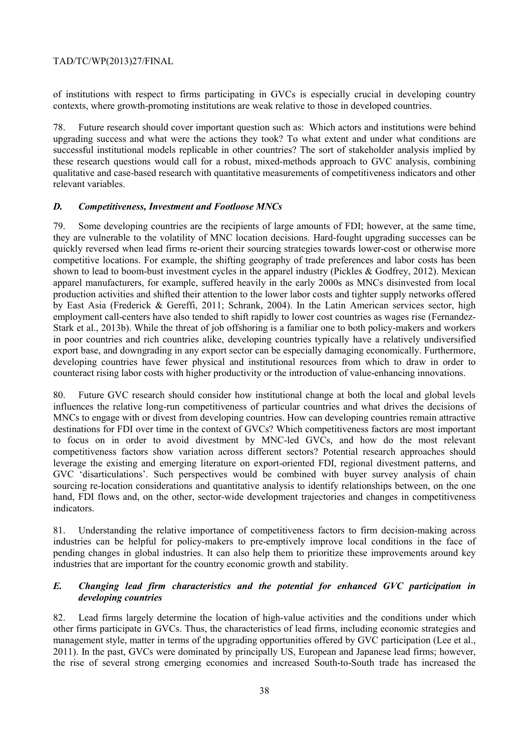of institutions with respect to firms participating in GVCs is especially crucial in developing country contexts, where growth-promoting institutions are weak relative to those in developed countries.

78. Future research should cover important question such as: Which actors and institutions were behind upgrading success and what were the actions they took? To what extent and under what conditions are successful institutional models replicable in other countries? The sort of stakeholder analysis implied by these research questions would call for a robust, mixed-methods approach to GVC analysis, combining qualitative and case-based research with quantitative measurements of competitiveness indicators and other relevant variables.

### *D. Competitiveness, Investment and Footloose MNCs*

79. Some developing countries are the recipients of large amounts of FDI; however, at the same time, they are vulnerable to the volatility of MNC location decisions. Hard-fought upgrading successes can be quickly reversed when lead firms re-orient their sourcing strategies towards lower-cost or otherwise more competitive locations. For example, the shifting geography of trade preferences and labor costs has been shown to lead to boom-bust investment cycles in the apparel industry (Pickles & Godfrey, 2012). Mexican apparel manufacturers, for example, suffered heavily in the early 2000s as MNCs disinvested from local production activities and shifted their attention to the lower labor costs and tighter supply networks offered by East Asia (Frederick & Gereffi, 2011; Schrank, 2004). In the Latin American services sector, high employment call-centers have also tended to shift rapidly to lower cost countries as wages rise (Fernandez-Stark et al., 2013b). While the threat of job offshoring is a familiar one to both policy-makers and workers in poor countries and rich countries alike, developing countries typically have a relatively undiversified export base, and downgrading in any export sector can be especially damaging economically. Furthermore, developing countries have fewer physical and institutional resources from which to draw in order to counteract rising labor costs with higher productivity or the introduction of value-enhancing innovations.

80. Future GVC research should consider how institutional change at both the local and global levels influences the relative long-run competitiveness of particular countries and what drives the decisions of MNCs to engage with or divest from developing countries. How can developing countries remain attractive destinations for FDI over time in the context of GVCs? Which competitiveness factors are most important to focus on in order to avoid divestment by MNC-led GVCs, and how do the most relevant competitiveness factors show variation across different sectors? Potential research approaches should leverage the existing and emerging literature on export-oriented FDI, regional divestment patterns, and GVC 'disarticulations'. Such perspectives would be combined with buyer survey analysis of chain sourcing re-location considerations and quantitative analysis to identify relationships between, on the one hand, FDI flows and, on the other, sector-wide development trajectories and changes in competitiveness indicators.

81. Understanding the relative importance of competitiveness factors to firm decision-making across industries can be helpful for policy-makers to pre-emptively improve local conditions in the face of pending changes in global industries. It can also help them to prioritize these improvements around key industries that are important for the country economic growth and stability.

### *E. Changing lead firm characteristics and the potential for enhanced GVC participation in developing countries*

82. Lead firms largely determine the location of high-value activities and the conditions under which other firms participate in GVCs. Thus, the characteristics of lead firms, including economic strategies and management style, matter in terms of the upgrading opportunities offered by GVC participation (Lee et al., 2011). In the past, GVCs were dominated by principally US, European and Japanese lead firms; however, the rise of several strong emerging economies and increased South-to-South trade has increased the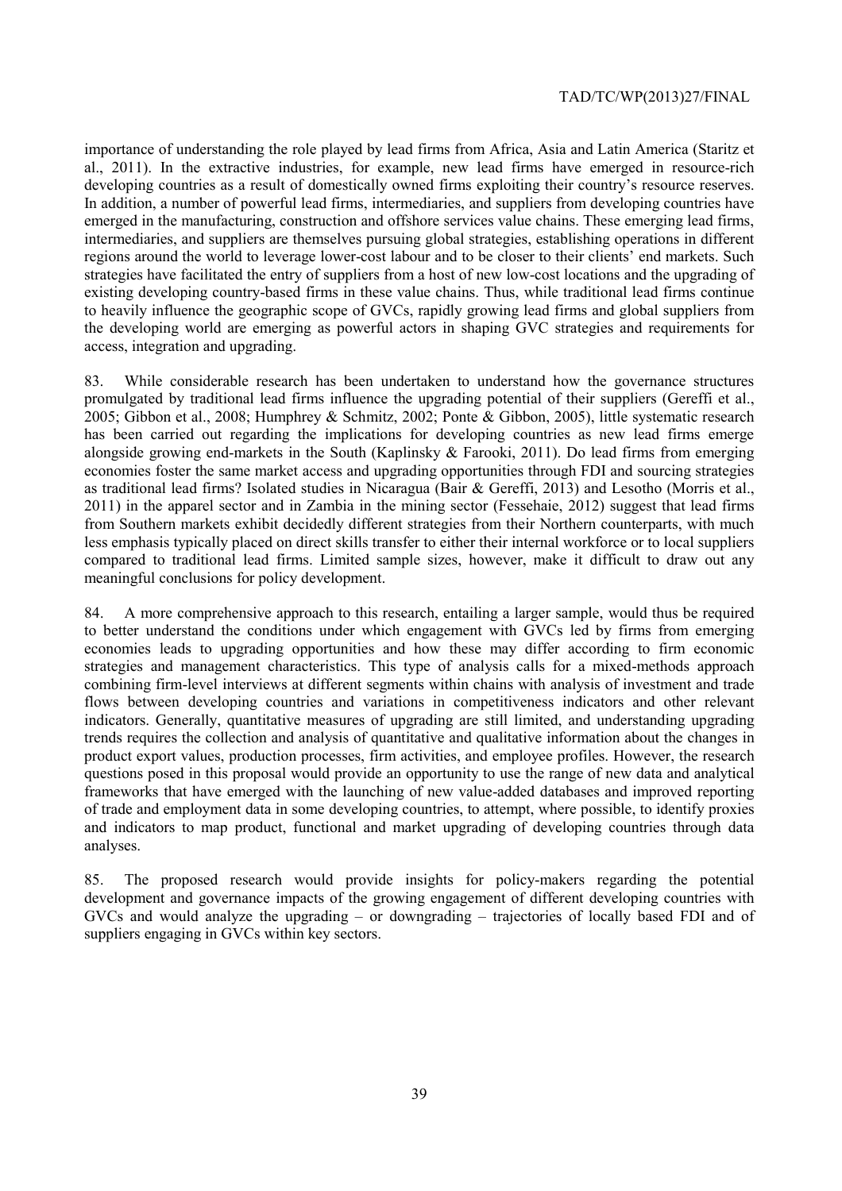importance of understanding the role played by lead firms from Africa, Asia and Latin America (Staritz et al., 2011). In the extractive industries, for example, new lead firms have emerged in resource-rich developing countries as a result of domestically owned firms exploiting their country's resource reserves. In addition, a number of powerful lead firms, intermediaries, and suppliers from developing countries have emerged in the manufacturing, construction and offshore services value chains. These emerging lead firms, intermediaries, and suppliers are themselves pursuing global strategies, establishing operations in different regions around the world to leverage lower-cost labour and to be closer to their clients' end markets. Such strategies have facilitated the entry of suppliers from a host of new low-cost locations and the upgrading of existing developing country-based firms in these value chains. Thus, while traditional lead firms continue to heavily influence the geographic scope of GVCs, rapidly growing lead firms and global suppliers from the developing world are emerging as powerful actors in shaping GVC strategies and requirements for access, integration and upgrading.

83. While considerable research has been undertaken to understand how the governance structures promulgated by traditional lead firms influence the upgrading potential of their suppliers (Gereffi et al., 2005; Gibbon et al., 2008; Humphrey & Schmitz, 2002; Ponte & Gibbon, 2005), little systematic research has been carried out regarding the implications for developing countries as new lead firms emerge alongside growing end-markets in the South (Kaplinsky & Farooki, 2011). Do lead firms from emerging economies foster the same market access and upgrading opportunities through FDI and sourcing strategies as traditional lead firms? Isolated studies in Nicaragua (Bair & Gereffi, 2013) and Lesotho (Morris et al., 2011) in the apparel sector and in Zambia in the mining sector (Fessehaie, 2012) suggest that lead firms from Southern markets exhibit decidedly different strategies from their Northern counterparts, with much less emphasis typically placed on direct skills transfer to either their internal workforce or to local suppliers compared to traditional lead firms. Limited sample sizes, however, make it difficult to draw out any meaningful conclusions for policy development.

84. A more comprehensive approach to this research, entailing a larger sample, would thus be required to better understand the conditions under which engagement with GVCs led by firms from emerging economies leads to upgrading opportunities and how these may differ according to firm economic strategies and management characteristics. This type of analysis calls for a mixed-methods approach combining firm-level interviews at different segments within chains with analysis of investment and trade flows between developing countries and variations in competitiveness indicators and other relevant indicators. Generally, quantitative measures of upgrading are still limited, and understanding upgrading trends requires the collection and analysis of quantitative and qualitative information about the changes in product export values, production processes, firm activities, and employee profiles. However, the research questions posed in this proposal would provide an opportunity to use the range of new data and analytical frameworks that have emerged with the launching of new value-added databases and improved reporting of trade and employment data in some developing countries, to attempt, where possible, to identify proxies and indicators to map product, functional and market upgrading of developing countries through data analyses.

85. The proposed research would provide insights for policy-makers regarding the potential development and governance impacts of the growing engagement of different developing countries with GVCs and would analyze the upgrading – or downgrading – trajectories of locally based FDI and of suppliers engaging in GVCs within key sectors.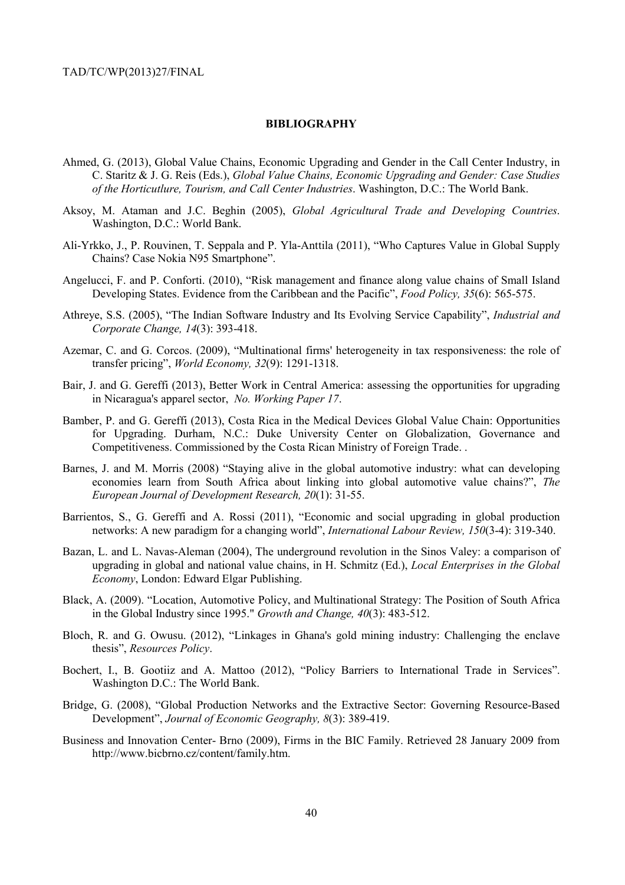## BIBLIOGRAPHY

Ahmed, G. (2013), Global Value Chains, Economic Upgrading and Gender in the Call Center Industry, in C. Staritz & J. G. Reis (Eds.), *Global Value Chains, Economic Upgrading and Gender: Case Studies of the Horticutlure, Tourism, and Call Center Industries*. Washington, D.C.: The World Bank.

Aksoy, M. Ataman and J.C. Beghin (2005), *Global Agricultural Trade and Developing Countries*. Washington, D.C.: World Bank.

Ali-Yrkko, J., P. Rouvinen, T. Seppala and P. Yla-Anttila (2011), "Who Captures Value in Global Supply Chains? Case Nokia N95 Smartphone".

Angelucci, F. and P. Conforti. (2010), "Risk management and finance along value chains of Small Island Developing States. Evidence from the Caribbean and the Pacific", *Food Policy, 35*(6): 565-575.

Athreye, S.S. (2005), "The Indian Software Industry and Its Evolving Service Capability", *Industrial and Corporate Change, 14*(3): 393-418.

Azemar, C. and G. Corcos. (2009), "Multinational firms' heterogeneity in tax responsiveness: the role of transfer pricing", *World Economy, 32*(9): 1291-1318.

Bair, J. and G. Gereffi (2013), Better Work in Central America: assessing the opportunities for upgrading in Nicaragua's apparel sector, *No. Working Paper 17*.

Bamber, P. and G. Gereffi (2013), Costa Rica in the Medical Devices Global Value Chain: Opportunities for Upgrading. Durham, N.C.: Duke University Center on Globalization, Governance and Competitiveness. Commissioned by the Costa Rican Ministry of Foreign Trade. .

Barnes, J. and M. Morris (2008) "Staying alive in the global automotive industry: what can developing economies learn from South Africa about linking into global automotive value chains?", *The European Journal of Development Research, 20*(1): 31-55.

Barrientos, S., G. Gereffi and A. Rossi (2011), "Economic and social upgrading in global production networks: A new paradigm for a changing world", *International Labour Review, 150*(3-4): 319-340.

Bazan, L. and L. Navas-Aleman (2004), The underground revolution in the Sinos Valey: a comparison of upgrading in global and national value chains, in H. Schmitz (Ed.), *Local Enterprises in the Global Economy*, London: Edward Elgar Publishing.

Black, A. (2009). "Location, Automotive Policy, and Multinational Strategy: The Position of South Africa in the Global Industry since 1995." *Growth and Change, 40*(3): 483-512.

Bloch, R. and G. Owusu. (2012), "Linkages in Ghana's gold mining industry: Challenging the enclave thesis", *Resources Policy*.

Bochert, I., B. Gootiiz and A. Mattoo (2012), "Policy Barriers to International Trade in Services". Washington D.C.: The World Bank.

Bridge, G. (2008), "Global Production Networks and the Extractive Sector: Governing Resource-Based Development", *Journal of Economic Geography, 8*(3): 389-419.

Business and Innovation Center- Brno (2009), Firms in the BIC Family. Retrieved 28 January 2009 from http://www.bicbrno.cz/content/family.htm.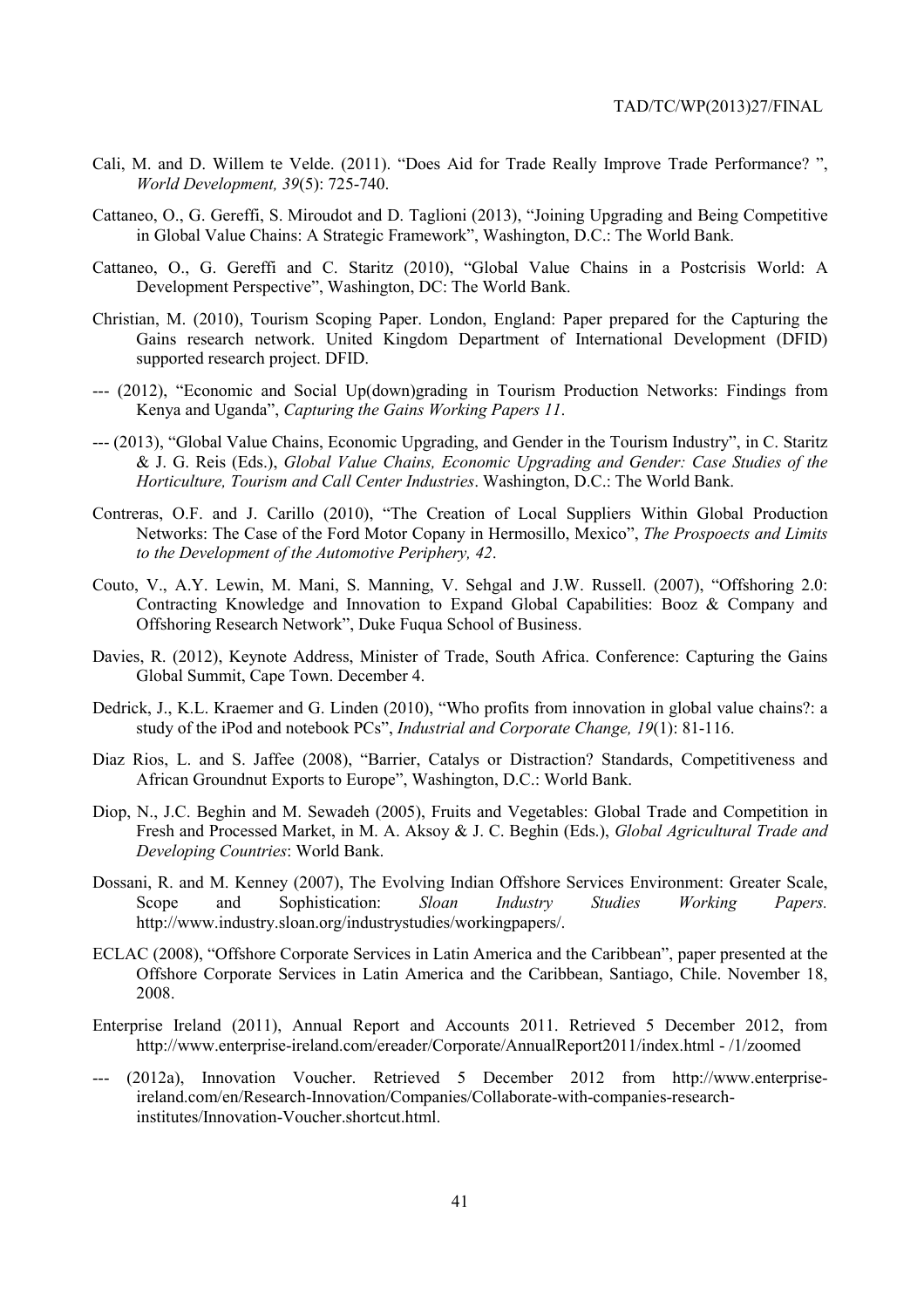Cali, M. and D. Willem te Velde. (2011). "Does Aid for Trade Really Improve Trade Performance? ", *World Development, 39*(5): 725-740.

Cattaneo, O., G. Gereffi, S. Miroudot and D. Taglioni (2013), "Joining Upgrading and Being Competitive in Global Value Chains: A Strategic Framework", Washington, D.C.: The World Bank.

Cattaneo, O., G. Gereffi and C. Staritz (2010), "Global Value Chains in a Postcrisis World: A Development Perspective", Washington, DC: The World Bank.

Christian, M. (2010), Tourism Scoping Paper. London, England: Paper prepared for the Capturing the Gains research network. United Kingdom Department of International Development (DFID) supported research project. DFID.

--- (2012), "Economic and Social Up(down)grading in Tourism Production Networks: Findings from Kenya and Uganda", *Capturing the Gains Working Papers 11*.

--- (2013), "Global Value Chains, Economic Upgrading, and Gender in the Tourism Industry", in C. Staritz & J. G. Reis (Eds.), *Global Value Chains, Economic Upgrading and Gender: Case Studies of the Horticulture, Tourism and Call Center Industries*. Washington, D.C.: The World Bank.

Contreras, O.F. and J. Carillo (2010), "The Creation of Local Suppliers Within Global Production Networks: The Case of the Ford Motor Copany in Hermosillo, Mexico", *The Prospoects and Limits to the Development of the Automotive Periphery, 42*.

Couto, V., A.Y. Lewin, M. Mani, S. Manning, V. Sehgal and J.W. Russell. (2007), "Offshoring 2.0: Contracting Knowledge and Innovation to Expand Global Capabilities: Booz & Company and Offshoring Research Network", Duke Fuqua School of Business.

Davies, R. (2012), Keynote Address, Minister of Trade, South Africa. Conference: Capturing the Gains Global Summit, Cape Town. December 4.

Dedrick, J., K.L. Kraemer and G. Linden (2010), "Who profits from innovation in global value chains?: a study of the iPod and notebook PCs", *Industrial and Corporate Change, 19*(1): 81-116.

Diaz Rios, L. and S. Jaffee (2008), "Barrier, Catalys or Distraction? Standards, Competitiveness and African Groundnut Exports to Europe", Washington, D.C.: World Bank.

Diop, N., J.C. Beghin and M. Sewadeh (2005), Fruits and Vegetables: Global Trade and Competition in Fresh and Processed Market, in M. A. Aksoy & J. C. Beghin (Eds.), *Global Agricultural Trade and Developing Countries*: World Bank.

Dossani, R. and M. Kenney (2007), The Evolving Indian Offshore Services Environment: Greater Scale, Scope and Sophistication: *Sloan Industry Studies Working Papers.* http://www.industry.sloan.org/industrystudies/workingpapers/.

ECLAC (2008), "Offshore Corporate Services in Latin America and the Caribbean", paper presented at the Offshore Corporate Services in Latin America and the Caribbean, Santiago, Chile. November 18, 2008.

Enterprise Ireland (2011), Annual Report and Accounts 2011. Retrieved 5 December 2012, from http://www.enterprise-ireland.com/ereader/Corporate/AnnualReport2011/index.html - /1/zoomed

--- (2012a), Innovation Voucher. Retrieved 5 December 2012 from http://www.enterprise-ireland.com/en/Research-Innovation/Companies/Collaborate-with-companies-research-institutes/Innovation-Voucher.shortcut.html.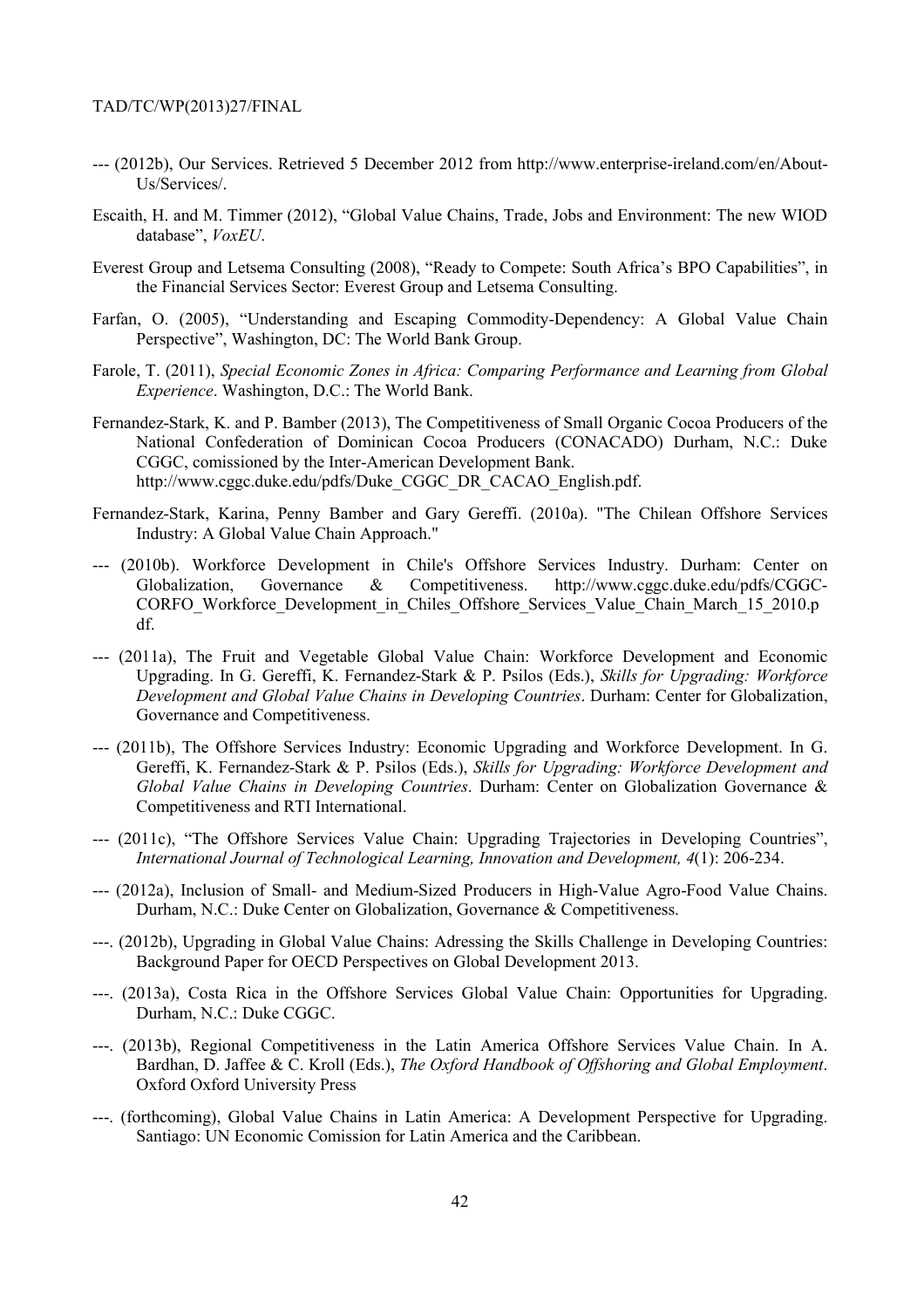--- (2012b), Our Services. Retrieved 5 December 2012 from http://www.enterprise-ireland.com/en/About-Us/Services/.

Escaith, H. and M. Timmer (2012), "Global Value Chains, Trade, Jobs and Environment: The new WIOD database", *VoxEU*.

Everest Group and Letsema Consulting (2008), "Ready to Compete: South Africa's BPO Capabilities", in the Financial Services Sector: Everest Group and Letsema Consulting.

Farfan, O. (2005), "Understanding and Escaping Commodity-Dependency: A Global Value Chain Perspective", Washington, DC: The World Bank Group.

Farole, T. (2011), *Special Economic Zones in Africa: Comparing Performance and Learning from Global Experience*. Washington, D.C.: The World Bank.

Fernandez-Stark, K. and P. Bamber (2013), The Competitiveness of Small Organic Cocoa Producers of the National Confederation of Dominican Cocoa Producers (CONACADO) Durham, N.C.: Duke CGGC, comissioned by the Inter-American Development Bank. http://www.cggc.duke.edu/pdfs/Duke_CGGC_DR_CACAO_English.pdf.

Fernandez-Stark, Karina, Penny Bamber and Gary Gereffi. (2010a). "The Chilean Offshore Services Industry: A Global Value Chain Approach."

--- (2010b). Workforce Development in Chile's Offshore Services Industry. Durham: Center on Globalization, Governance & Competitiveness. http://www.cggc.duke.edu/pdfs/CGGC-CORFO_Workforce_Development_in_Chiles_Offshore_Services_Value_Chain_March_15_2010.pdf.

--- (2011a), The Fruit and Vegetable Global Value Chain: Workforce Development and Economic Upgrading. In G. Gereffi, K. Fernandez-Stark & P. Psilos (Eds.), *Skills for Upgrading: Workforce Development and Global Value Chains in Developing Countries*. Durham: Center for Globalization, Governance and Competitiveness.

--- (2011b), The Offshore Services Industry: Economic Upgrading and Workforce Development. In G. Gereffi, K. Fernandez-Stark & P. Psilos (Eds.), *Skills for Upgrading: Workforce Development and Global Value Chains in Developing Countries*. Durham: Center on Globalization Governance & Competitiveness and RTI International.

--- (2011c), "The Offshore Services Value Chain: Upgrading Trajectories in Developing Countries", *International Journal of Technological Learning, Innovation and Development, 4*(1): 206-234.

--- (2012a), Inclusion of Small- and Medium-Sized Producers in High-Value Agro-Food Value Chains. Durham, N.C.: Duke Center on Globalization, Governance & Competitiveness.

---. (2012b), Upgrading in Global Value Chains: Adressing the Skills Challenge in Developing Countries: Background Paper for OECD Perspectives on Global Development 2013.

---. (2013a), Costa Rica in the Offshore Services Global Value Chain: Opportunities for Upgrading. Durham, N.C.: Duke CGGC.

---. (2013b), Regional Competitiveness in the Latin America Offshore Services Value Chain. In A. Bardhan, D. Jaffee & C. Kroll (Eds.), *The Oxford Handbook of Offshoring and Global Employment*. Oxford Oxford University Press

---. (forthcoming), Global Value Chains in Latin America: A Development Perspective for Upgrading. Santiago: UN Economic Comission for Latin America and the Caribbean.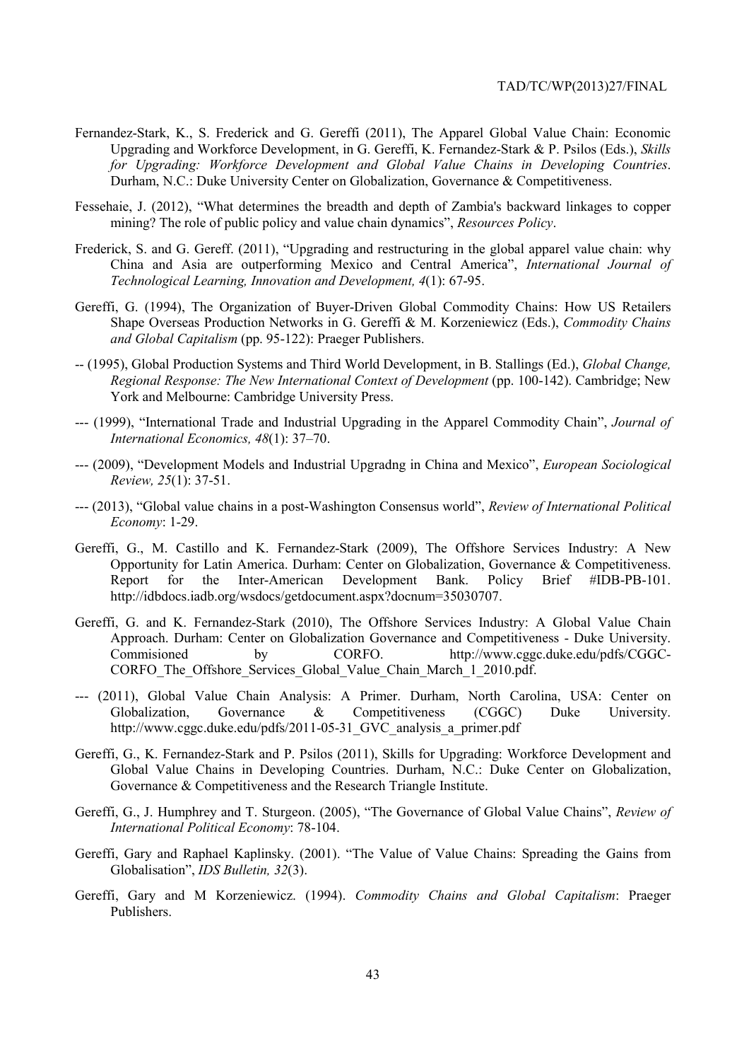Fernandez-Stark, K., S. Frederick and G. Gereffi (2011), The Apparel Global Value Chain: Economic Upgrading and Workforce Development, in G. Gereffi, K. Fernandez-Stark & P. Psilos (Eds.), *Skills for Upgrading: Workforce Development and Global Value Chains in Developing Countries*. Durham, N.C.: Duke University Center on Globalization, Governance & Competitiveness.

Fessehaie, J. (2012), "What determines the breadth and depth of Zambia's backward linkages to copper mining? The role of public policy and value chain dynamics", *Resources Policy*.

Frederick, S. and G. Gereff. (2011), "Upgrading and restructuring in the global apparel value chain: why China and Asia are outperforming Mexico and Central America", *International Journal of Technological Learning, Innovation and Development, 4*(1): 67-95.

Gereffi, G. (1994), The Organization of Buyer-Driven Global Commodity Chains: How US Retailers Shape Overseas Production Networks in G. Gereffi & M. Korzeniewicz (Eds.), *Commodity Chains and Global Capitalism* (pp. 95-122): Praeger Publishers.

-- (1995), Global Production Systems and Third World Development, in B. Stallings (Ed.), *Global Change, Regional Response: The New International Context of Development* (pp. 100-142). Cambridge; New York and Melbourne: Cambridge University Press.

--- (1999), "International Trade and Industrial Upgrading in the Apparel Commodity Chain", *Journal of International Economics, 48*(1): 37–70.

--- (2009), "Development Models and Industrial Upgradng in China and Mexico", *European Sociological Review, 25*(1): 37-51.

--- (2013), "Global value chains in a post-Washington Consensus world", *Review of International Political Economy*: 1-29.

Gereffi, G., M. Castillo and K. Fernandez-Stark (2009), The Offshore Services Industry: A New Opportunity for Latin America. Durham: Center on Globalization, Governance & Competitiveness. Report for the Inter-American Development Bank. Policy Brief #IDB-PB-101. http://idbdocs.iadb.org/wsdocs/getdocument.aspx?docnum=35030707.

Gereffi, G. and K. Fernandez-Stark (2010), The Offshore Services Industry: A Global Value Chain Approach. Durham: Center on Globalization Governance and Competitiveness - Duke University. Commisioned by CORFO. http://www.cggc.duke.edu/pdfs/CGGC-CORFO_The_Offshore_Services_Global_Value_Chain_March_1_2010.pdf.

--- (2011), Global Value Chain Analysis: A Primer. Durham, North Carolina, USA: Center on Globalization, Governance & Competitiveness (CGGC) Duke University. http://www.cggc.duke.edu/pdfs/2011-05-31_GVC_analysis_a_primer.pdf

Gereffi, G., K. Fernandez-Stark and P. Psilos (2011), Skills for Upgrading: Workforce Development and Global Value Chains in Developing Countries. Durham, N.C.: Duke Center on Globalization, Governance & Competitiveness and the Research Triangle Institute.

Gereffi, G., J. Humphrey and T. Sturgeon. (2005), "The Governance of Global Value Chains", *Review of International Political Economy*: 78-104.

Gereffi, Gary and Raphael Kaplinsky. (2001). "The Value of Value Chains: Spreading the Gains from Globalisation", *IDS Bulletin, 32*(3).

Gereffi, Gary and M Korzeniewicz. (1994). *Commodity Chains and Global Capitalism*: Praeger Publishers.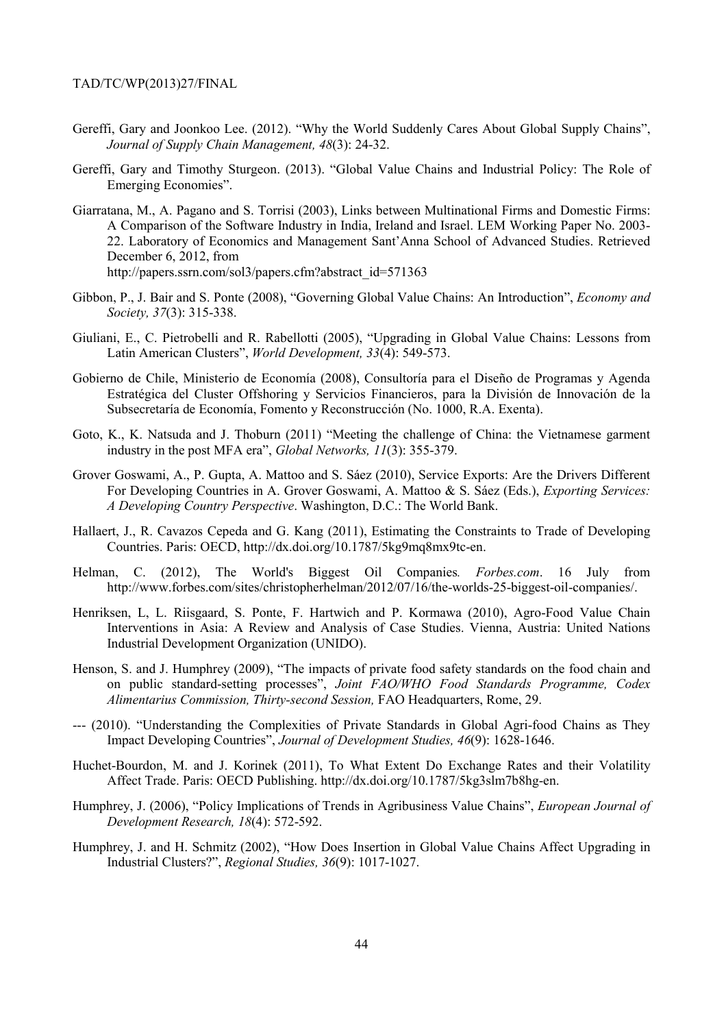Gereffi, Gary and Joonkoo Lee. (2012). "Why the World Suddenly Cares About Global Supply Chains", *Journal of Supply Chain Management, 48*(3): 24-32.

Gereffi, Gary and Timothy Sturgeon. (2013). "Global Value Chains and Industrial Policy: The Role of Emerging Economies".

Giarratana, M., A. Pagano and S. Torrisi (2003), Links between Multinational Firms and Domestic Firms: A Comparison of the Software Industry in India, Ireland and Israel. LEM Working Paper No. 2003-22. Laboratory of Economics and Management Sant'Anna School of Advanced Studies. Retrieved December 6, 2012, from http://papers.ssrn.com/sol3/papers.cfm?abstract_id=571363

Gibbon, P., J. Bair and S. Ponte (2008), "Governing Global Value Chains: An Introduction", *Economy and Society, 37*(3): 315-338.

Giuliani, E., C. Pietrobelli and R. Rabellotti (2005), "Upgrading in Global Value Chains: Lessons from Latin American Clusters", *World Development, 33*(4): 549-573.

Gobierno de Chile, Ministerio de Economía (2008), Consultoría para el Diseño de Programas y Agenda Estratégica del Cluster Offshoring y Servicios Financieros, para la División de Innovación de la Subsecretaría de Economía, Fomento y Reconstrucción (No. 1000, R.A. Exenta).

Goto, K., K. Natsuda and J. Thoburn (2011) "Meeting the challenge of China: the Vietnamese garment industry in the post MFA era", *Global Networks, 11*(3): 355-379.

Grover Goswami, A., P. Gupta, A. Mattoo and S. Sáez (2010), Service Exports: Are the Drivers Different For Developing Countries in A. Grover Goswami, A. Mattoo & S. Sáez (Eds.), *Exporting Services: A Developing Country Perspective*. Washington, D.C.: The World Bank.

Hallaert, J., R. Cavazos Cepeda and G. Kang (2011), Estimating the Constraints to Trade of Developing Countries. Paris: OECD, http://dx.doi.org/10.1787/5kg9mq8mx9tc-en.

Helman, C. (2012), The World's Biggest Oil Companies*. Forbes.com*. 16 July from http://www.forbes.com/sites/christopherhelman/2012/07/16/the-worlds-25-biggest-oil-companies/.

Henriksen, L, L. Riisgaard, S. Ponte, F. Hartwich and P. Kormawa (2010), Agro-Food Value Chain Interventions in Asia: A Review and Analysis of Case Studies. Vienna, Austria: United Nations Industrial Development Organization (UNIDO).

Henson, S. and J. Humphrey (2009), "The impacts of private food safety standards on the food chain and on public standard-setting processes", *Joint FAO/WHO Food Standards Programme, Codex Alimentarius Commission, Thirty-second Session,* FAO Headquarters, Rome, 29.

--- (2010). "Understanding the Complexities of Private Standards in Global Agri-food Chains as They Impact Developing Countries", *Journal of Development Studies, 46*(9): 1628-1646.

Huchet-Bourdon, M. and J. Korinek (2011), To What Extent Do Exchange Rates and their Volatility Affect Trade. Paris: OECD Publishing. http://dx.doi.org/10.1787/5kg3slm7b8hg-en.

Humphrey, J. (2006), "Policy Implications of Trends in Agribusiness Value Chains", *European Journal of Development Research, 18*(4): 572-592.

Humphrey, J. and H. Schmitz (2002), "How Does Insertion in Global Value Chains Affect Upgrading in Industrial Clusters?", *Regional Studies, 36*(9): 1017-1027.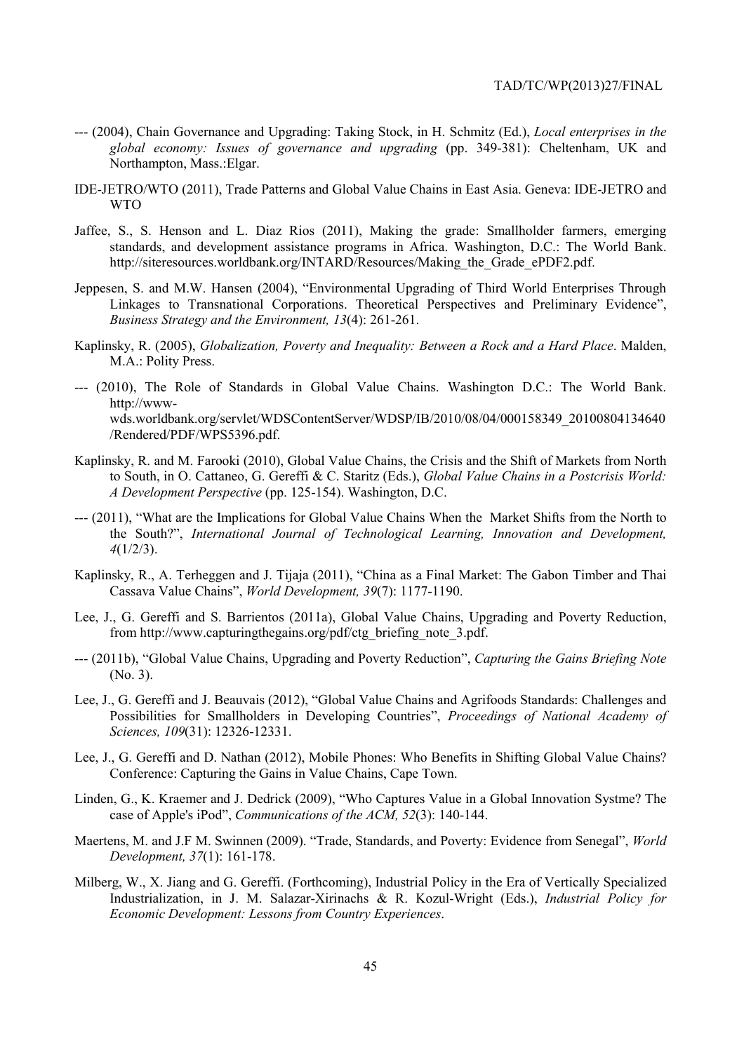--- (2004), Chain Governance and Upgrading: Taking Stock, in H. Schmitz (Ed.), *Local enterprises in the global economy: Issues of governance and upgrading* (pp. 349-381): Cheltenham, UK and Northampton, Mass.:Elgar.

IDE-JETRO/WTO (2011), Trade Patterns and Global Value Chains in East Asia. Geneva: IDE-JETRO and WTO

Jaffee, S., S. Henson and L. Diaz Rios (2011), Making the grade: Smallholder farmers, emerging standards, and development assistance programs in Africa. Washington, D.C.: The World Bank. http://siteresources.worldbank.org/INTARD/Resources/Making_the_Grade_ePDF2.pdf.

Jeppesen, S. and M.W. Hansen (2004), "Environmental Upgrading of Third World Enterprises Through Linkages to Transnational Corporations. Theoretical Perspectives and Preliminary Evidence", *Business Strategy and the Environment, 13*(4): 261-261.

Kaplinsky, R. (2005), *Globalization, Poverty and Inequality: Between a Rock and a Hard Place*. Malden, M.A.: Polity Press.

--- (2010), The Role of Standards in Global Value Chains. Washington D.C.: The World Bank. http://www-wds.worldbank.org/servlet/WDSContentServer/WDSP/IB/2010/08/04/000158349_20100804134640/Rendered/PDF/WPS5396.pdf.

Kaplinsky, R. and M. Farooki (2010), Global Value Chains, the Crisis and the Shift of Markets from North to South, in O. Cattaneo, G. Gereffi & C. Staritz (Eds.), *Global Value Chains in a Postcrisis World: A Development Perspective* (pp. 125-154). Washington, D.C.

--- (2011), "What are the Implications for Global Value Chains When the Market Shifts from the North to the South?", *International Journal of Technological Learning, Innovation and Development, 4*(1/2/3).

Kaplinsky, R., A. Terheggen and J. Tijaja (2011), "China as a Final Market: The Gabon Timber and Thai Cassava Value Chains", *World Development, 39*(7): 1177-1190.

Lee, J., G. Gereffi and S. Barrientos (2011a), Global Value Chains, Upgrading and Poverty Reduction, from http://www.capturingthegains.org/pdf/ctg_briefing_note_3.pdf.

--- (2011b), "Global Value Chains, Upgrading and Poverty Reduction", *Capturing the Gains Briefing Note* (No. 3).

Lee, J., G. Gereffi and J. Beauvais (2012), "Global Value Chains and Agrifoods Standards: Challenges and Possibilities for Smallholders in Developing Countries", *Proceedings of National Academy of Sciences, 109*(31): 12326-12331.

Lee, J., G. Gereffi and D. Nathan (2012), Mobile Phones: Who Benefits in Shifting Global Value Chains? Conference: Capturing the Gains in Value Chains, Cape Town.

Linden, G., K. Kraemer and J. Dedrick (2009), "Who Captures Value in a Global Innovation Systme? The case of Apple's iPod", *Communications of the ACM, 52*(3): 140-144.

Maertens, M. and J.F M. Swinnen (2009). "Trade, Standards, and Poverty: Evidence from Senegal", *World Development, 37*(1): 161-178.

Milberg, W., X. Jiang and G. Gereffi. (Forthcoming), Industrial Policy in the Era of Vertically Specialized Industrialization, in J. M. Salazar-Xirinachs & R. Kozul-Wright (Eds.), *Industrial Policy for Economic Development: Lessons from Country Experiences*.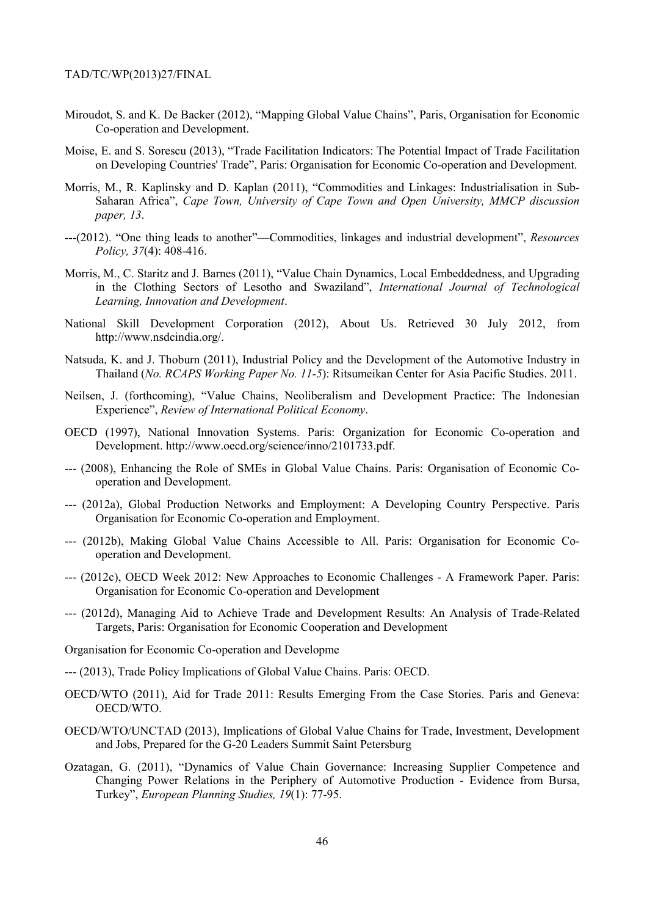Miroudot, S. and K. De Backer (2012), "Mapping Global Value Chains", Paris, Organisation for Economic Co-operation and Development.

Moise, E. and S. Sorescu (2013), "Trade Facilitation Indicators: The Potential Impact of Trade Facilitation on Developing Countries' Trade", Paris: Organisation for Economic Co-operation and Development.

Morris, M., R. Kaplinsky and D. Kaplan (2011), "Commodities and Linkages: Industrialisation in Sub-Saharan Africa", *Cape Town, University of Cape Town and Open University, MMCP discussion paper, 13*.

---(2012). "One thing leads to another"—Commodities, linkages and industrial development", *Resources Policy, 37*(4): 408-416.

Morris, M., C. Staritz and J. Barnes (2011), "Value Chain Dynamics, Local Embeddedness, and Upgrading in the Clothing Sectors of Lesotho and Swaziland", *International Journal of Technological Learning, Innovation and Development*.

National Skill Development Corporation (2012), About Us. Retrieved 30 July 2012, from http://www.nsdcindia.org/.

Natsuda, K. and J. Thoburn (2011), Industrial Policy and the Development of the Automotive Industry in Thailand (*No. RCAPS Working Paper No. 11-5*): Ritsumeikan Center for Asia Pacific Studies. 2011.

Neilsen, J. (forthcoming), "Value Chains, Neoliberalism and Development Practice: The Indonesian Experience", *Review of International Political Economy*.

OECD (1997), National Innovation Systems. Paris: Organization for Economic Co-operation and Development. http://www.oecd.org/science/inno/2101733.pdf.

--- (2008), Enhancing the Role of SMEs in Global Value Chains. Paris: Organisation of Economic Co-operation and Development.

--- (2012a), Global Production Networks and Employment: A Developing Country Perspective. Paris Organisation for Economic Co-operation and Employment.

--- (2012b), Making Global Value Chains Accessible to All. Paris: Organisation for Economic Co-operation and Development.

--- (2012c), OECD Week 2012: New Approaches to Economic Challenges - A Framework Paper. Paris: Organisation for Economic Co-operation and Development

--- (2012d), Managing Aid to Achieve Trade and Development Results: An Analysis of Trade-Related Targets, Paris: Organisation for Economic Cooperation and Development

Organisation for Economic Co-operation and Developme

--- (2013), Trade Policy Implications of Global Value Chains. Paris: OECD.

OECD/WTO (2011), Aid for Trade 2011: Results Emerging From the Case Stories. Paris and Geneva: OECD/WTO.

OECD/WTO/UNCTAD (2013), Implications of Global Value Chains for Trade, Investment, Development and Jobs, Prepared for the G-20 Leaders Summit Saint Petersburg

Ozatagan, G. (2011), "Dynamics of Value Chain Governance: Increasing Supplier Competence and Changing Power Relations in the Periphery of Automotive Production - Evidence from Bursa, Turkey", *European Planning Studies, 19*(1): 77-95.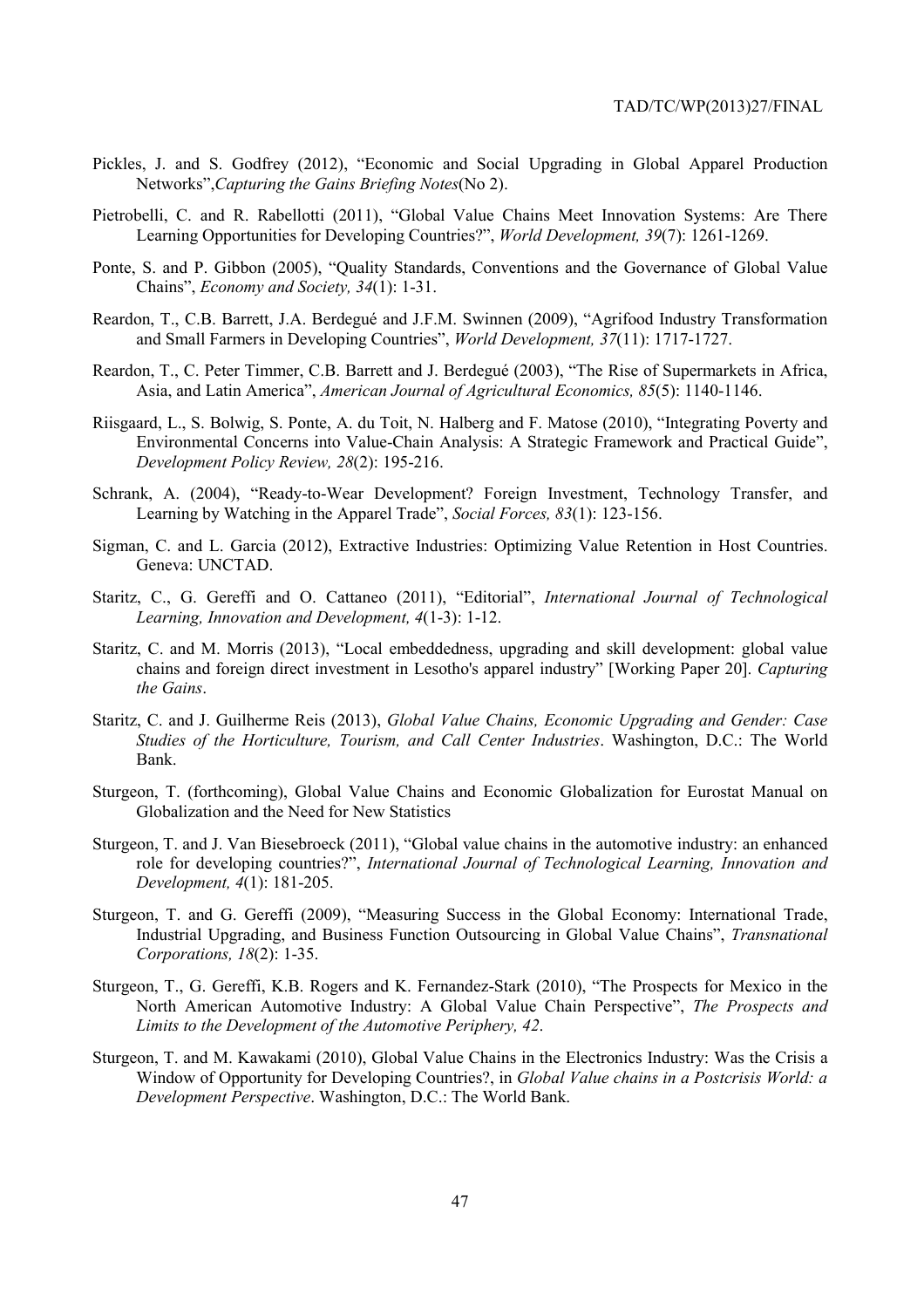Pickles, J. and S. Godfrey (2012), "Economic and Social Upgrading in Global Apparel Production Networks",*Capturing the Gains Briefing Notes*(No 2).

Pietrobelli, C. and R. Rabellotti (2011), "Global Value Chains Meet Innovation Systems: Are There Learning Opportunities for Developing Countries?", *World Development, 39*(7): 1261-1269.

Ponte, S. and P. Gibbon (2005), "Quality Standards, Conventions and the Governance of Global Value Chains", *Economy and Society, 34*(1): 1-31.

Reardon, T., C.B. Barrett, J.A. Berdegué and J.F.M. Swinnen (2009), "Agrifood Industry Transformation and Small Farmers in Developing Countries", *World Development, 37*(11): 1717-1727.

Reardon, T., C. Peter Timmer, C.B. Barrett and J. Berdegué (2003), "The Rise of Supermarkets in Africa, Asia, and Latin America", *American Journal of Agricultural Economics, 85*(5): 1140-1146.

Riisgaard, L., S. Bolwig, S. Ponte, A. du Toit, N. Halberg and F. Matose (2010), "Integrating Poverty and Environmental Concerns into Value-Chain Analysis: A Strategic Framework and Practical Guide", *Development Policy Review, 28*(2): 195-216.

Schrank, A. (2004), "Ready-to-Wear Development? Foreign Investment, Technology Transfer, and Learning by Watching in the Apparel Trade", *Social Forces, 83*(1): 123-156.

Sigman, C. and L. Garcia (2012), Extractive Industries: Optimizing Value Retention in Host Countries. Geneva: UNCTAD.

Staritz, C., G. Gereffi and O. Cattaneo (2011), "Editorial", *International Journal of Technological Learning, Innovation and Development, 4*(1-3): 1-12.

Staritz, C. and M. Morris (2013), "Local embeddedness, upgrading and skill development: global value chains and foreign direct investment in Lesotho's apparel industry" [Working Paper 20]. *Capturing the Gains*.

Staritz, C. and J. Guilherme Reis (2013), *Global Value Chains, Economic Upgrading and Gender: Case Studies of the Horticulture, Tourism, and Call Center Industries*. Washington, D.C.: The World Bank.

Sturgeon, T. (forthcoming), Global Value Chains and Economic Globalization for Eurostat Manual on Globalization and the Need for New Statistics

Sturgeon, T. and J. Van Biesebroeck (2011), "Global value chains in the automotive industry: an enhanced role for developing countries?", *International Journal of Technological Learning, Innovation and Development, 4*(1): 181-205.

Sturgeon, T. and G. Gereffi (2009), "Measuring Success in the Global Economy: International Trade, Industrial Upgrading, and Business Function Outsourcing in Global Value Chains", *Transnational Corporations, 18*(2): 1-35.

Sturgeon, T., G. Gereffi, K.B. Rogers and K. Fernandez-Stark (2010), "The Prospects for Mexico in the North American Automotive Industry: A Global Value Chain Perspective", *The Prospects and Limits to the Development of the Automotive Periphery, 42*.

Sturgeon, T. and M. Kawakami (2010), Global Value Chains in the Electronics Industry: Was the Crisis a Window of Opportunity for Developing Countries?, in *Global Value chains in a Postcrisis World: a Development Perspective*. Washington, D.C.: The World Bank.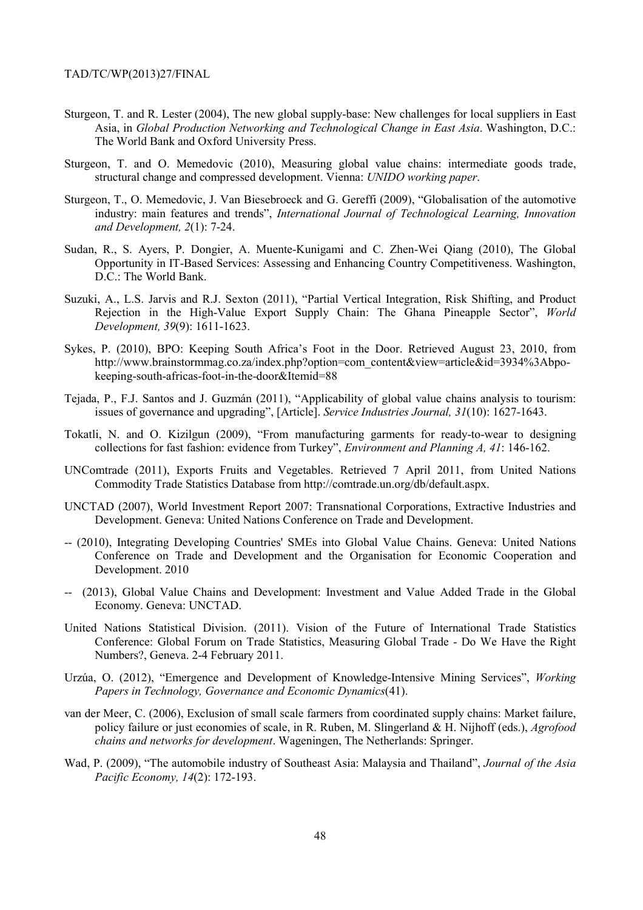Sturgeon, T. and R. Lester (2004), The new global supply-base: New challenges for local suppliers in East Asia, in *Global Production Networking and Technological Change in East Asia*. Washington, D.C.: The World Bank and Oxford University Press.

Sturgeon, T. and O. Memedovic (2010), Measuring global value chains: intermediate goods trade, structural change and compressed development. Vienna: *UNIDO working paper*.

Sturgeon, T., O. Memedovic, J. Van Biesebroeck and G. Gereffi (2009), "Globalisation of the automotive industry: main features and trends", *International Journal of Technological Learning, Innovation and Development, 2*(1): 7-24.

Sudan, R., S. Ayers, P. Dongier, A. Muente-Kunigami and C. Zhen-Wei Qiang (2010), The Global Opportunity in IT-Based Services: Assessing and Enhancing Country Competitiveness. Washington, D.C.: The World Bank.

Suzuki, A., L.S. Jarvis and R.J. Sexton (2011), "Partial Vertical Integration, Risk Shifting, and Product Rejection in the High-Value Export Supply Chain: The Ghana Pineapple Sector", *World Development, 39*(9): 1611-1623.

Sykes, P. (2010), BPO: Keeping South Africa's Foot in the Door. Retrieved August 23, 2010, from http://www.brainstormmag.co.za/index.php?option=com_content&view=article&id=3934%3Abpo-keeping-south-africas-foot-in-the-door&Itemid=88

Tejada, P., F.J. Santos and J. Guzmán (2011), "Applicability of global value chains analysis to tourism: issues of governance and upgrading", [Article]. *Service Industries Journal, 31*(10): 1627-1643.

Tokatli, N. and O. Kizilgun (2009), "From manufacturing garments for ready-to-wear to designing collections for fast fashion: evidence from Turkey", *Environment and Planning A, 41*: 146-162.

UNComtrade (2011), Exports Fruits and Vegetables. Retrieved 7 April 2011, from United Nations Commodity Trade Statistics Database from http://comtrade.un.org/db/default.aspx.

UNCTAD (2007), World Investment Report 2007: Transnational Corporations, Extractive Industries and Development. Geneva: United Nations Conference on Trade and Development.

-- (2010), Integrating Developing Countries' SMEs into Global Value Chains. Geneva: United Nations Conference on Trade and Development and the Organisation for Economic Cooperation and Development. 2010

-- (2013), Global Value Chains and Development: Investment and Value Added Trade in the Global Economy. Geneva: UNCTAD.

United Nations Statistical Division. (2011). Vision of the Future of International Trade Statistics Conference: Global Forum on Trade Statistics, Measuring Global Trade - Do We Have the Right Numbers?, Geneva. 2-4 February 2011.

Urzúa, O. (2012), "Emergence and Development of Knowledge-Intensive Mining Services", *Working Papers in Technology, Governance and Economic Dynamics*(41).

van der Meer, C. (2006), Exclusion of small scale farmers from coordinated supply chains: Market failure, policy failure or just economies of scale, in R. Ruben, M. Slingerland & H. Nijhoff (eds.), *Agrofood chains and networks for development*. Wageningen, The Netherlands: Springer.

Wad, P. (2009), "The automobile industry of Southeast Asia: Malaysia and Thailand", *Journal of the Asia Pacific Economy, 14*(2): 172-193.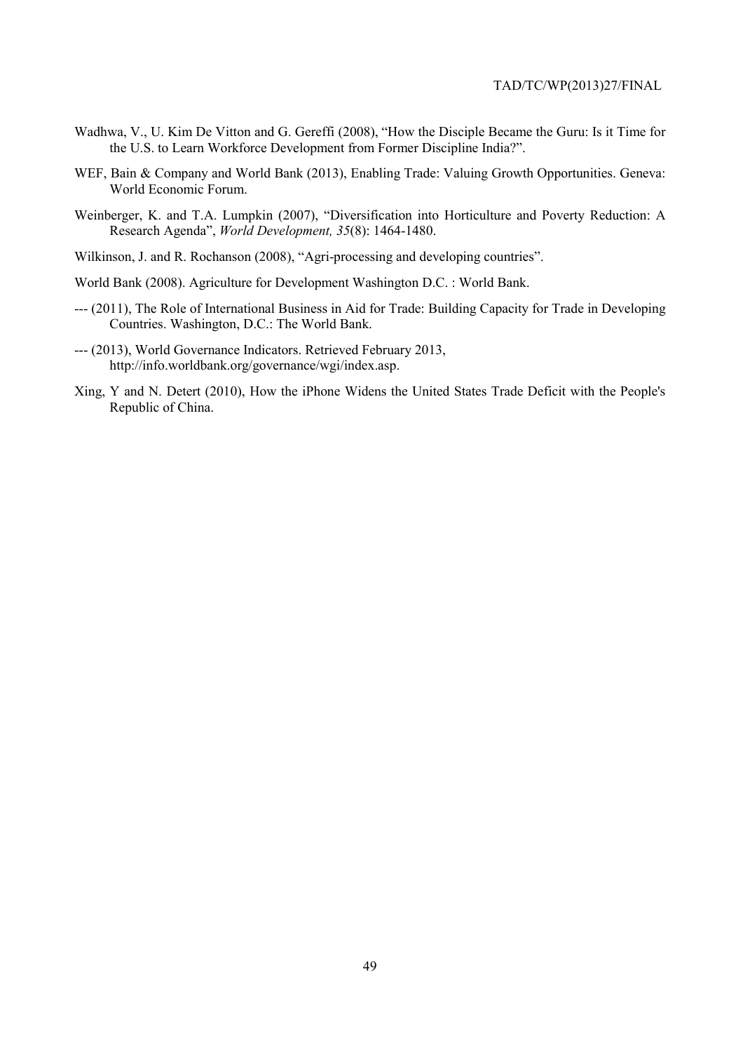Wadhwa, V., U. Kim De Vitton and G. Gereffi (2008), "How the Disciple Became the Guru: Is it Time for the U.S. to Learn Workforce Development from Former Discipline India?".

WEF, Bain & Company and World Bank (2013), Enabling Trade: Valuing Growth Opportunities. Geneva: World Economic Forum.

Weinberger, K. and T.A. Lumpkin (2007), "Diversification into Horticulture and Poverty Reduction: A Research Agenda", *World Development, 35*(8): 1464-1480.

Wilkinson, J. and R. Rochanson (2008), "Agri-processing and developing countries".

World Bank (2008). Agriculture for Development Washington D.C. : World Bank.

--- (2011), The Role of International Business in Aid for Trade: Building Capacity for Trade in Developing Countries. Washington, D.C.: The World Bank.

--- (2013), World Governance Indicators. Retrieved February 2013, http://info.worldbank.org/governance/wgi/index.asp.

Xing, Y and N. Detert (2010), How the iPhone Widens the United States Trade Deficit with the People's Republic of China.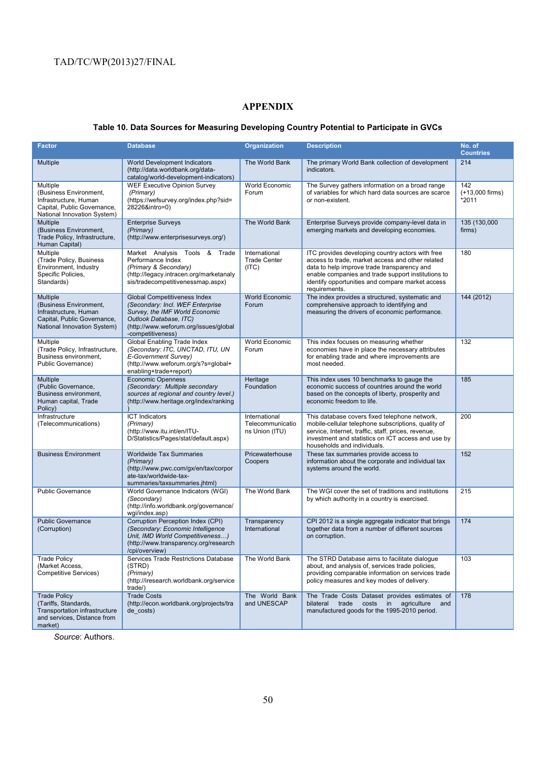# APPENDIX

**Table 10. Data Sources for Measuring Developing Country Potential to Participate in GVCs**

| Factor | Database | Organization | Description | No. of Countries |
|---|---|---|---|---|
| Multiple | World Development Indicators (http://data.worldbank.org/data-catalog/world-development-indicators) | The World Bank | The primary World Bank collection of development indicators. | 214 |
| Multiple (Business Environment, Infrastructure, Human Capital, Public Governance, National Innovation System) | WEF Executive Opinion Survey *(Primary)* (https://wefsurvey.org/index.php?sid=28226&intro=0) | World Economic Forum | The Survey gathers information on a broad range of variables for which hard data sources are scarce or non-existent. | 142 (+13,000 firms) *2011 |
| Multiple (Business Environment, Trade Policy, Infrastructure, Human Capital) | Enterprise Surveys *(Primary)* (http://www.enterprisesurveys.org/) | The World Bank | Enterprise Surveys provide company-level data in emerging markets and developing economies. | 135 (130,000 firms) |
| Multiple (Trade Policy, Business Environment, Industry Specific Policies, Standards) | Market Analysis Tools & Trade Performance Index *(Primary & Secondary)* (http://legacy.intracen.org/marketanalysis/tradecompetitivenessmap.aspx) | International Trade Center (ITC) | ITC provides developing country actors with free access to trade, market access and other related data to help improve trade transparency and enable companies and trade support institutions to identify opportunities and compare market access requirements. | 180 |
| Multiple (Business Environment, Infrastructure, Human Capital, Public Governance, National Innovation System) | Global Competitiveness Index *(Secondary: Incl. WEF Enterprise Survey, the IMF World Economic Outlook Database, ITC)* (http://www.weforum.org/issues/global-competitiveness) | World Economic Forum | The index provides a structured, systematic and comprehensive approach to identifying and measuring the drivers of economic performance. | 144 (2012) |
| Multiple (Trade Policy, Infrastructure, Business environment, Public Governance) | Global Enabling Trade Index *(Secondary: ITC, UNCTAD, ITU, UN E-Government Survey)* (http://www.weforum.org/s?s=global+enabling+trade+report) | World Economic Forum | This index focuses on measuring whether economies have in place the necessary attributes for enabling trade and where improvements are most needed. | 132 |
| Multiple (Public Governance, Business environment, Human capital, Trade Policy) | Economic Openness *(Secondary: Multiple secondary sources at regional and country level.)* (http://www.heritage.org/index/ranking) | Heritage Foundation | This index uses 10 benchmarks to gauge the economic success of countries around the world based on the concepts of liberty, prosperity and economic freedom to life. | 185 |
| Infrastructure (Telecommunications) | ICT Indicators *(Primary)* (http://www.itu.int/en/ITU-D/Statistics/Pages/stat/default.aspx) | International Telecommunications Union (ITU) | This database covers fixed telephone network, mobile-cellular telephone subscriptions, quality of service, Internet, traffic, staff, prices, revenue, investment and statistics on ICT access and use by households and individuals. | 200 |
| Business Environment | Worldwide Tax Summaries *(Primary)* (http://www.pwc.com/gx/en/tax/corporate-tax/worldwide-tax-summaries/taxsummaries.jhtml) | Pricewaterhouse Coopers | These tax summaries provide access to information about the corporate and individual tax systems around the world. | 152 |
| Public Governance | World Governance Indicators (WGI) *(Secondary)* (http://info.worldbank.org/governance/wgi/index.asp) | The World Bank | The WGI cover the set of traditions and institutions by which authority in a country is exercised. | 215 |
| Public Governance (Corruption) | Corruption Perception Index (CPI) *(Secondary: Economic Intelligence Unit, IMD World Competitiveness…)* (http://www.transparency.org/research/cpi/overview) | Transparency International | CPI 2012 is a single aggregate indicator that brings together data from a number of different sources on corruption. | 174 |
| Trade Policy (Market Access, Competitive Services) | Services Trade Restrictions Database (STRD) *(Primary)* (http://iresearch.worldbank.org/servicetrade/) | The World Bank | The STRD Database aims to facilitate dialogue about, and analysis of, services trade policies, providing comparable information on services trade policy measures and key modes of delivery. | 103 |
| Trade Policy (Tariffs, Standards, Transportation infrastructure and services, Distance from market) | Trade Costs (http://econ.worldbank.org/projects/trade_costs) | The World Bank and UNESCAP | The Trade Costs Dataset provides estimates of bilateral trade costs in agriculture and manufactured goods for the 1995-2010 period. | 178 |

*Source*: Authors.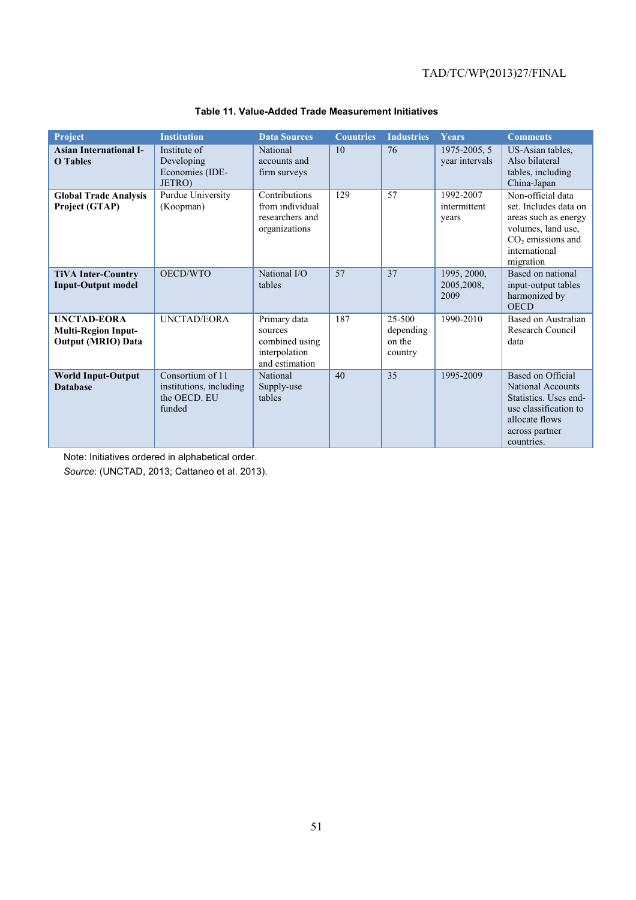**Table 11. Value-Added Trade Measurement Initiatives**

| Project | Institution | Data Sources | Countries | Industries | Years | Comments |
|---|---|---|---|---|---|---|
| **Asian International I-O Tables** | Institute of Developing Economies (IDE-JETRO) | National accounts and firm surveys | 10 | 76 | 1975-2005, 5 year intervals | US-Asian tables, Also bilateral tables, including China-Japan |
| **Global Trade Analysis Project (GTAP)** | Purdue University (Koopman) | Contributions from individual researchers and organizations | 129 | 57 | 1992-2007 intermittent years | Non-official data set. Includes data on areas such as energy volumes, land use, $CO_2$ emissions and international migration |
| **TiVA Inter-Country Input-Output model** | OECD/WTO | National I/O tables | 57 | 37 | 1995, 2000, 2005,2008, 2009 | Based on national input-output tables harmonized by OECD |
| **UNCTAD-EORA Multi-Region Input-Output (MRIO) Data** | UNCTAD/EORA | Primary data sources combined using interpolation and estimation | 187 | 25-500 depending on the country | 1990-2010 | Based on Australian Research Council data |
| **World Input-Output Database** | Consortium of 11 institutions, including the OECD. EU funded | National Supply-use tables | 40 | 35 | 1995-2009 | Based on Official National Accounts Statistics. Uses end-use classification to allocate flows across partner countries. |

Note: Initiatives ordered in alphabetical order.

*Source*: (UNCTAD, 2013; Cattaneo et al. 2013).